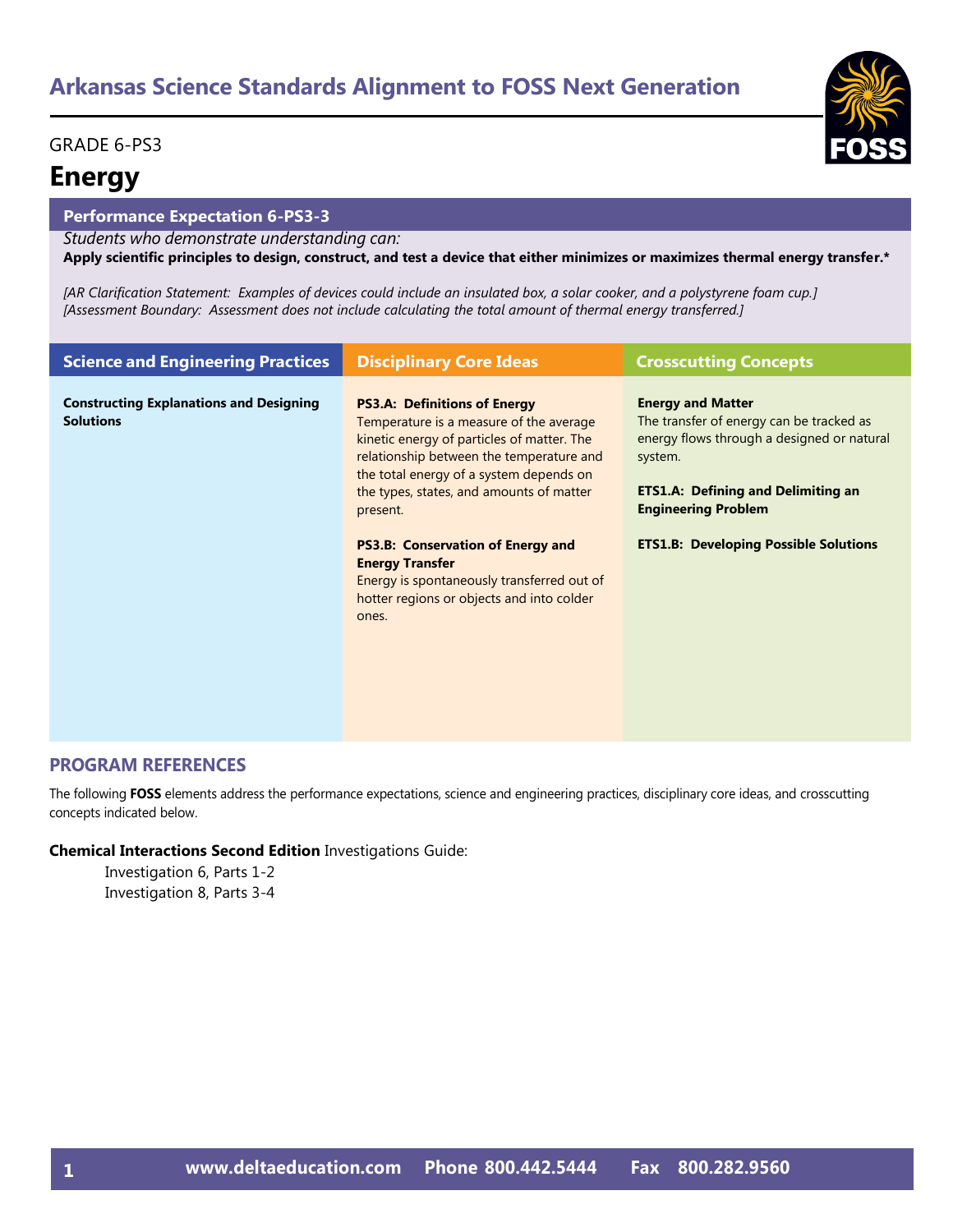# Arkansas Science Standards Alignment to FOSS Next Generation

GRADE 6-PS3

## Energy

### Performance Expectation 6-PS3-3

*Students who demonstrate understanding can:*

**Apply scientific principles to design, construct, and test a device that either minimizes or maximizes thermal energy transfer.***

*[AR Clarification Statement: Examples of devices could include an insulated box, a solar cooker, and a polystyrene foam cup.]*
*[Assessment Boundary: Assessment does not include calculating the total amount of thermal energy transferred.]*

| Science and Engineering Practices | Disciplinary Core Ideas | Crosscutting Concepts |
|---|---|---|
| **Constructing Explanations and Designing Solutions** | **PS3.A: Definitions of Energy** Temperature is a measure of the average kinetic energy of particles of matter. The relationship between the temperature and the total energy of a system depends on the types, states, and amounts of matter present. <br><br> **PS3.B: Conservation of Energy and Energy Transfer** Energy is spontaneously transferred out of hotter regions or objects and into colder ones. | **Energy and Matter** The transfer of energy can be tracked as energy flows through a designed or natural system. <br><br> **ETS1.A: Defining and Delimiting an Engineering Problem** <br><br> **ETS1.B: Developing Possible Solutions** |

### PROGRAM REFERENCES

The following **FOSS** elements address the performance expectations, science and engineering practices, disciplinary core ideas, and crosscutting concepts indicated below.

**Chemical Interactions Second Edition** Investigations Guide:

- Investigation 6, Parts 1-2
- Investigation 8, Parts 3-4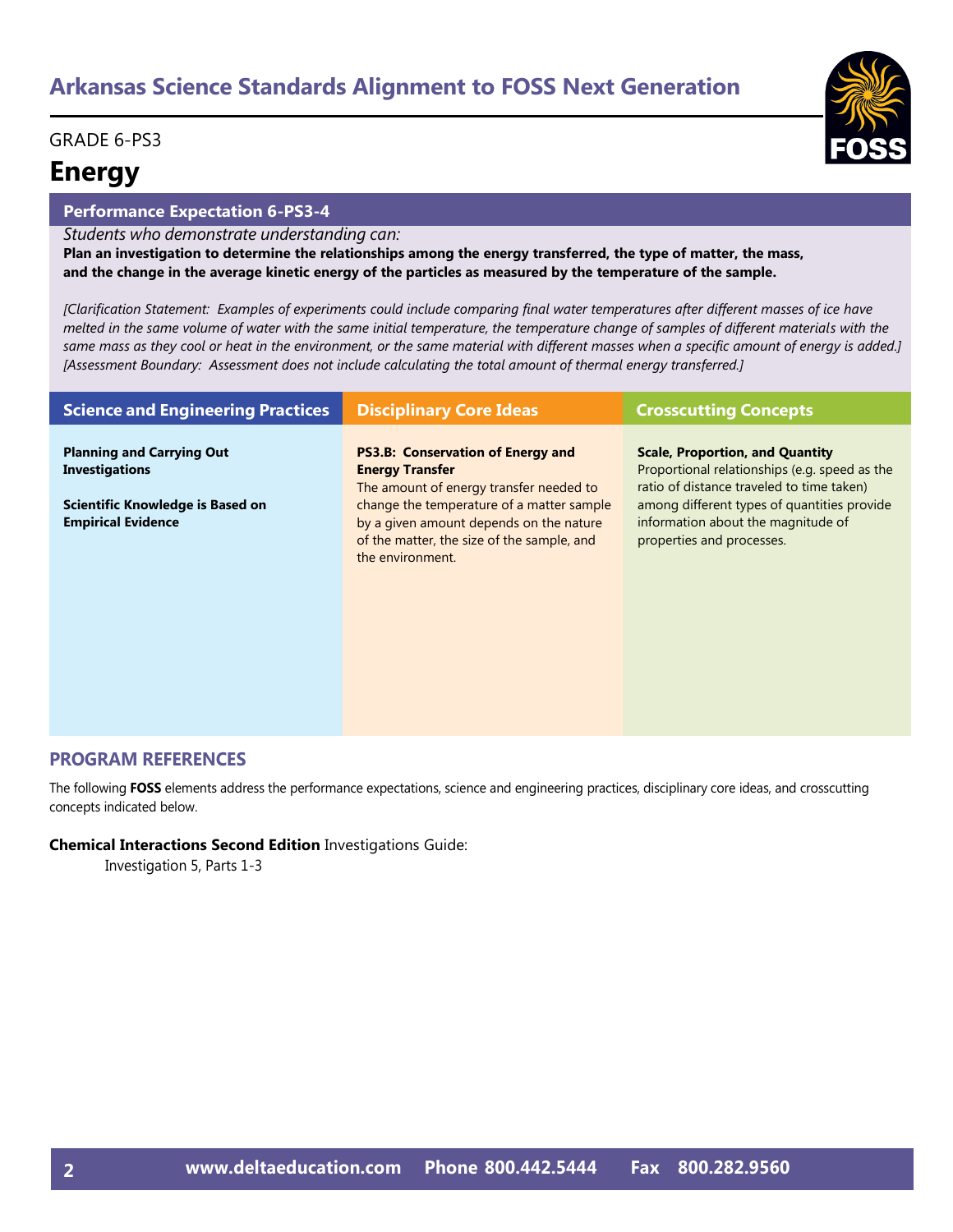# Arkansas Science Standards Alignment to FOSS Next Generation

GRADE 6-PS3

## Energy

### Performance Expectation 6-PS3-4

*Students who demonstrate understanding can:*

**Plan an investigation to determine the relationships among the energy transferred, the type of matter, the mass, and the change in the average kinetic energy of the particles as measured by the temperature of the sample.**

*[Clarification Statement: Examples of experiments could include comparing final water temperatures after different masses of ice have melted in the same volume of water with the same initial temperature, the temperature change of samples of different materials with the same mass as they cool or heat in the environment, or the same material with different masses when a specific amount of energy is added.] [Assessment Boundary: Assessment does not include calculating the total amount of thermal energy transferred.]*

| Science and Engineering Practices | Disciplinary Core Ideas | Crosscutting Concepts |
|---|---|---|
| **Planning and Carrying Out Investigations**<br><br>**Scientific Knowledge is Based on Empirical Evidence** | **PS3.B: Conservation of Energy and Energy Transfer**<br>The amount of energy transfer needed to change the temperature of a matter sample by a given amount depends on the nature of the matter, the size of the sample, and the environment. | **Scale, Proportion, and Quantity**<br>Proportional relationships (e.g. speed as the ratio of distance traveled to time taken) among different types of quantities provide information about the magnitude of properties and processes. |

### PROGRAM REFERENCES

The following **FOSS** elements address the performance expectations, science and engineering practices, disciplinary core ideas, and crosscutting concepts indicated below.

**Chemical Interactions Second Edition** Investigations Guide:

Investigation 5, Parts 1-3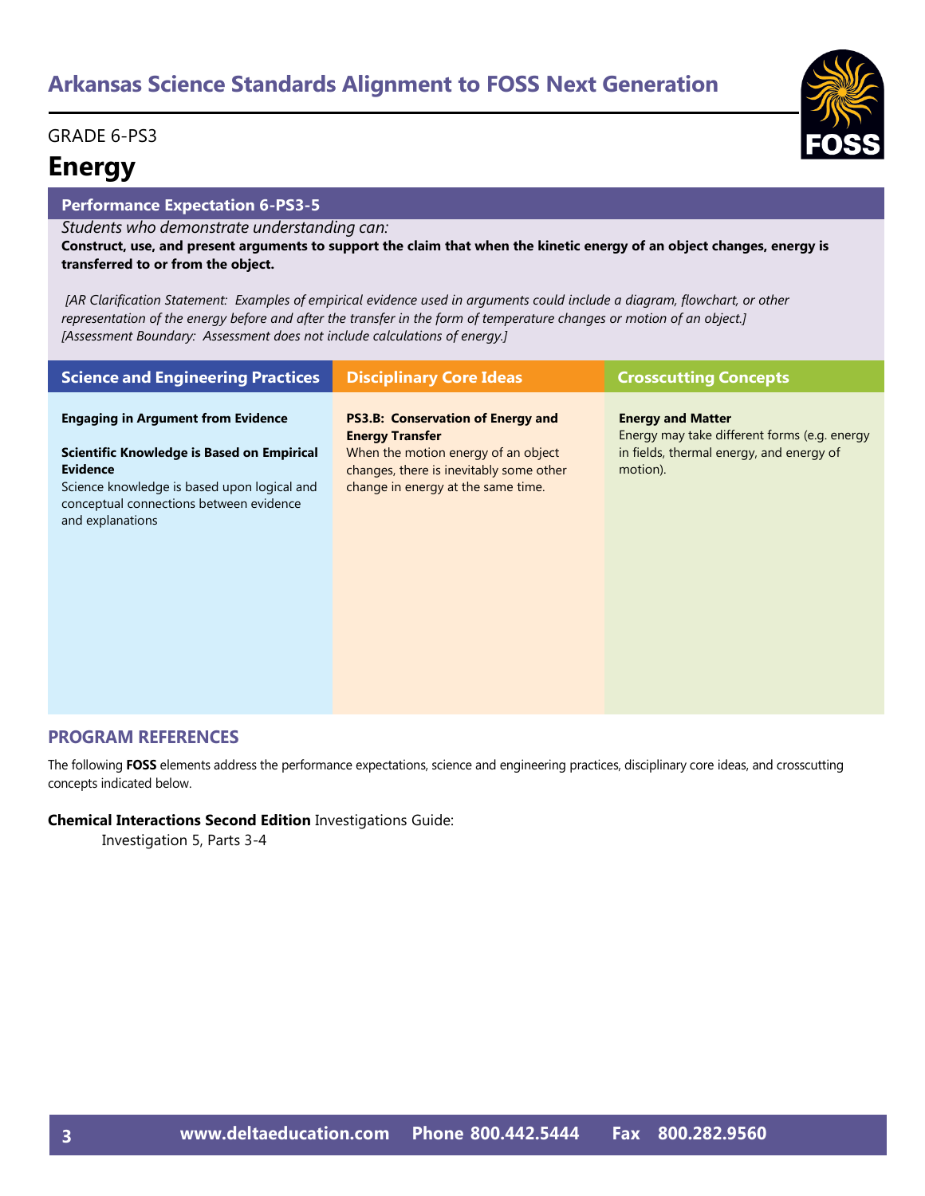# Arkansas Science Standards Alignment to FOSS Next Generation

GRADE 6-PS3

## Energy

### Performance Expectation 6-PS3-5

*Students who demonstrate understanding can:*

**Construct, use, and present arguments to support the claim that when the kinetic energy of an object changes, energy is transferred to or from the object.**

*[AR Clarification Statement: Examples of empirical evidence used in arguments could include a diagram, flowchart, or other representation of the energy before and after the transfer in the form of temperature changes or motion of an object.] [Assessment Boundary: Assessment does not include calculations of energy.]*

| Science and Engineering Practices | Disciplinary Core Ideas | Crosscutting Concepts |
|---|---|---|
| **Engaging in Argument from Evidence**<br><br>**Scientific Knowledge is Based on Empirical Evidence**<br>Science knowledge is based upon logical and conceptual connections between evidence and explanations | **PS3.B: Conservation of Energy and Energy Transfer**<br>When the motion energy of an object changes, there is inevitably some other change in energy at the same time. | **Energy and Matter**<br>Energy may take different forms (e.g. energy in fields, thermal energy, and energy of motion). |

### PROGRAM REFERENCES

The following **FOSS** elements address the performance expectations, science and engineering practices, disciplinary core ideas, and crosscutting concepts indicated below.

**Chemical Interactions Second Edition** Investigations Guide:

Investigation 5, Parts 3-4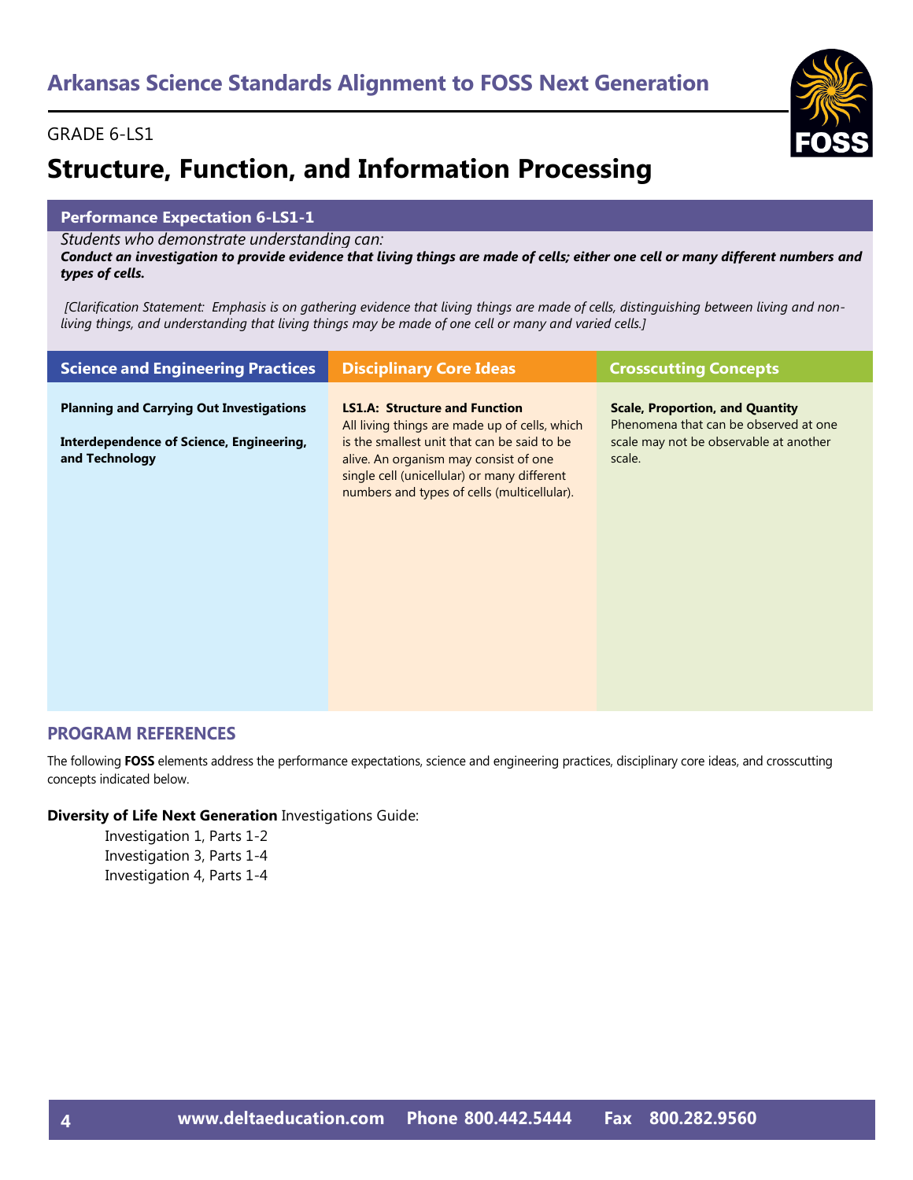## Arkansas Science Standards Alignment to FOSS Next Generation

GRADE 6-LS1

# Structure, Function, and Information Processing

### Performance Expectation 6-LS1-1

*Students who demonstrate understanding can:*

***Conduct an investigation to provide evidence that living things are made of cells; either one cell or many different numbers and types of cells.***

*[Clarification Statement: Emphasis is on gathering evidence that living things are made of cells, distinguishing between living and non-living things, and understanding that living things may be made of one cell or many and varied cells.]*

| Science and Engineering Practices | Disciplinary Core Ideas | Crosscutting Concepts |
| --- | --- | --- |
| **Planning and Carrying Out Investigations**<br><br>**Interdependence of Science, Engineering, and Technology** | **LS1.A: Structure and Function**<br>All living things are made up of cells, which is the smallest unit that can be said to be alive. An organism may consist of one single cell (unicellular) or many different numbers and types of cells (multicellular). | **Scale, Proportion, and Quantity**<br>Phenomena that can be observed at one scale may not be observable at another scale. |

## PROGRAM REFERENCES

The following **FOSS** elements address the performance expectations, science and engineering practices, disciplinary core ideas, and crosscutting concepts indicated below.

**Diversity of Life Next Generation** Investigations Guide:

- Investigation 1, Parts 1-2
- Investigation 3, Parts 1-4
- Investigation 4, Parts 1-4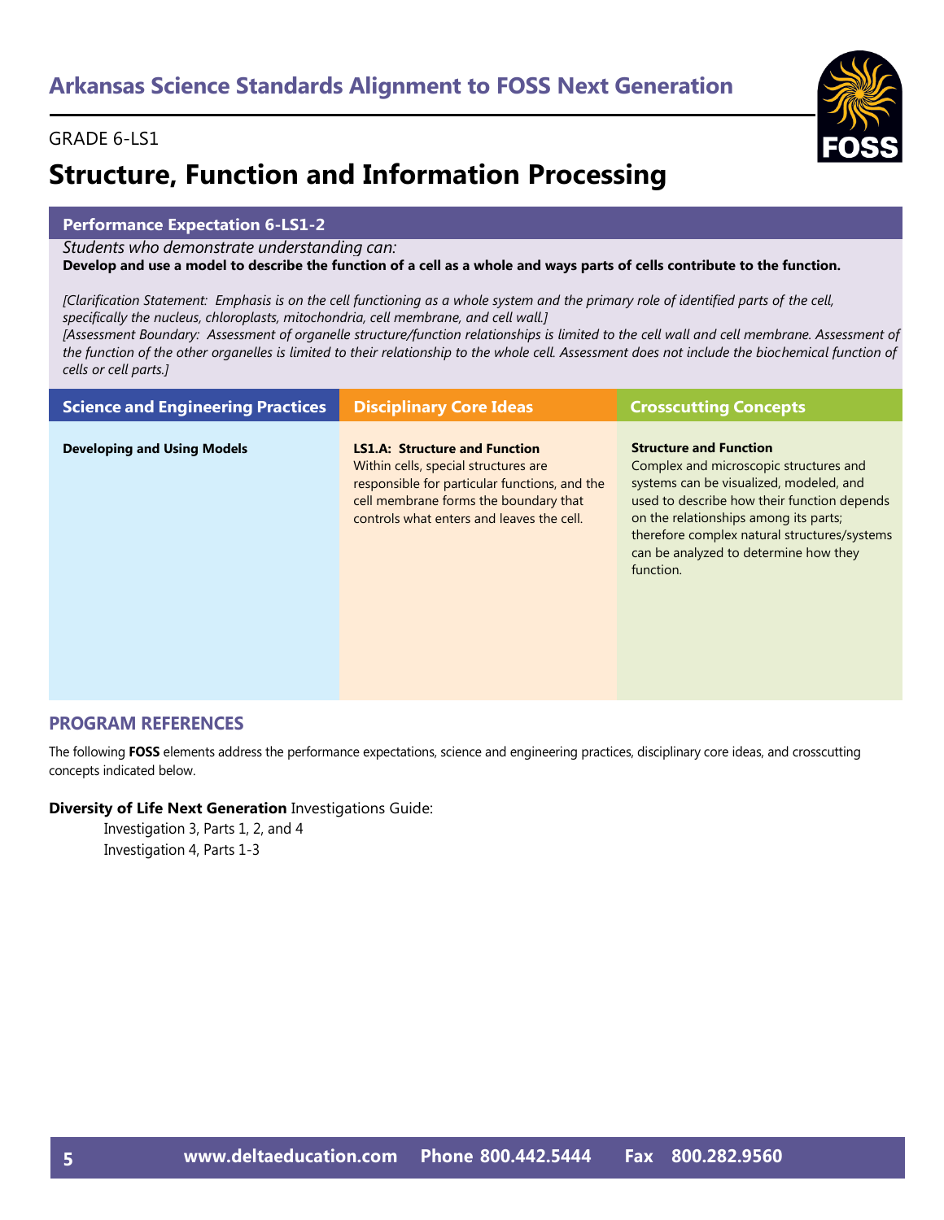## Arkansas Science Standards Alignment to FOSS Next Generation

GRADE 6-LS1

# Structure, Function and Information Processing

### Performance Expectation 6-LS1-2

*Students who demonstrate understanding can:*

**Develop and use a model to describe the function of a cell as a whole and ways parts of cells contribute to the function.**

*[Clarification Statement: Emphasis is on the cell functioning as a whole system and the primary role of identified parts of the cell, specifically the nucleus, chloroplasts, mitochondria, cell membrane, and cell wall.]*
*[Assessment Boundary: Assessment of organelle structure/function relationships is limited to the cell wall and cell membrane. Assessment of the function of the other organelles is limited to their relationship to the whole cell. Assessment does not include the biochemical function of cells or cell parts.]*

| Science and Engineering Practices | Disciplinary Core Ideas | Crosscutting Concepts |
|---|---|---|
| **Developing and Using Models** | **LS1.A: Structure and Function** Within cells, special structures are responsible for particular functions, and the cell membrane forms the boundary that controls what enters and leaves the cell. | **Structure and Function** Complex and microscopic structures and systems can be visualized, modeled, and used to describe how their function depends on the relationships among its parts; therefore complex natural structures/systems can be analyzed to determine how they function. |

### PROGRAM REFERENCES

The following **FOSS** elements address the performance expectations, science and engineering practices, disciplinary core ideas, and crosscutting concepts indicated below.

**Diversity of Life Next Generation** Investigations Guide:
- Investigation 3, Parts 1, 2, and 4
- Investigation 4, Parts 1-3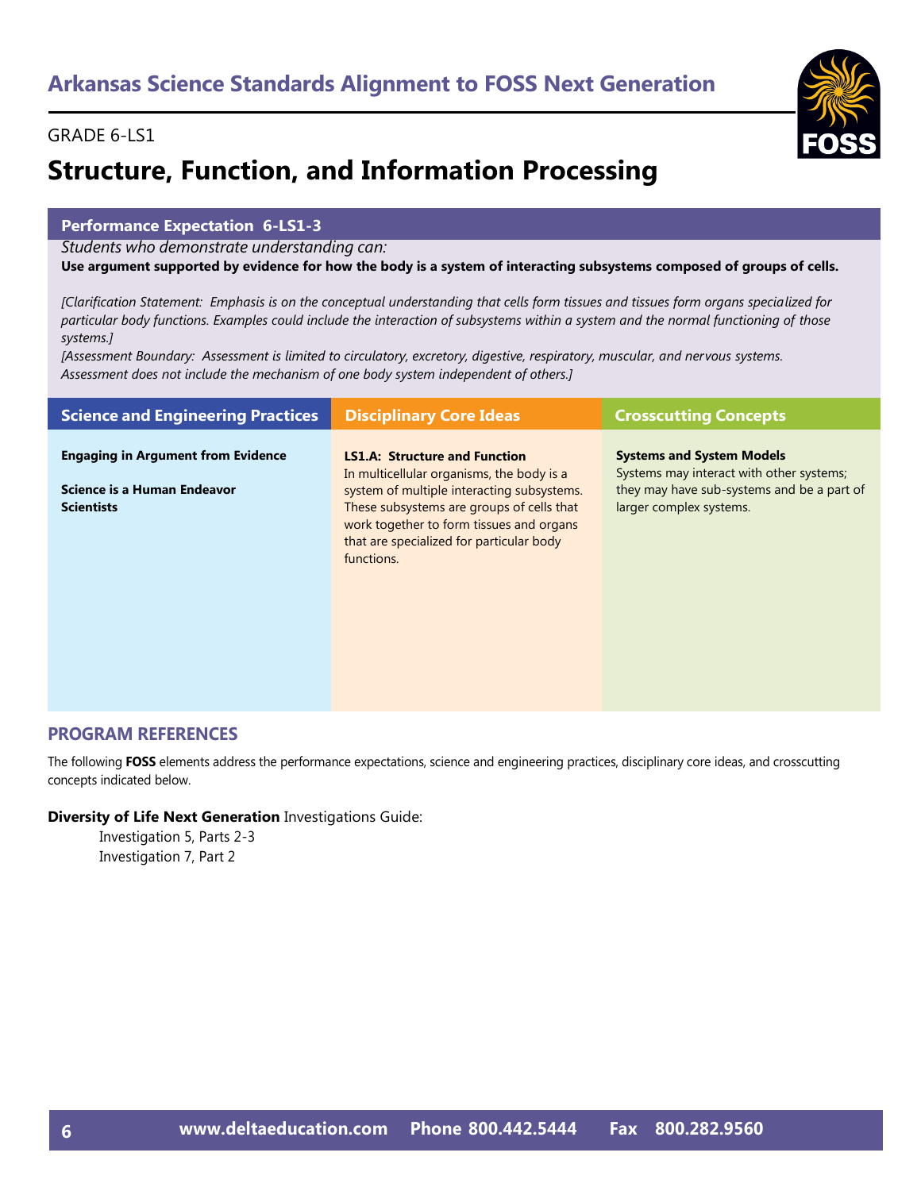# Arkansas Science Standards Alignment to FOSS Next Generation

GRADE 6-LS1

## Structure, Function, and Information Processing

### Performance Expectation 6-LS1-3

*Students who demonstrate understanding can:*

**Use argument supported by evidence for how the body is a system of interacting subsystems composed of groups of cells.**

*[Clarification Statement: Emphasis is on the conceptual understanding that cells form tissues and tissues form organs specialized for particular body functions. Examples could include the interaction of subsystems within a system and the normal functioning of those systems.]*

*[Assessment Boundary: Assessment is limited to circulatory, excretory, digestive, respiratory, muscular, and nervous systems. Assessment does not include the mechanism of one body system independent of others.]*

| Science and Engineering Practices | Disciplinary Core Ideas | Crosscutting Concepts |
|---|---|---|
| **Engaging in Argument from Evidence**<br><br>**Science is a Human Endeavor**<br>**Scientists** | **LS1.A: Structure and Function**<br>In multicellular organisms, the body is a system of multiple interacting subsystems. These subsystems are groups of cells that work together to form tissues and organs that are specialized for particular body functions. | **Systems and System Models**<br>Systems may interact with other systems; they may have sub-systems and be a part of larger complex systems. |

## PROGRAM REFERENCES

The following **FOSS** elements address the performance expectations, science and engineering practices, disciplinary core ideas, and crosscutting concepts indicated below.

**Diversity of Life Next Generation** Investigations Guide:

- Investigation 5, Parts 2-3
- Investigation 7, Part 2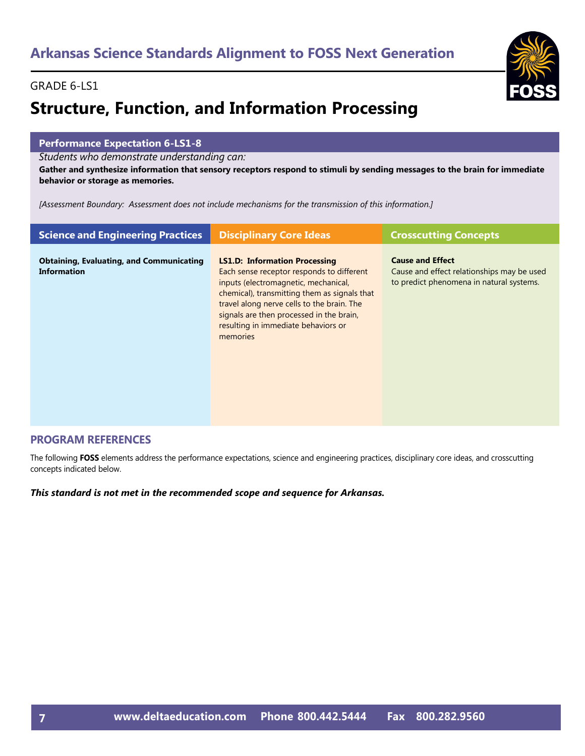# Arkansas Science Standards Alignment to FOSS Next Generation

GRADE 6-LS1

## Structure, Function, and Information Processing

### Performance Expectation 6-LS1-8

*Students who demonstrate understanding can:*

**Gather and synthesize information that sensory receptors respond to stimuli by sending messages to the brain for immediate behavior or storage as memories.**

*[Assessment Boundary: Assessment does not include mechanisms for the transmission of this information.]*

| Science and Engineering Practices | Disciplinary Core Ideas | Crosscutting Concepts |
|---|---|---|
| **Obtaining, Evaluating, and Communicating Information** | **LS1.D: Information Processing** Each sense receptor responds to different inputs (electromagnetic, mechanical, chemical), transmitting them as signals that travel along nerve cells to the brain. The signals are then processed in the brain, resulting in immediate behaviors or memories | **Cause and Effect** Cause and effect relationships may be used to predict phenomena in natural systems. |

### PROGRAM REFERENCES

The following **FOSS** elements address the performance expectations, science and engineering practices, disciplinary core ideas, and crosscutting concepts indicated below.

***This standard is not met in the recommended scope and sequence for Arkansas.***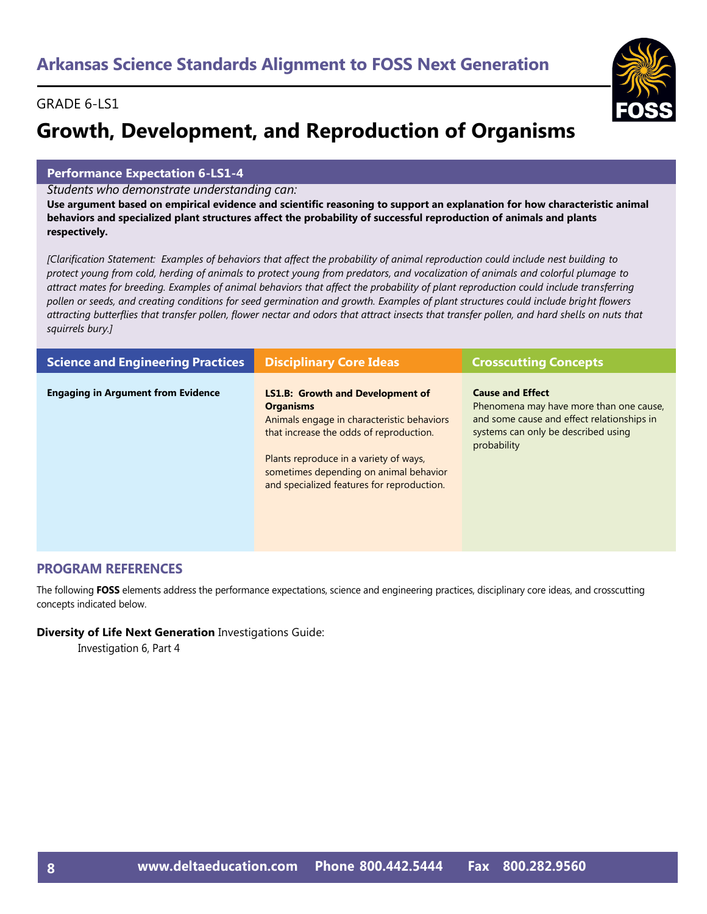## Arkansas Science Standards Alignment to FOSS Next Generation

GRADE 6-LS1

# Growth, Development, and Reproduction of Organisms

### Performance Expectation 6-LS1-4

*Students who demonstrate understanding can:*

**Use argument based on empirical evidence and scientific reasoning to support an explanation for how characteristic animal behaviors and specialized plant structures affect the probability of successful reproduction of animals and plants respectively.**

*[Clarification Statement: Examples of behaviors that affect the probability of animal reproduction could include nest building to protect young from cold, herding of animals to protect young from predators, and vocalization of animals and colorful plumage to attract mates for breeding. Examples of animal behaviors that affect the probability of plant reproduction could include transferring pollen or seeds, and creating conditions for seed germination and growth. Examples of plant structures could include bright flowers attracting butterflies that transfer pollen, flower nectar and odors that attract insects that transfer pollen, and hard shells on nuts that squirrels bury.]*

| Science and Engineering Practices | Disciplinary Core Ideas | Crosscutting Concepts |
|---|---|---|
| **Engaging in Argument from Evidence** | **LS1.B: Growth and Development of Organisms**<br>Animals engage in characteristic behaviors that increase the odds of reproduction.<br><br>Plants reproduce in a variety of ways, sometimes depending on animal behavior and specialized features for reproduction. | **Cause and Effect**<br>Phenomena may have more than one cause, and some cause and effect relationships in systems can only be described using probability |

## PROGRAM REFERENCES

The following **FOSS** elements address the performance expectations, science and engineering practices, disciplinary core ideas, and crosscutting concepts indicated below.

**Diversity of Life Next Generation** Investigations Guide:

Investigation 6, Part 4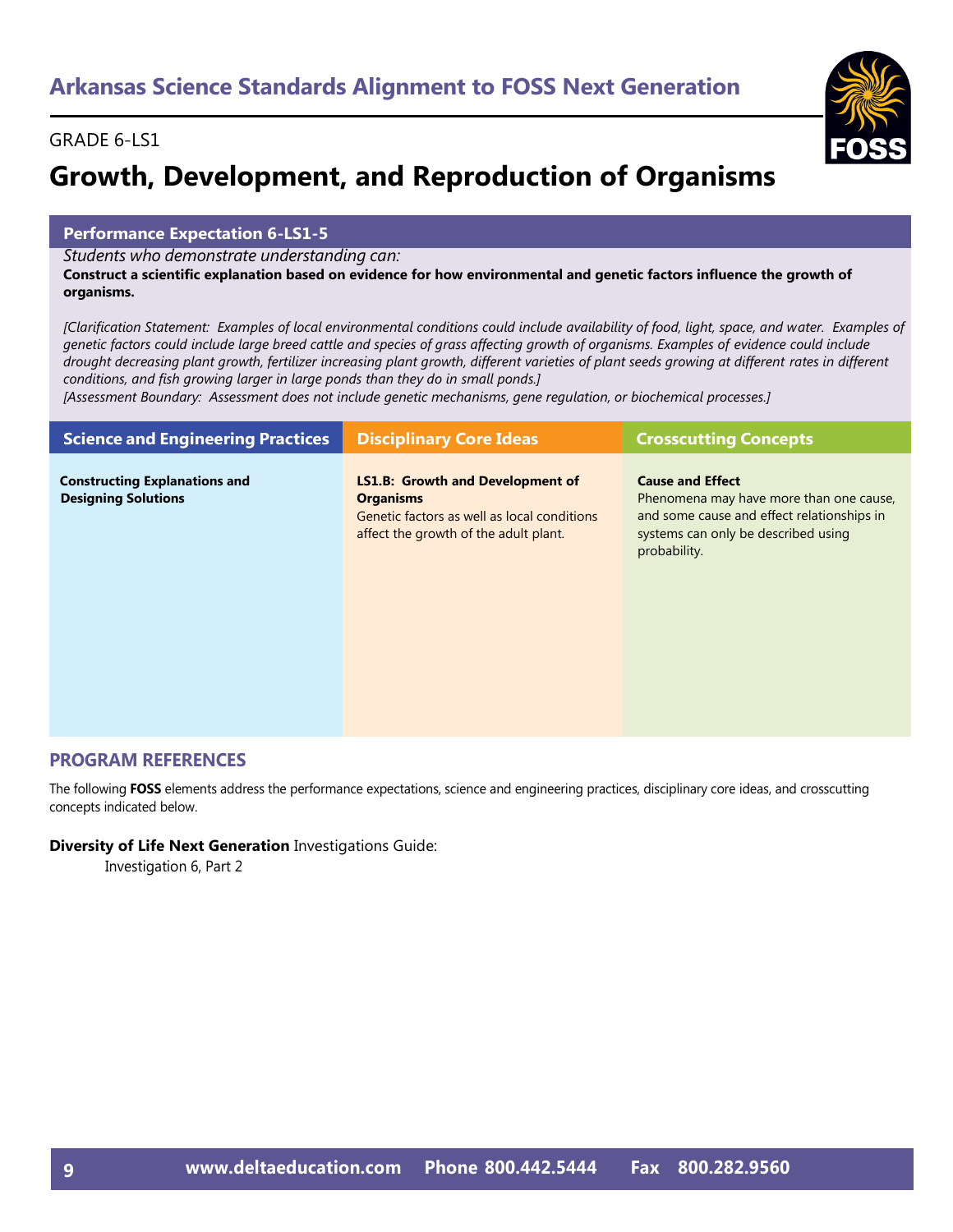# Arkansas Science Standards Alignment to FOSS Next Generation

GRADE 6-LS1

## Growth, Development, and Reproduction of Organisms

### Performance Expectation 6-LS1-5

*Students who demonstrate understanding can:*

**Construct a scientific explanation based on evidence for how environmental and genetic factors influence the growth of organisms.**

*[Clarification Statement: Examples of local environmental conditions could include availability of food, light, space, and water. Examples of genetic factors could include large breed cattle and species of grass affecting growth of organisms. Examples of evidence could include drought decreasing plant growth, fertilizer increasing plant growth, different varieties of plant seeds growing at different rates in different conditions, and fish growing larger in large ponds than they do in small ponds.]*

*[Assessment Boundary: Assessment does not include genetic mechanisms, gene regulation, or biochemical processes.]*

| Science and Engineering Practices | Disciplinary Core Ideas | Crosscutting Concepts |
|---|---|---|
| **Constructing Explanations and Designing Solutions** | **LS1.B: Growth and Development of Organisms** Genetic factors as well as local conditions affect the growth of the adult plant. | **Cause and Effect** Phenomena may have more than one cause, and some cause and effect relationships in systems can only be described using probability. |

## PROGRAM REFERENCES

The following **FOSS** elements address the performance expectations, science and engineering practices, disciplinary core ideas, and crosscutting concepts indicated below.

**Diversity of Life Next Generation** Investigations Guide:

Investigation 6, Part 2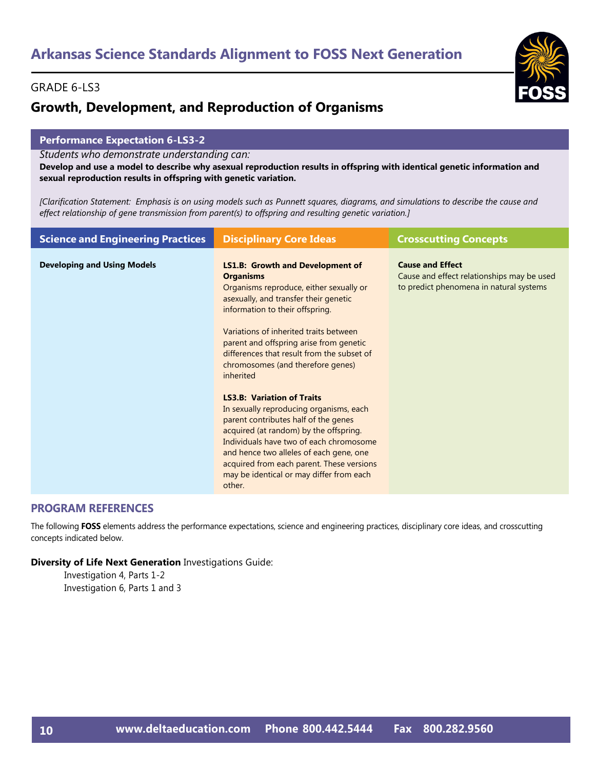# Arkansas Science Standards Alignment to FOSS Next Generation

GRADE 6-LS3

## Growth, Development, and Reproduction of Organisms

### Performance Expectation 6-LS3-2

*Students who demonstrate understanding can:*

**Develop and use a model to describe why asexual reproduction results in offspring with identical genetic information and sexual reproduction results in offspring with genetic variation.**

*[Clarification Statement: Emphasis is on using models such as Punnett squares, diagrams, and simulations to describe the cause and effect relationship of gene transmission from parent(s) to offspring and resulting genetic variation.]*

| Science and Engineering Practices | Disciplinary Core Ideas | Crosscutting Concepts |
|---|---|---|
| **Developing and Using Models** | **LS1.B: Growth and Development of Organisms**<br>Organisms reproduce, either sexually or asexually, and transfer their genetic information to their offspring.<br><br>Variations of inherited traits between parent and offspring arise from genetic differences that result from the subset of chromosomes (and therefore genes) inherited<br><br>**LS3.B: Variation of Traits**<br>In sexually reproducing organisms, each parent contributes half of the genes acquired (at random) by the offspring. Individuals have two of each chromosome and hence two alleles of each gene, one acquired from each parent. These versions may be identical or may differ from each other. | **Cause and Effect**<br>Cause and effect relationships may be used to predict phenomena in natural systems |

### PROGRAM REFERENCES

The following **FOSS** elements address the performance expectations, science and engineering practices, disciplinary core ideas, and crosscutting concepts indicated below.

**Diversity of Life Next Generation** Investigations Guide:

- Investigation 4, Parts 1-2
- Investigation 6, Parts 1 and 3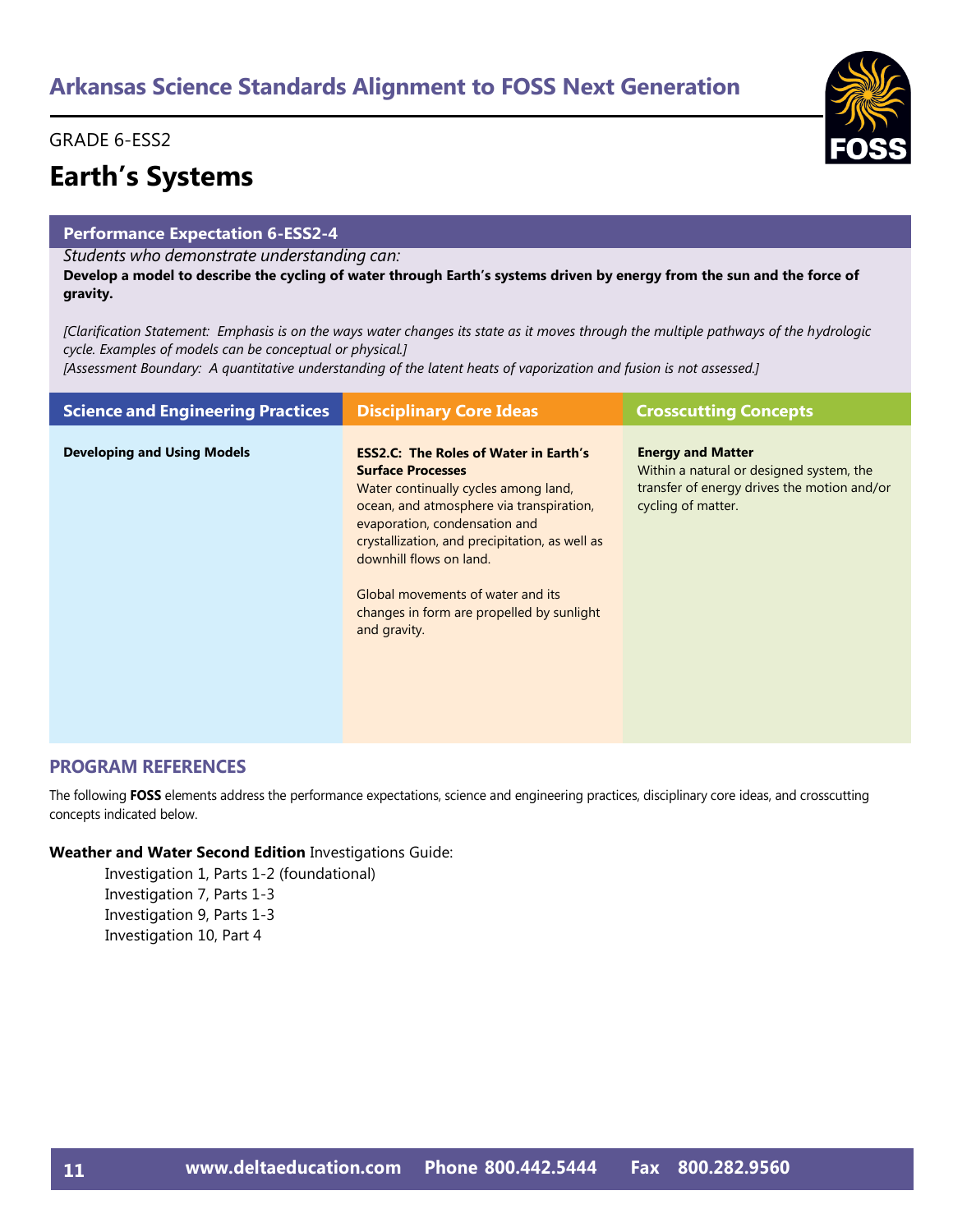# Arkansas Science Standards Alignment to FOSS Next Generation

GRADE 6-ESS2

## Earth's Systems

### Performance Expectation 6-ESS2-4

*Students who demonstrate understanding can:*

**Develop a model to describe the cycling of water through Earth's systems driven by energy from the sun and the force of gravity.**

*[Clarification Statement: Emphasis is on the ways water changes its state as it moves through the multiple pathways of the hydrologic cycle. Examples of models can be conceptual or physical.]*
*[Assessment Boundary: A quantitative understanding of the latent heats of vaporization and fusion is not assessed.]*

| Science and Engineering Practices | Disciplinary Core Ideas | Crosscutting Concepts |
|---|---|---|
| **Developing and Using Models** | **ESS2.C: The Roles of Water in Earth's Surface Processes**<br>Water continually cycles among land, ocean, and atmosphere via transpiration, evaporation, condensation and crystallization, and precipitation, as well as downhill flows on land.<br><br>Global movements of water and its changes in form are propelled by sunlight and gravity. | **Energy and Matter**<br>Within a natural or designed system, the transfer of energy drives the motion and/or cycling of matter. |

## PROGRAM REFERENCES

The following **FOSS** elements address the performance expectations, science and engineering practices, disciplinary core ideas, and crosscutting concepts indicated below.

**Weather and Water Second Edition** Investigations Guide:

- Investigation 1, Parts 1-2 (foundational)
- Investigation 7, Parts 1-3
- Investigation 9, Parts 1-3
- Investigation 10, Part 4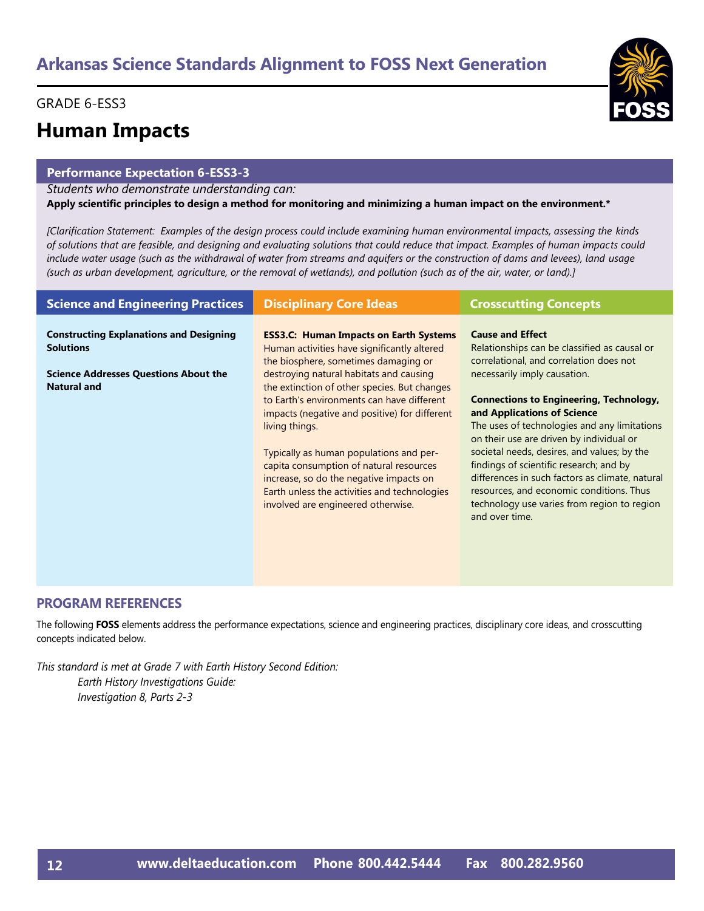## Arkansas Science Standards Alignment to FOSS Next Generation

GRADE 6-ESS3

# Human Impacts

### Performance Expectation 6-ESS3-3

*Students who demonstrate understanding can:*

**Apply scientific principles to design a method for monitoring and minimizing a human impact on the environment.***

*[Clarification Statement: Examples of the design process could include examining human environmental impacts, assessing the kinds of solutions that are feasible, and designing and evaluating solutions that could reduce that impact. Examples of human impacts could include water usage (such as the withdrawal of water from streams and aquifers or the construction of dams and levees), land usage (such as urban development, agriculture, or the removal of wetlands), and pollution (such as of the air, water, or land).]*

| Science and Engineering Practices | Disciplinary Core Ideas | Crosscutting Concepts |
|---|---|---|
| **Constructing Explanations and Designing Solutions**<br><br>**Science Addresses Questions About the Natural and** | **ESS3.C: Human Impacts on Earth Systems**<br>Human activities have significantly altered the biosphere, sometimes damaging or destroying natural habitats and causing the extinction of other species. But changes to Earth's environments can have different impacts (negative and positive) for different living things.<br><br>Typically as human populations and per-capita consumption of natural resources increase, so do the negative impacts on Earth unless the activities and technologies involved are engineered otherwise. | **Cause and Effect**<br>Relationships can be classified as causal or correlational, and correlation does not necessarily imply causation.<br><br>**Connections to Engineering, Technology, and Applications of Science**<br>The uses of technologies and any limitations on their use are driven by individual or societal needs, desires, and values; by the findings of scientific research; and by differences in such factors as climate, natural resources, and economic conditions. Thus technology use varies from region to region and over time. |

## PROGRAM REFERENCES

The following **FOSS** elements address the performance expectations, science and engineering practices, disciplinary core ideas, and crosscutting concepts indicated below.

*This standard is met at Grade 7 with Earth History Second Edition:*
*Earth History Investigations Guide:*
*Investigation 8, Parts 2-3*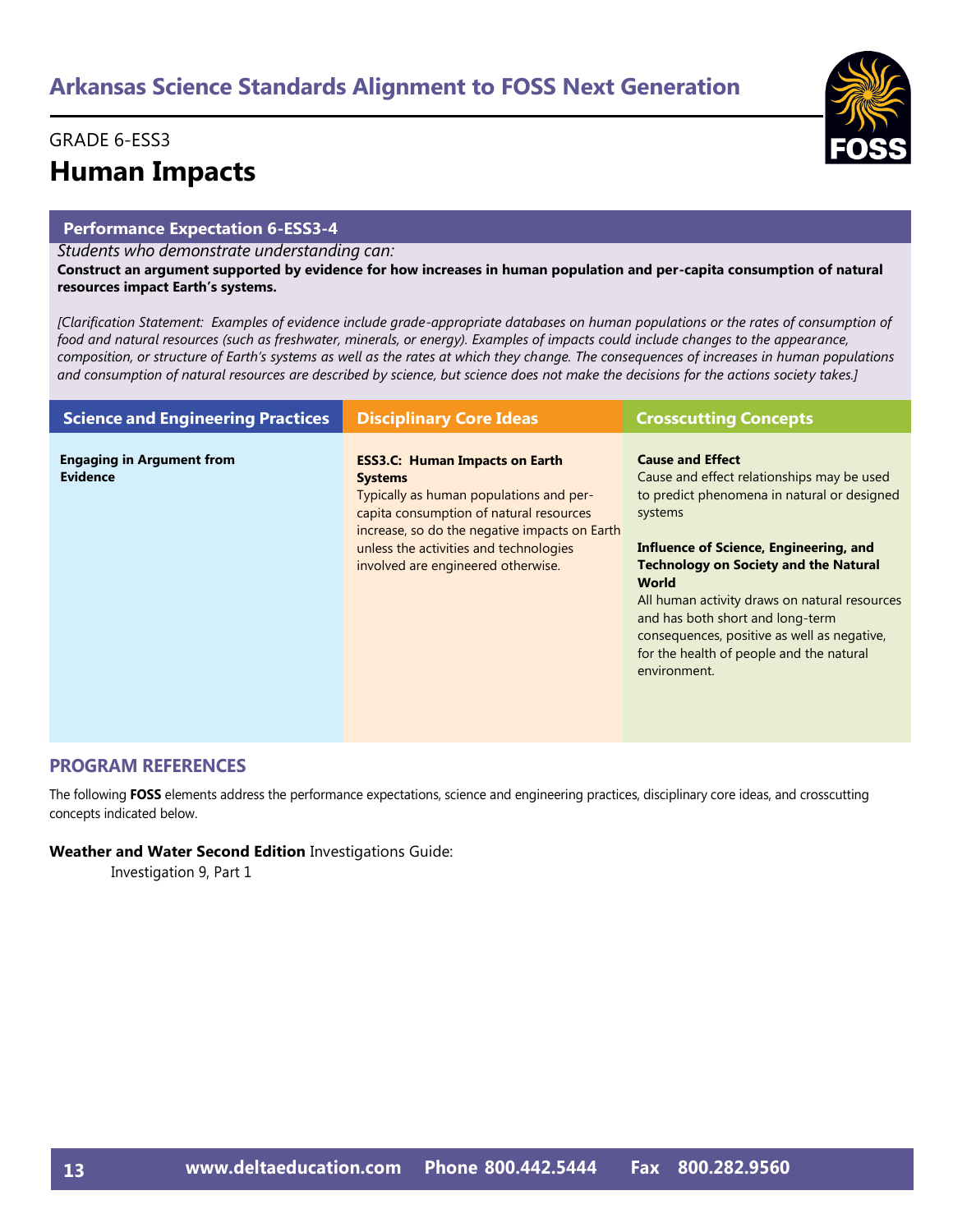# Arkansas Science Standards Alignment to FOSS Next Generation

GRADE 6-ESS3

## Human Impacts

### Performance Expectation 6-ESS3-4

*Students who demonstrate understanding can:*

**Construct an argument supported by evidence for how increases in human population and per-capita consumption of natural resources impact Earth's systems.**

*[Clarification Statement: Examples of evidence include grade-appropriate databases on human populations or the rates of consumption of food and natural resources (such as freshwater, minerals, or energy). Examples of impacts could include changes to the appearance, composition, or structure of Earth's systems as well as the rates at which they change. The consequences of increases in human populations and consumption of natural resources are described by science, but science does not make the decisions for the actions society takes.]*

| Science and Engineering Practices | Disciplinary Core Ideas | Crosscutting Concepts |
|---|---|---|
| **Engaging in Argument from Evidence** | **ESS3.C: Human Impacts on Earth Systems**<br>Typically as human populations and per-capita consumption of natural resources increase, so do the negative impacts on Earth unless the activities and technologies involved are engineered otherwise. | **Cause and Effect**<br>Cause and effect relationships may be used to predict phenomena in natural or designed systems<br><br>**Influence of Science, Engineering, and Technology on Society and the Natural World**<br>All human activity draws on natural resources and has both short and long-term consequences, positive as well as negative, for the health of people and the natural environment. |

## PROGRAM REFERENCES

The following **FOSS** elements address the performance expectations, science and engineering practices, disciplinary core ideas, and crosscutting concepts indicated below.

**Weather and Water Second Edition** Investigations Guide:

Investigation 9, Part 1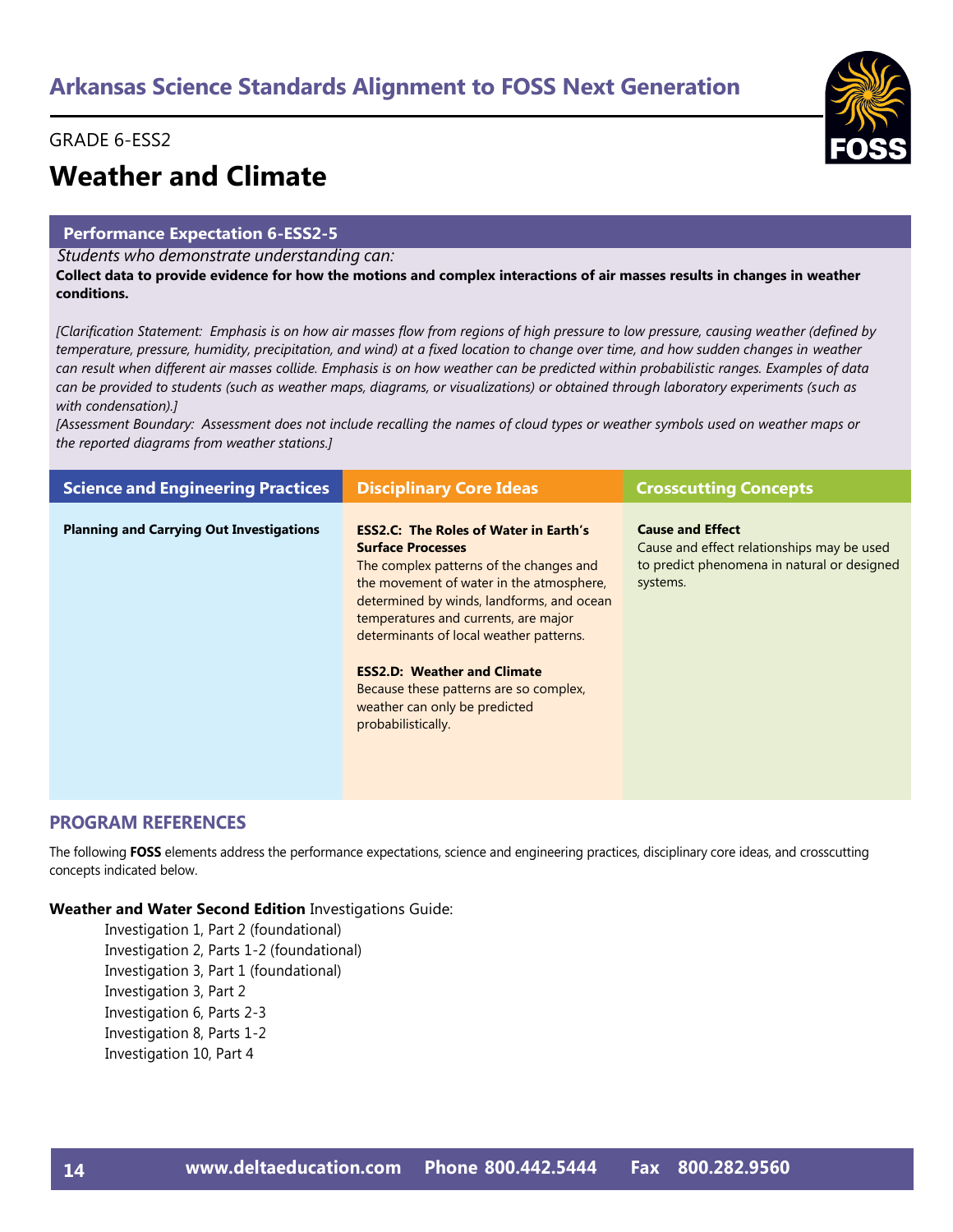# Arkansas Science Standards Alignment to FOSS Next Generation

GRADE 6-ESS2

## Weather and Climate

### Performance Expectation 6-ESS2-5

*Students who demonstrate understanding can:*

**Collect data to provide evidence for how the motions and complex interactions of air masses results in changes in weather conditions.**

*[Clarification Statement: Emphasis is on how air masses flow from regions of high pressure to low pressure, causing weather (defined by temperature, pressure, humidity, precipitation, and wind) at a fixed location to change over time, and how sudden changes in weather can result when different air masses collide. Emphasis is on how weather can be predicted within probabilistic ranges. Examples of data can be provided to students (such as weather maps, diagrams, or visualizations) or obtained through laboratory experiments (such as with condensation).]*

*[Assessment Boundary: Assessment does not include recalling the names of cloud types or weather symbols used on weather maps or the reported diagrams from weather stations.]*

| Science and Engineering Practices | Disciplinary Core Ideas | Crosscutting Concepts |
|---|---|---|
| **Planning and Carrying Out Investigations** | **ESS2.C: The Roles of Water in Earth's Surface Processes**<br>The complex patterns of the changes and the movement of water in the atmosphere, determined by winds, landforms, and ocean temperatures and currents, are major determinants of local weather patterns.<br><br>**ESS2.D: Weather and Climate**<br>Because these patterns are so complex, weather can only be predicted probabilistically. | **Cause and Effect**<br>Cause and effect relationships may be used to predict phenomena in natural or designed systems. |

### PROGRAM REFERENCES

The following **FOSS** elements address the performance expectations, science and engineering practices, disciplinary core ideas, and crosscutting concepts indicated below.

**Weather and Water Second Edition** Investigations Guide:

- Investigation 1, Part 2 (foundational)
- Investigation 2, Parts 1-2 (foundational)
- Investigation 3, Part 1 (foundational)
- Investigation 3, Part 2
- Investigation 6, Parts 2-3
- Investigation 8, Parts 1-2
- Investigation 10, Part 4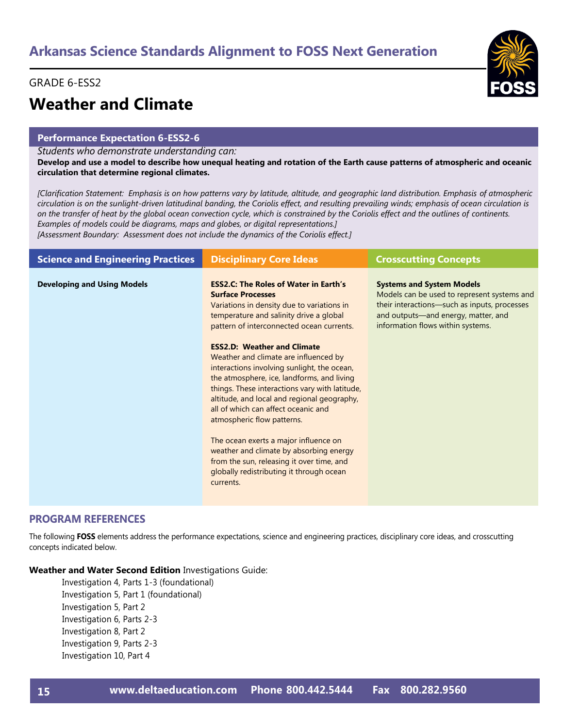## Arkansas Science Standards Alignment to FOSS Next Generation

GRADE 6-ESS2

# Weather and Climate

### Performance Expectation 6-ESS2-6

*Students who demonstrate understanding can:*

**Develop and use a model to describe how unequal heating and rotation of the Earth cause patterns of atmospheric and oceanic circulation that determine regional climates.**

*[Clarification Statement: Emphasis is on how patterns vary by latitude, altitude, and geographic land distribution. Emphasis of atmospheric circulation is on the sunlight-driven latitudinal banding, the Coriolis effect, and resulting prevailing winds; emphasis of ocean circulation is on the transfer of heat by the global ocean convection cycle, which is constrained by the Coriolis effect and the outlines of continents. Examples of models could be diagrams, maps and globes, or digital representations.]*

*[Assessment Boundary: Assessment does not include the dynamics of the Coriolis effect.]*

| Science and Engineering Practices | Disciplinary Core Ideas | Crosscutting Concepts |
| --- | --- | --- |
| **Developing and Using Models** | **ESS2.C: The Roles of Water in Earth's Surface Processes**<br>Variations in density due to variations in temperature and salinity drive a global pattern of interconnected ocean currents.<br><br>**ESS2.D: Weather and Climate**<br>Weather and climate are influenced by interactions involving sunlight, the ocean, the atmosphere, ice, landforms, and living things. These interactions vary with latitude, altitude, and local and regional geography, all of which can affect oceanic and atmospheric flow patterns.<br><br>The ocean exerts a major influence on weather and climate by absorbing energy from the sun, releasing it over time, and globally redistributing it through ocean currents. | **Systems and System Models**<br>Models can be used to represent systems and their interactions—such as inputs, processes and outputs—and energy, matter, and information flows within systems. |

## PROGRAM REFERENCES

The following **FOSS** elements address the performance expectations, science and engineering practices, disciplinary core ideas, and crosscutting concepts indicated below.

**Weather and Water Second Edition** Investigations Guide:

- Investigation 4, Parts 1-3 (foundational)
- Investigation 5, Part 1 (foundational)
- Investigation 5, Part 2
- Investigation 6, Parts 2-3
- Investigation 8, Part 2
- Investigation 9, Parts 2-3
- Investigation 10, Part 4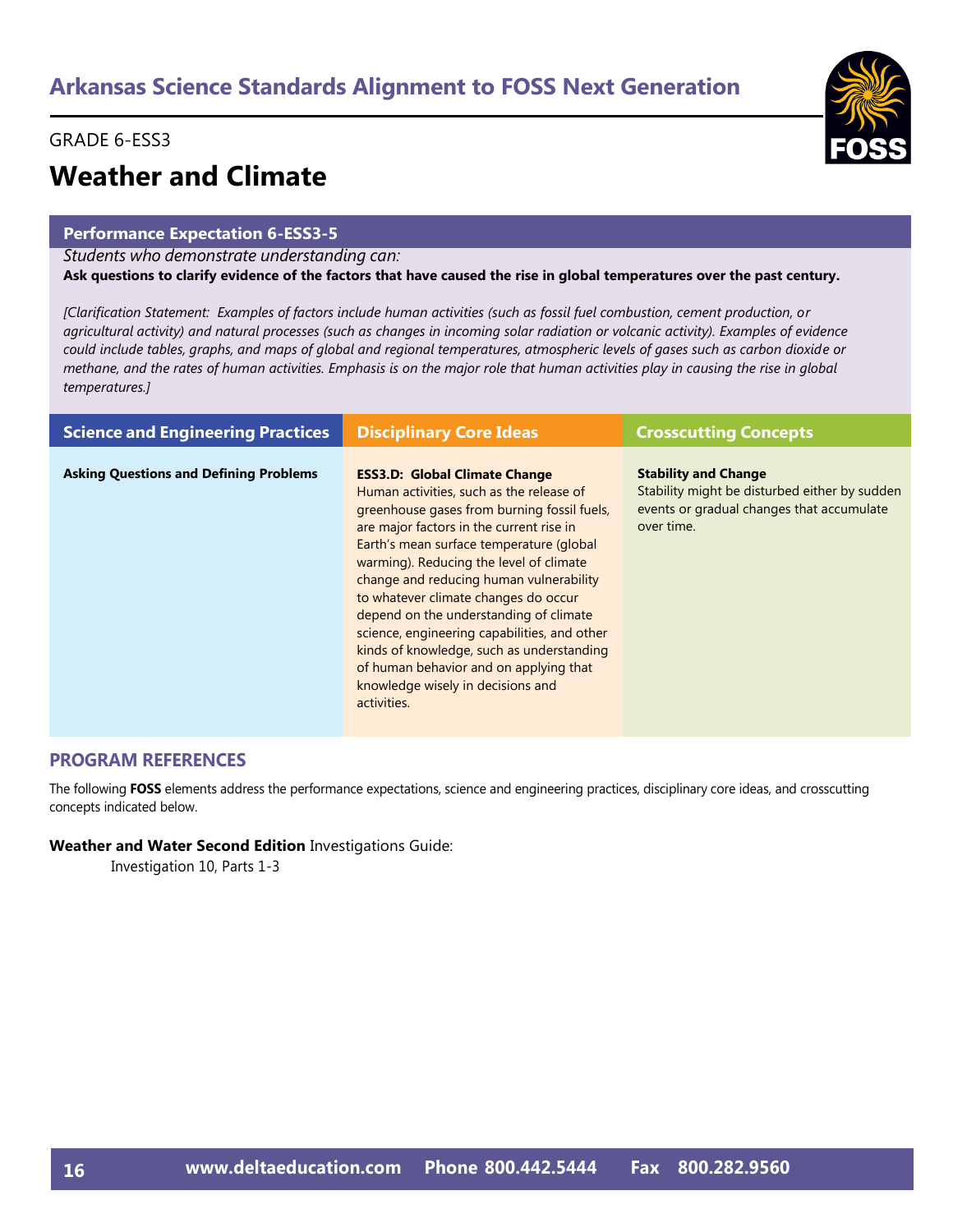# Arkansas Science Standards Alignment to FOSS Next Generation

GRADE 6-ESS3

## Weather and Climate

### Performance Expectation 6-ESS3-5

*Students who demonstrate understanding can:*

**Ask questions to clarify evidence of the factors that have caused the rise in global temperatures over the past century.**

*[Clarification Statement: Examples of factors include human activities (such as fossil fuel combustion, cement production, or agricultural activity) and natural processes (such as changes in incoming solar radiation or volcanic activity). Examples of evidence could include tables, graphs, and maps of global and regional temperatures, atmospheric levels of gases such as carbon dioxide or methane, and the rates of human activities. Emphasis is on the major role that human activities play in causing the rise in global temperatures.]*

| Science and Engineering Practices | Disciplinary Core Ideas | Crosscutting Concepts |
|---|---|---|
| **Asking Questions and Defining Problems** | **ESS3.D: Global Climate Change** Human activities, such as the release of greenhouse gases from burning fossil fuels, are major factors in the current rise in Earth's mean surface temperature (global warming). Reducing the level of climate change and reducing human vulnerability to whatever climate changes do occur depend on the understanding of climate science, engineering capabilities, and other kinds of knowledge, such as understanding of human behavior and on applying that knowledge wisely in decisions and activities. | **Stability and Change** Stability might be disturbed either by sudden events or gradual changes that accumulate over time. |

### PROGRAM REFERENCES

The following **FOSS** elements address the performance expectations, science and engineering practices, disciplinary core ideas, and crosscutting concepts indicated below.

**Weather and Water Second Edition** Investigations Guide:

Investigation 10, Parts 1-3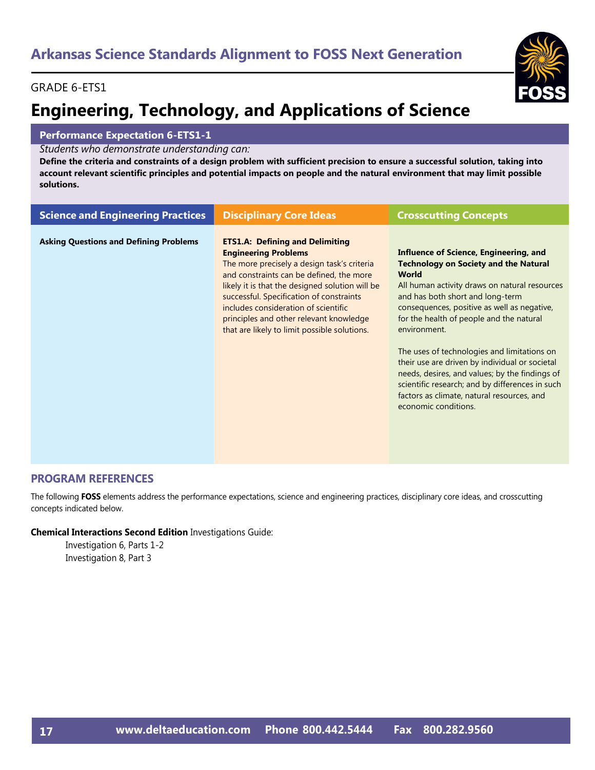# Arkansas Science Standards Alignment to FOSS Next Generation

GRADE 6-ETS1

# Engineering, Technology, and Applications of Science

## Performance Expectation 6-ETS1-1

*Students who demonstrate understanding can:*

**Define the criteria and constraints of a design problem with sufficient precision to ensure a successful solution, taking into account relevant scientific principles and potential impacts on people and the natural environment that may limit possible solutions.**

| Science and Engineering Practices | Disciplinary Core Ideas | Crosscutting Concepts |
|---|---|---|
| **Asking Questions and Defining Problems** | **ETS1.A: Defining and Delimiting Engineering Problems**<br>The more precisely a design task's criteria and constraints can be defined, the more likely it is that the designed solution will be successful. Specification of constraints includes consideration of scientific principles and other relevant knowledge that are likely to limit possible solutions. | **Influence of Science, Engineering, and Technology on Society and the Natural World**<br>All human activity draws on natural resources and has both short and long-term consequences, positive as well as negative, for the health of people and the natural environment.<br><br>The uses of technologies and limitations on their use are driven by individual or societal needs, desires, and values; by the findings of scientific research; and by differences in such factors as climate, natural resources, and economic conditions. |

## PROGRAM REFERENCES

The following **FOSS** elements address the performance expectations, science and engineering practices, disciplinary core ideas, and crosscutting concepts indicated below.

**Chemical Interactions Second Edition** Investigations Guide:

- Investigation 6, Parts 1-2
- Investigation 8, Part 3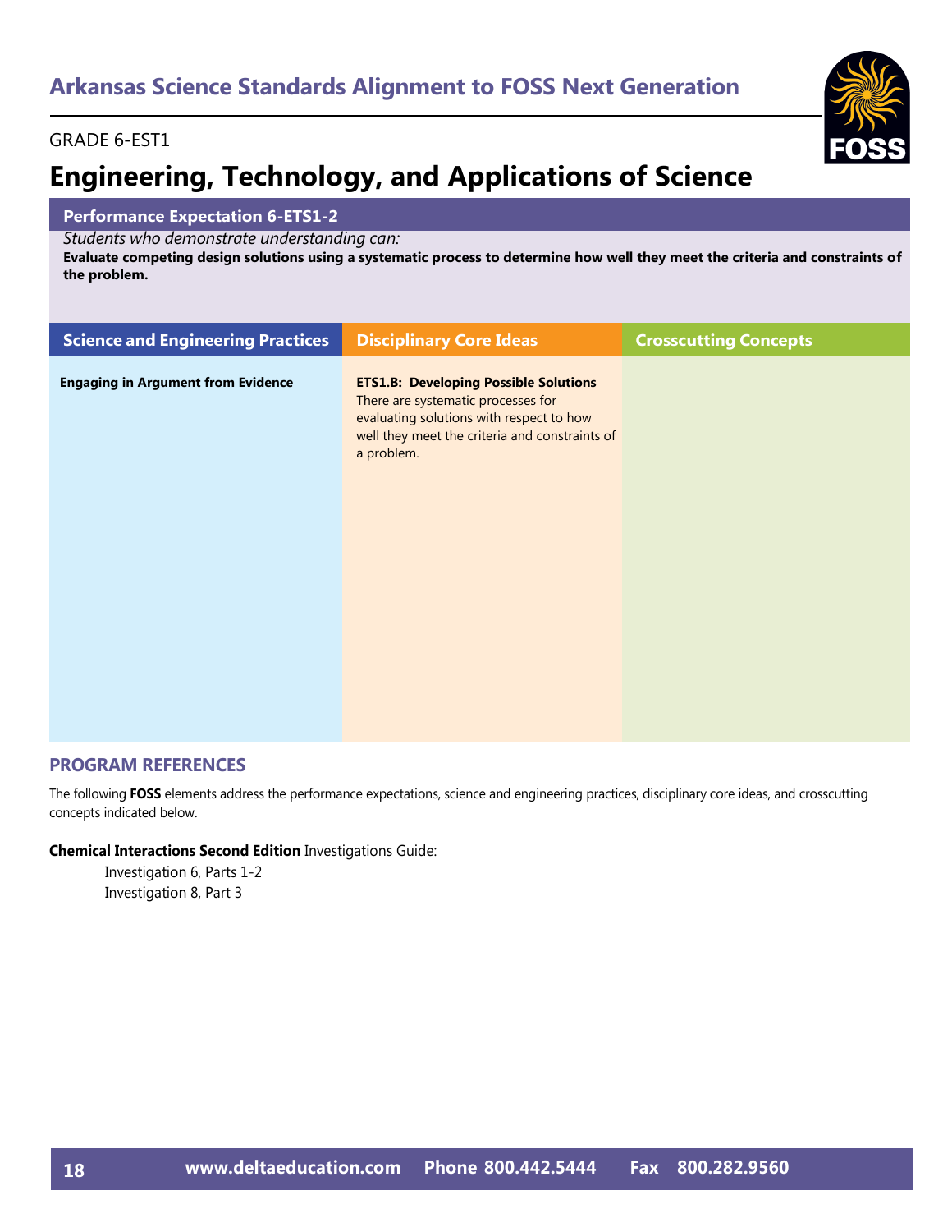## Arkansas Science Standards Alignment to FOSS Next Generation

GRADE 6-EST1

# Engineering, Technology, and Applications of Science

**Performance Expectation 6-ETS1-2**

*Students who demonstrate understanding can:*

**Evaluate competing design solutions using a systematic process to determine how well they meet the criteria and constraints of the problem.**

| Science and Engineering Practices | Disciplinary Core Ideas | Crosscutting Concepts |
|---|---|---|
| **Engaging in Argument from Evidence** | **ETS1.B: Developing Possible Solutions** There are systematic processes for evaluating solutions with respect to how well they meet the criteria and constraints of a problem. | |

## PROGRAM REFERENCES

The following **FOSS** elements address the performance expectations, science and engineering practices, disciplinary core ideas, and crosscutting concepts indicated below.

**Chemical Interactions Second Edition** Investigations Guide:

- Investigation 6, Parts 1-2
- Investigation 8, Part 3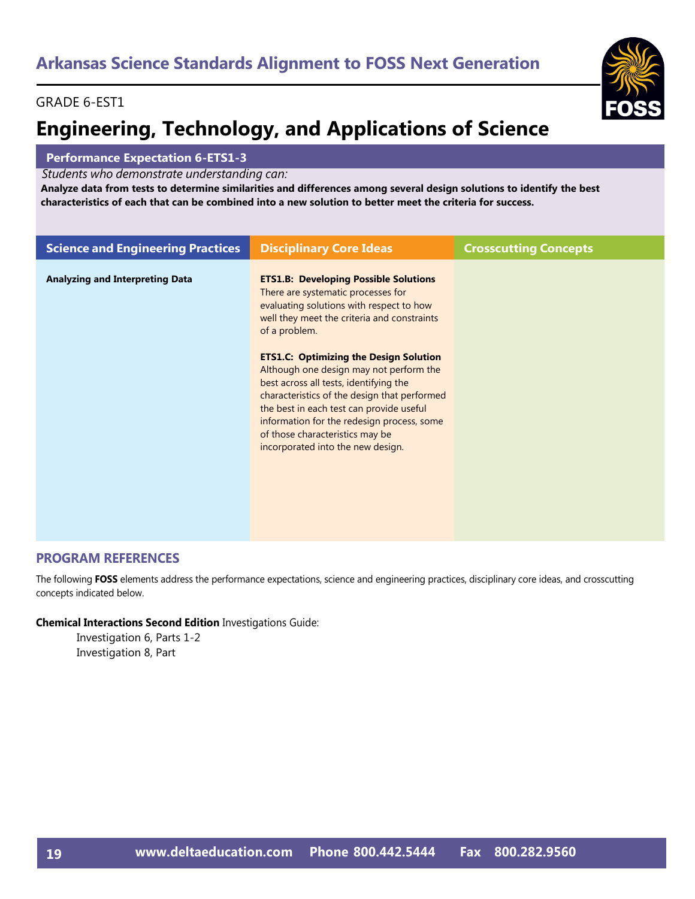# Arkansas Science Standards Alignment to FOSS Next Generation

GRADE 6-EST1

## Engineering, Technology, and Applications of Science

**Performance Expectation 6-ETS1-3**

*Students who demonstrate understanding can:*

**Analyze data from tests to determine similarities and differences among several design solutions to identify the best characteristics of each that can be combined into a new solution to better meet the criteria for success.**

| Science and Engineering Practices | Disciplinary Core Ideas | Crosscutting Concepts |
|---|---|---|
| **Analyzing and Interpreting Data** | **ETS1.B: Developing Possible Solutions** There are systematic processes for evaluating solutions with respect to how well they meet the criteria and constraints of a problem.<br><br>**ETS1.C: Optimizing the Design Solution** Although one design may not perform the best across all tests, identifying the characteristics of the design that performed the best in each test can provide useful information for the redesign process, some of those characteristics may be incorporated into the new design. | |

### PROGRAM REFERENCES

The following **FOSS** elements address the performance expectations, science and engineering practices, disciplinary core ideas, and crosscutting concepts indicated below.

**Chemical Interactions Second Edition** Investigations Guide:

Investigation 6, Parts 1-2
Investigation 8, Part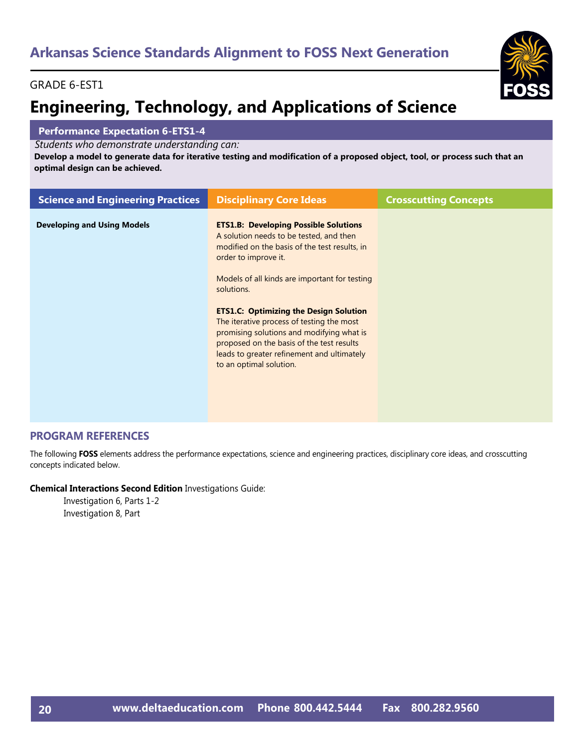## Arkansas Science Standards Alignment to FOSS Next Generation

GRADE 6-EST1

# Engineering, Technology, and Applications of Science

**Performance Expectation 6-ETS1-4**

*Students who demonstrate understanding can:*

**Develop a model to generate data for iterative testing and modification of a proposed object, tool, or process such that an optimal design can be achieved.**

| Science and Engineering Practices | Disciplinary Core Ideas | Crosscutting Concepts |
|---|---|---|
| **Developing and Using Models** | **ETS1.B: Developing Possible Solutions** A solution needs to be tested, and then modified on the basis of the test results, in order to improve it.<br><br>Models of all kinds are important for testing solutions.<br><br>**ETS1.C: Optimizing the Design Solution** The iterative process of testing the most promising solutions and modifying what is proposed on the basis of the test results leads to greater refinement and ultimately to an optimal solution. | |

## PROGRAM REFERENCES

The following **FOSS** elements address the performance expectations, science and engineering practices, disciplinary core ideas, and crosscutting concepts indicated below.

**Chemical Interactions Second Edition** Investigations Guide:

Investigation 6, Parts 1-2
Investigation 8, Part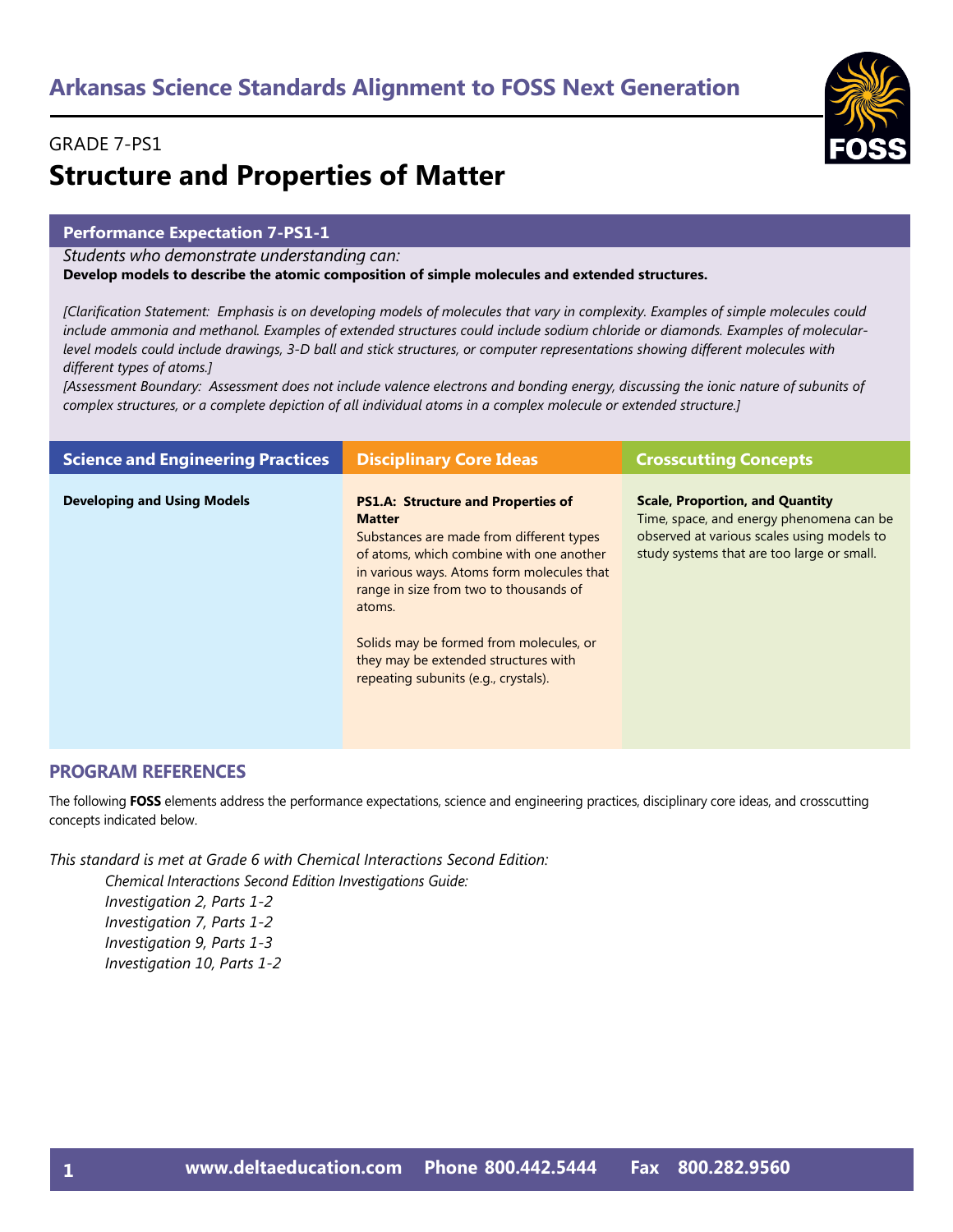## Arkansas Science Standards Alignment to FOSS Next Generation

GRADE 7-PS1

# Structure and Properties of Matter

### Performance Expectation 7-PS1-1

*Students who demonstrate understanding can:*

**Develop models to describe the atomic composition of simple molecules and extended structures.**

*[Clarification Statement: Emphasis is on developing models of molecules that vary in complexity. Examples of simple molecules could include ammonia and methanol. Examples of extended structures could include sodium chloride or diamonds. Examples of molecular-level models could include drawings, 3-D ball and stick structures, or computer representations showing different molecules with different types of atoms.]*

*[Assessment Boundary: Assessment does not include valence electrons and bonding energy, discussing the ionic nature of subunits of complex structures, or a complete depiction of all individual atoms in a complex molecule or extended structure.]*

| Science and Engineering Practices | Disciplinary Core Ideas | Crosscutting Concepts |
|---|---|---|
| **Developing and Using Models** | **PS1.A: Structure and Properties of Matter**<br>Substances are made from different types of atoms, which combine with one another in various ways. Atoms form molecules that range in size from two to thousands of atoms.<br><br>Solids may be formed from molecules, or they may be extended structures with repeating subunits (e.g., crystals). | **Scale, Proportion, and Quantity**<br>Time, space, and energy phenomena can be observed at various scales using models to study systems that are too large or small. |

### PROGRAM REFERENCES

The following **FOSS** elements address the performance expectations, science and engineering practices, disciplinary core ideas, and crosscutting concepts indicated below.

*This standard is met at Grade 6 with Chemical Interactions Second Edition:*

- *Chemical Interactions Second Edition Investigations Guide:*
  - *Investigation 2, Parts 1-2*
  - *Investigation 7, Parts 1-2*
  - *Investigation 9, Parts 1-3*
  - *Investigation 10, Parts 1-2*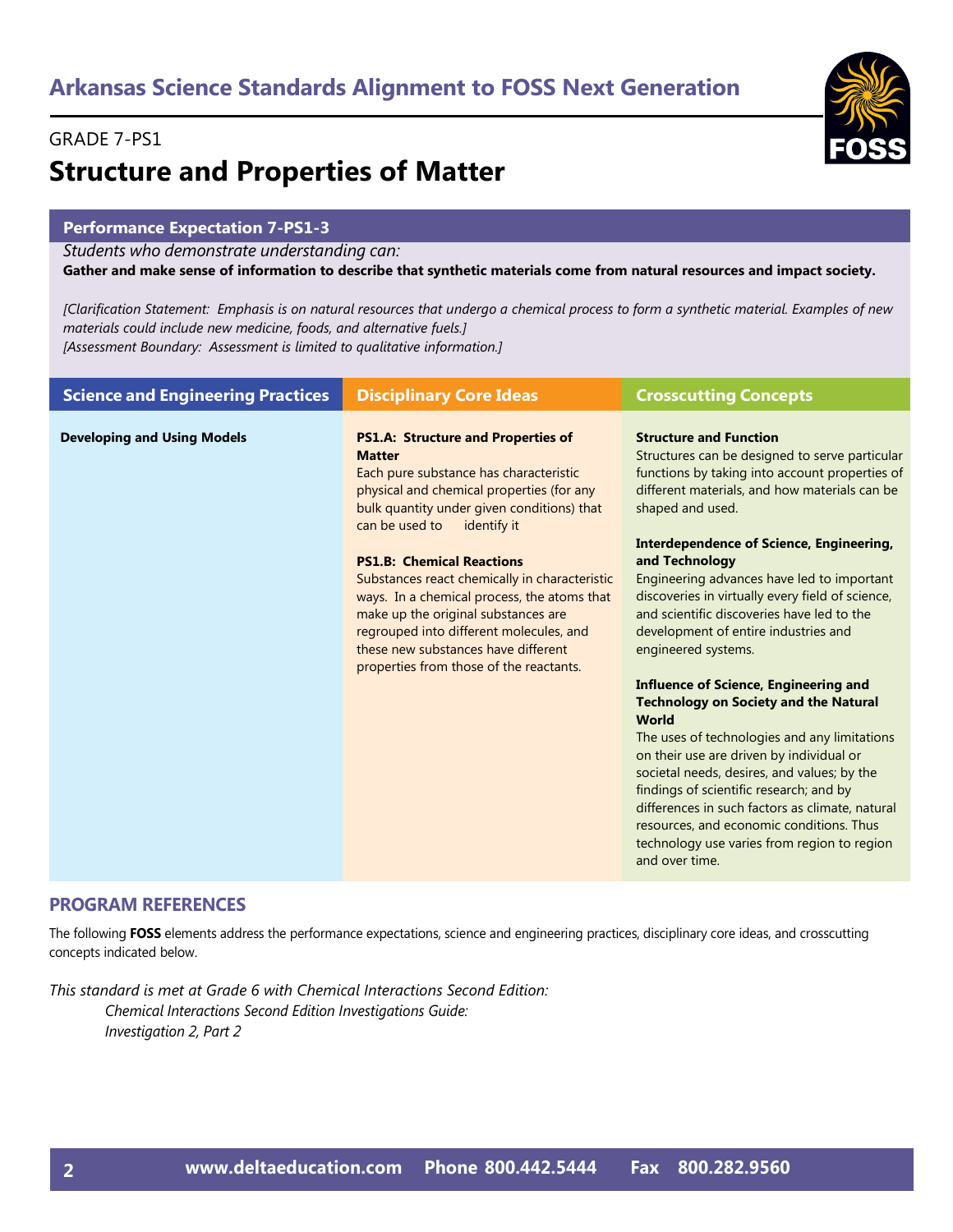# Arkansas Science Standards Alignment to FOSS Next Generation

GRADE 7-PS1

## Structure and Properties of Matter

### Performance Expectation 7-PS1-3

*Students who demonstrate understanding can:*

**Gather and make sense of information to describe that synthetic materials come from natural resources and impact society.**

*[Clarification Statement: Emphasis is on natural resources that undergo a chemical process to form a synthetic material. Examples of new materials could include new medicine, foods, and alternative fuels.]*
*[Assessment Boundary: Assessment is limited to qualitative information.]*

| Science and Engineering Practices | Disciplinary Core Ideas | Crosscutting Concepts |
|---|---|---|
| **Developing and Using Models** | **PS1.A: Structure and Properties of Matter**<br>Each pure substance has characteristic physical and chemical properties (for any bulk quantity under given conditions) that can be used to identify it<br><br>**PS1.B: Chemical Reactions**<br>Substances react chemically in characteristic ways. In a chemical process, the atoms that make up the original substances are regrouped into different molecules, and these new substances have different properties from those of the reactants. | **Structure and Function**<br>Structures can be designed to serve particular functions by taking into account properties of different materials, and how materials can be shaped and used.<br><br>**Interdependence of Science, Engineering, and Technology**<br>Engineering advances have led to important discoveries in virtually every field of science, and scientific discoveries have led to the development of entire industries and engineered systems.<br><br>**Influence of Science, Engineering and Technology on Society and the Natural World**<br>The uses of technologies and any limitations on their use are driven by individual or societal needs, desires, and values; by the findings of scientific research; and by differences in such factors as climate, natural resources, and economic conditions. Thus technology use varies from region to region and over time. |

## PROGRAM REFERENCES

The following **FOSS** elements address the performance expectations, science and engineering practices, disciplinary core ideas, and crosscutting concepts indicated below.

*This standard is met at Grade 6 with Chemical Interactions Second Edition:*
*Chemical Interactions Second Edition Investigations Guide:*
*Investigation 2, Part 2*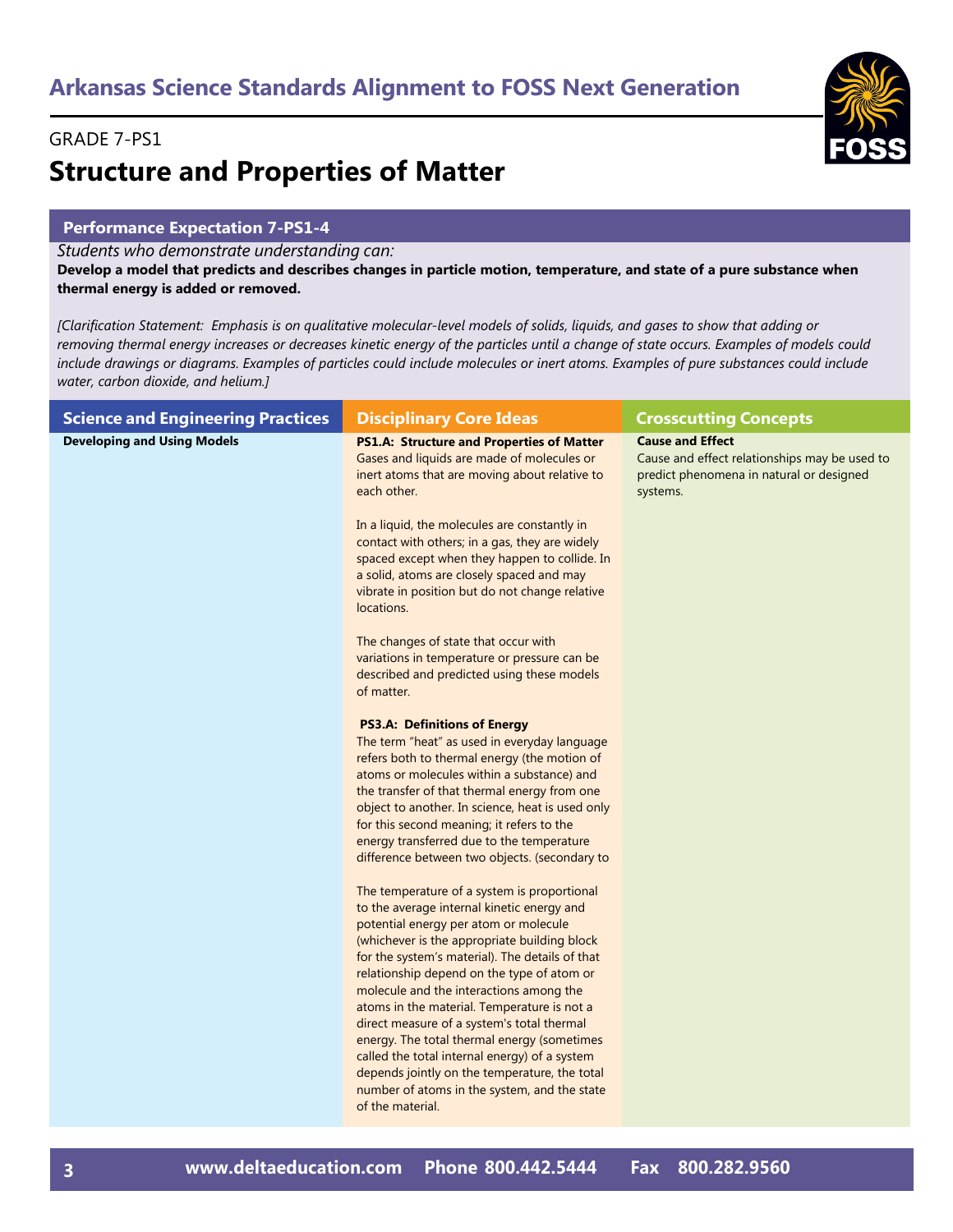## Arkansas Science Standards Alignment to FOSS Next Generation

GRADE 7-PS1

# Structure and Properties of Matter

### Performance Expectation 7-PS1-4

*Students who demonstrate understanding can:*

**Develop a model that predicts and describes changes in particle motion, temperature, and state of a pure substance when thermal energy is added or removed.**

*[Clarification Statement: Emphasis is on qualitative molecular-level models of solids, liquids, and gases to show that adding or removing thermal energy increases or decreases kinetic energy of the particles until a change of state occurs. Examples of models could include drawings or diagrams. Examples of particles could include molecules or inert atoms. Examples of pure substances could include water, carbon dioxide, and helium.]*

| Science and Engineering Practices | Disciplinary Core Ideas | Crosscutting Concepts |
|---|---|---|
| **Developing and Using Models** | **PS1.A: Structure and Properties of Matter**<br>Gases and liquids are made of molecules or inert atoms that are moving about relative to each other.<br><br>In a liquid, the molecules are constantly in contact with others; in a gas, they are widely spaced except when they happen to collide. In a solid, atoms are closely spaced and may vibrate in position but do not change relative locations.<br><br>The changes of state that occur with variations in temperature or pressure can be described and predicted using these models of matter.<br><br>**PS3.A: Definitions of Energy**<br>The term "heat" as used in everyday language refers both to thermal energy (the motion of atoms or molecules within a substance) and the transfer of that thermal energy from one object to another. In science, heat is used only for this second meaning; it refers to the energy transferred due to the temperature difference between two objects. (secondary to<br><br>The temperature of a system is proportional to the average internal kinetic energy and potential energy per atom or molecule (whichever is the appropriate building block for the system's material). The details of that relationship depend on the type of atom or molecule and the interactions among the atoms in the material. Temperature is not a direct measure of a system's total thermal energy. The total thermal energy (sometimes called the total internal energy) of a system depends jointly on the temperature, the total number of atoms in the system, and the state of the material. | **Cause and Effect**<br>Cause and effect relationships may be used to predict phenomena in natural or designed systems. |

www.deltaeducation.com Phone 800.442.5444 Fax 800.282.9560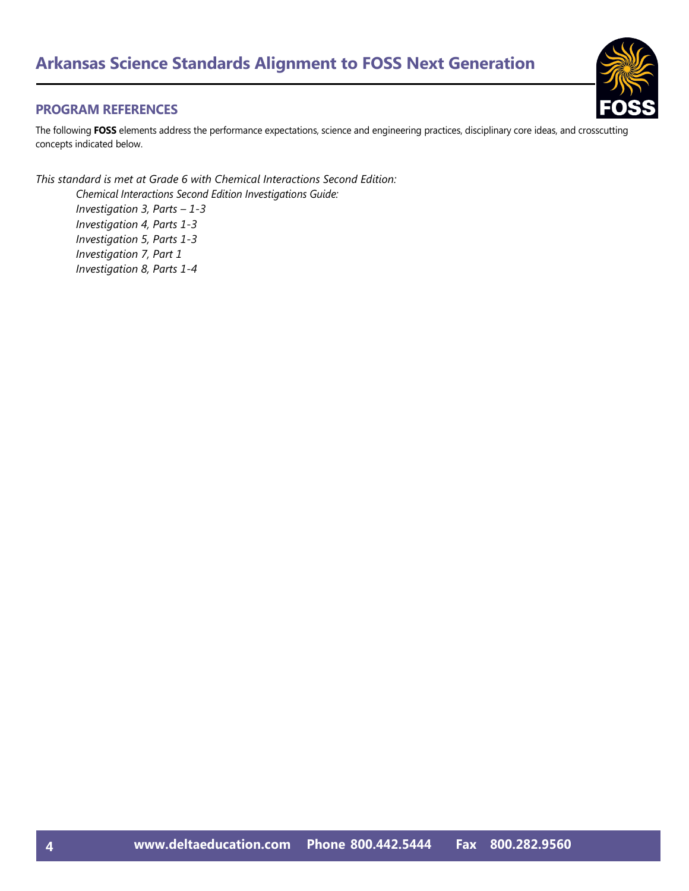## PROGRAM REFERENCES

The following **FOSS** elements address the performance expectations, science and engineering practices, disciplinary core ideas, and crosscutting concepts indicated below.

*This standard is met at Grade 6 with Chemical Interactions Second Edition:*

*Chemical Interactions Second Edition Investigations Guide:*
*Investigation 3, Parts – 1-3*
*Investigation 4, Parts 1-3*
*Investigation 5, Parts 1-3*
*Investigation 7, Part 1*
*Investigation 8, Parts 1-4*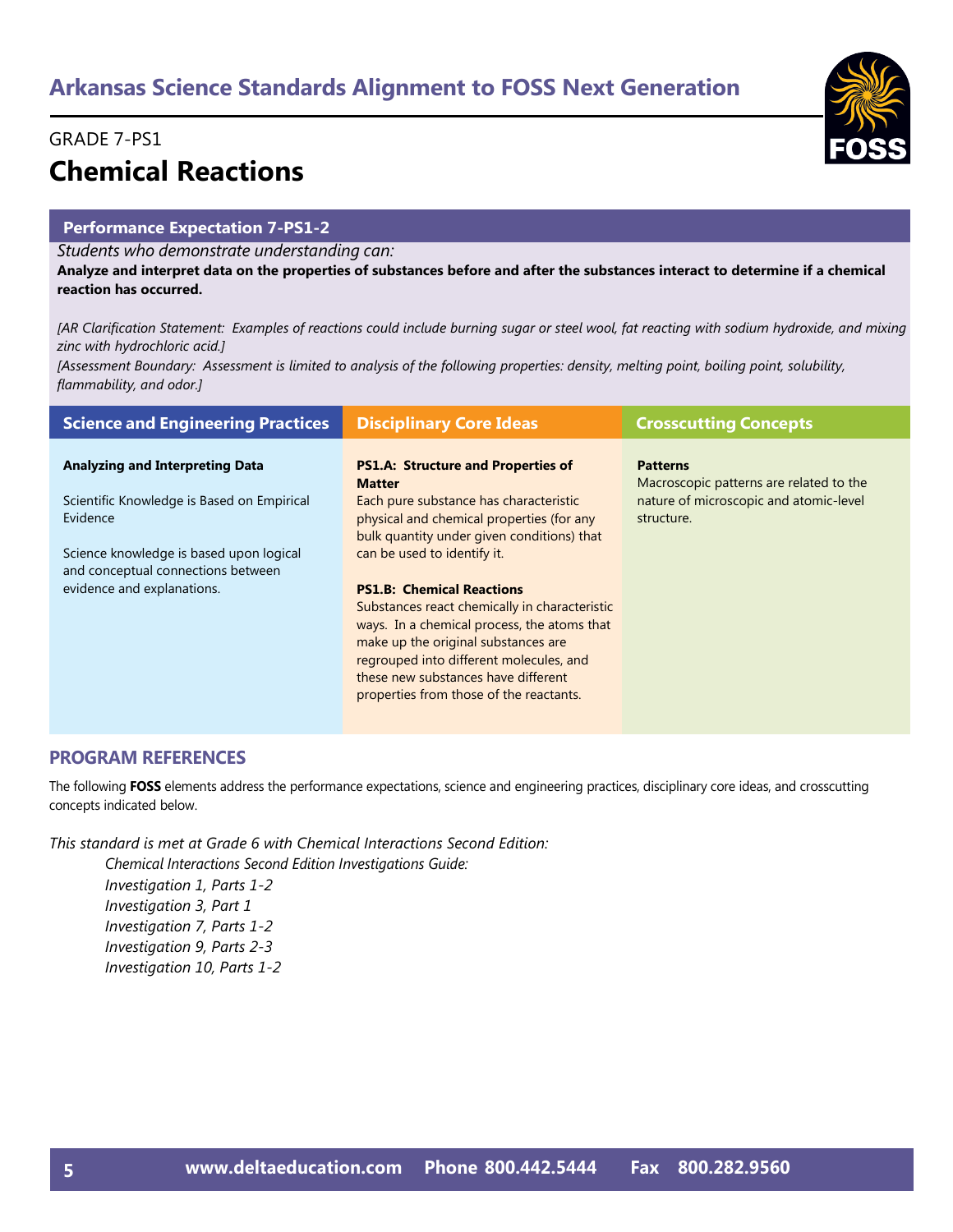## Arkansas Science Standards Alignment to FOSS Next Generation

GRADE 7-PS1

# Chemical Reactions

### Performance Expectation 7-PS1-2

*Students who demonstrate understanding can:*

**Analyze and interpret data on the properties of substances before and after the substances interact to determine if a chemical reaction has occurred.**

*[AR Clarification Statement: Examples of reactions could include burning sugar or steel wool, fat reacting with sodium hydroxide, and mixing zinc with hydrochloric acid.]*

*[Assessment Boundary: Assessment is limited to analysis of the following properties: density, melting point, boiling point, solubility, flammability, and odor.]*

| Science and Engineering Practices | Disciplinary Core Ideas | Crosscutting Concepts |
| --- | --- | --- |
| **Analyzing and Interpreting Data**<br><br>Scientific Knowledge is Based on Empirical Evidence<br><br>Science knowledge is based upon logical and conceptual connections between evidence and explanations. | **PS1.A: Structure and Properties of Matter**<br>Each pure substance has characteristic physical and chemical properties (for any bulk quantity under given conditions) that can be used to identify it.<br><br>**PS1.B: Chemical Reactions**<br>Substances react chemically in characteristic ways. In a chemical process, the atoms that make up the original substances are regrouped into different molecules, and these new substances have different properties from those of the reactants. | **Patterns**<br>Macroscopic patterns are related to the nature of microscopic and atomic-level structure. |

### PROGRAM REFERENCES

The following **FOSS** elements address the performance expectations, science and engineering practices, disciplinary core ideas, and crosscutting concepts indicated below.

*This standard is met at Grade 6 with Chemical Interactions Second Edition:*

- *Chemical Interactions Second Edition Investigations Guide:*
  - *Investigation 1, Parts 1-2*
  - *Investigation 3, Part 1*
  - *Investigation 7, Parts 1-2*
  - *Investigation 9, Parts 2-3*
  - *Investigation 10, Parts 1-2*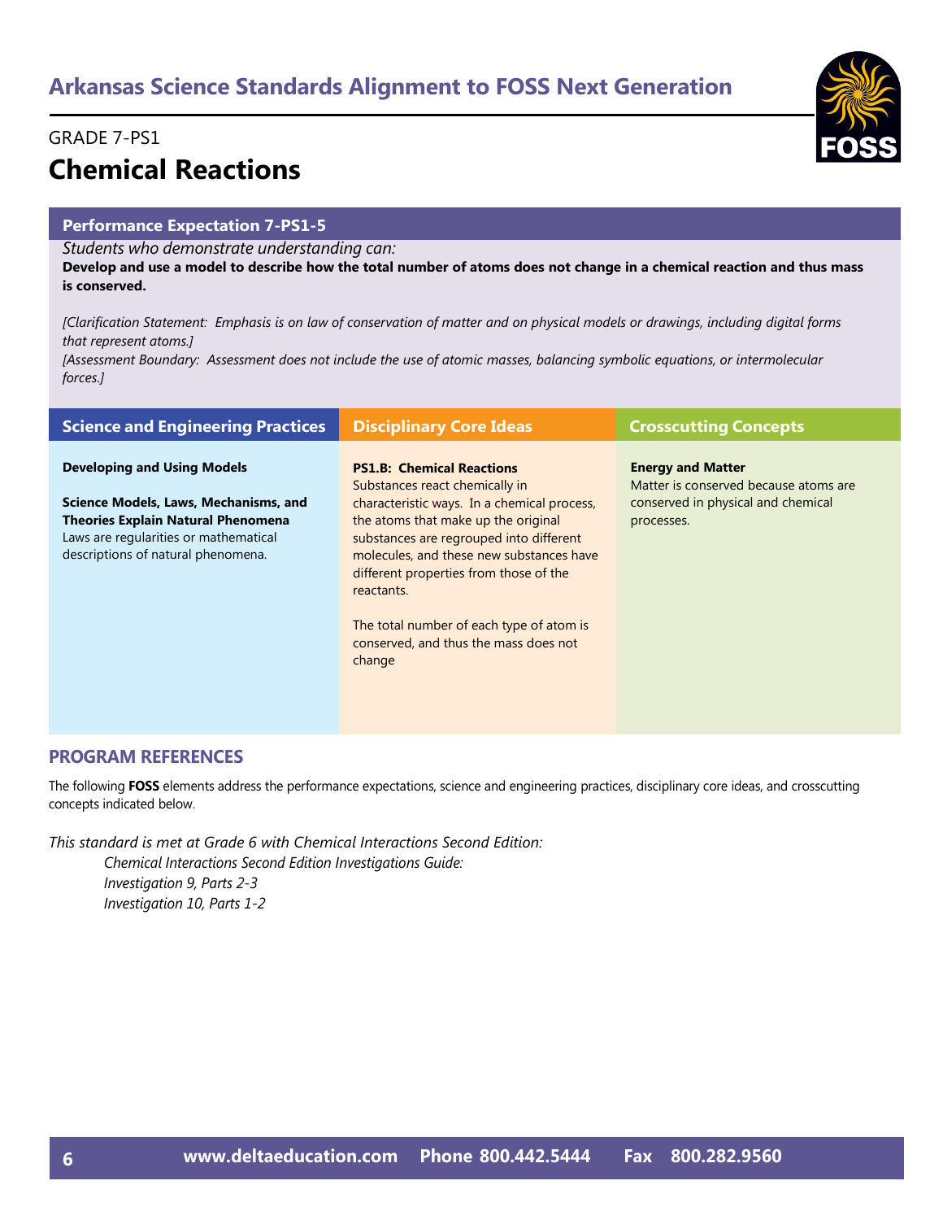# Arkansas Science Standards Alignment to FOSS Next Generation

GRADE 7-PS1

## Chemical Reactions

### Performance Expectation 7-PS1-5

*Students who demonstrate understanding can:*

**Develop and use a model to describe how the total number of atoms does not change in a chemical reaction and thus mass is conserved.**

*[Clarification Statement: Emphasis is on law of conservation of matter and on physical models or drawings, including digital forms that represent atoms.]*

*[Assessment Boundary: Assessment does not include the use of atomic masses, balancing symbolic equations, or intermolecular forces.]*

| Science and Engineering Practices | Disciplinary Core Ideas | Crosscutting Concepts |
|---|---|---|
| **Developing and Using Models**<br><br>**Science Models, Laws, Mechanisms, and Theories Explain Natural Phenomena**<br>Laws are regularities or mathematical descriptions of natural phenomena. | **PS1.B: Chemical Reactions**<br>Substances react chemically in characteristic ways. In a chemical process, the atoms that make up the original substances are regrouped into different molecules, and these new substances have different properties from those of the reactants.<br><br>The total number of each type of atom is conserved, and thus the mass does not change | **Energy and Matter**<br>Matter is conserved because atoms are conserved in physical and chemical processes. |

### PROGRAM REFERENCES

The following **FOSS** elements address the performance expectations, science and engineering practices, disciplinary core ideas, and crosscutting concepts indicated below.

*This standard is met at Grade 6 with Chemical Interactions Second Edition:*

*Chemical Interactions Second Edition Investigations Guide:*
*Investigation 9, Parts 2-3*
*Investigation 10, Parts 1-2*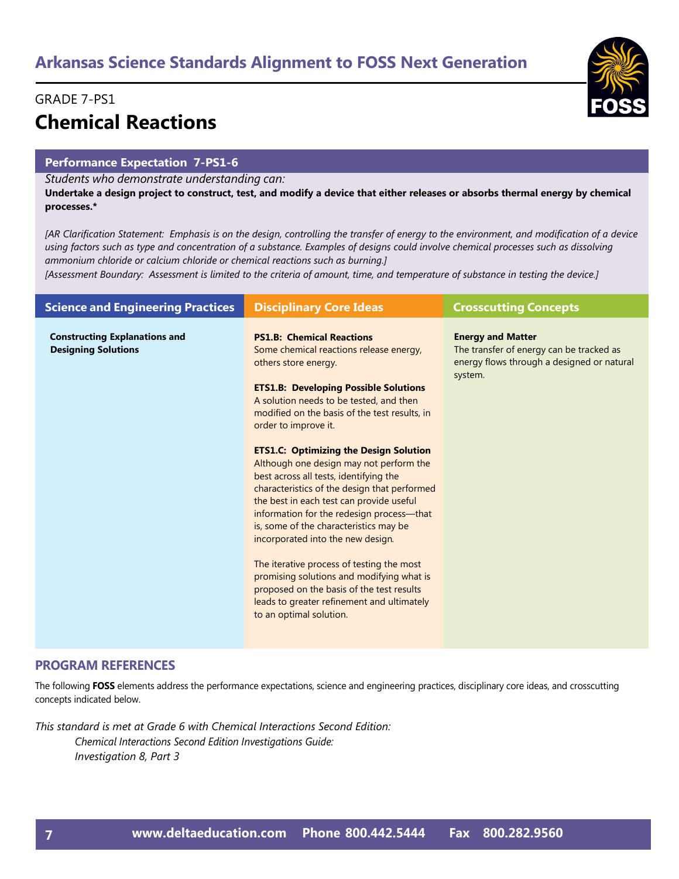# Arkansas Science Standards Alignment to FOSS Next Generation

GRADE 7-PS1

## Chemical Reactions

### Performance Expectation 7-PS1-6

*Students who demonstrate understanding can:*

**Undertake a design project to construct, test, and modify a device that either releases or absorbs thermal energy by chemical processes.***

*[AR Clarification Statement: Emphasis is on the design, controlling the transfer of energy to the environment, and modification of a device using factors such as type and concentration of a substance. Examples of designs could involve chemical processes such as dissolving ammonium chloride or calcium chloride or chemical reactions such as burning.]*

*[Assessment Boundary: Assessment is limited to the criteria of amount, time, and temperature of substance in testing the device.]*

| Science and Engineering Practices | Disciplinary Core Ideas | Crosscutting Concepts |
|---|---|---|
| **Constructing Explanations and Designing Solutions** | **PS1.B: Chemical Reactions**<br>Some chemical reactions release energy, others store energy.<br><br>**ETS1.B: Developing Possible Solutions**<br>A solution needs to be tested, and then modified on the basis of the test results, in order to improve it.<br><br>**ETS1.C: Optimizing the Design Solution**<br>Although one design may not perform the best across all tests, identifying the characteristics of the design that performed the best in each test can provide useful information for the redesign process—that is, some of the characteristics may be incorporated into the new design.<br><br>The iterative process of testing the most promising solutions and modifying what is proposed on the basis of the test results leads to greater refinement and ultimately to an optimal solution. | **Energy and Matter**<br>The transfer of energy can be tracked as energy flows through a designed or natural system. |

### PROGRAM REFERENCES

The following **FOSS** elements address the performance expectations, science and engineering practices, disciplinary core ideas, and crosscutting concepts indicated below.

*This standard is met at Grade 6 with Chemical Interactions Second Edition:*

*Chemical Interactions Second Edition Investigations Guide:*
*Investigation 8, Part 3*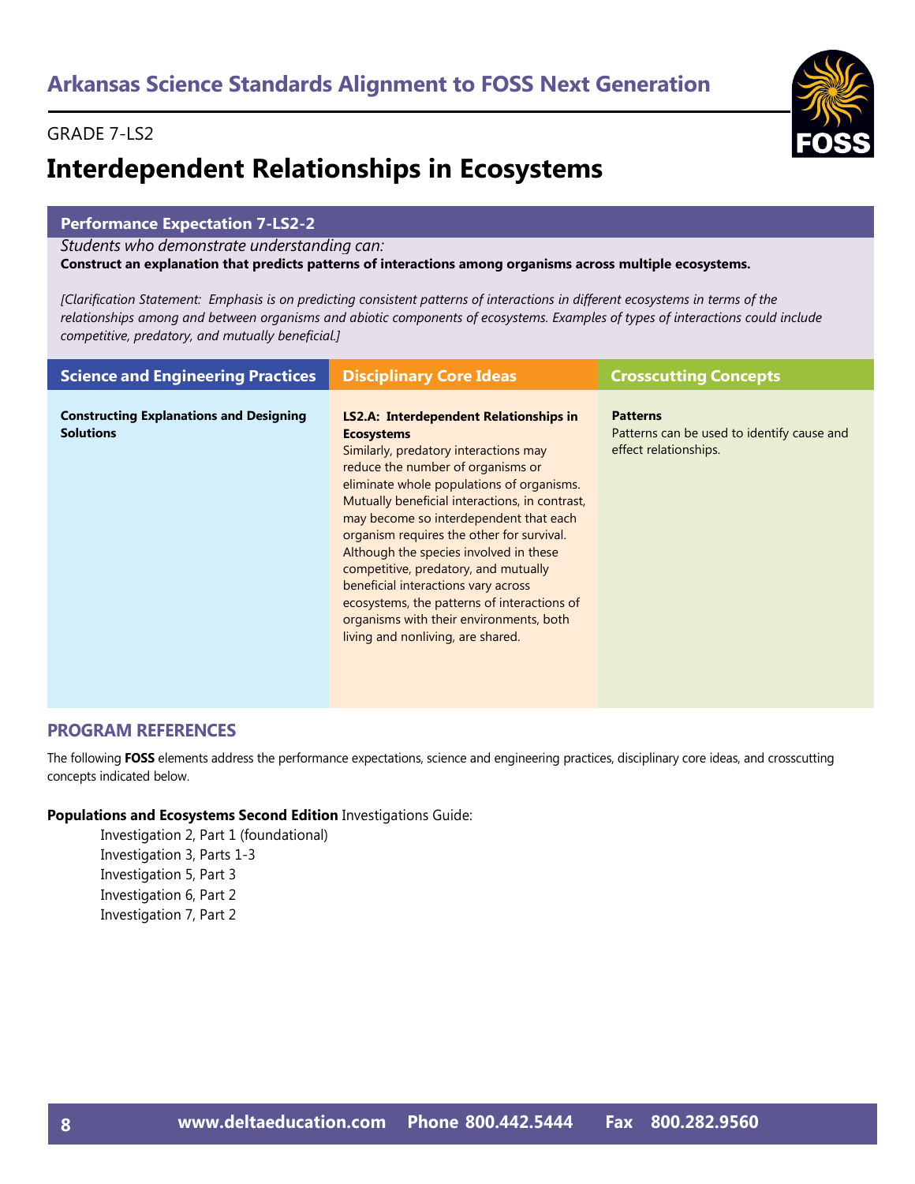# Arkansas Science Standards Alignment to FOSS Next Generation

GRADE 7-LS2

## Interdependent Relationships in Ecosystems

### Performance Expectation 7-LS2-2

*Students who demonstrate understanding can:*

**Construct an explanation that predicts patterns of interactions among organisms across multiple ecosystems.**

*[Clarification Statement: Emphasis is on predicting consistent patterns of interactions in different ecosystems in terms of the relationships among and between organisms and abiotic components of ecosystems. Examples of types of interactions could include competitive, predatory, and mutually beneficial.]*

| Science and Engineering Practices | Disciplinary Core Ideas | Crosscutting Concepts |
| --- | --- | --- |
| **Constructing Explanations and Designing Solutions** | **LS2.A: Interdependent Relationships in Ecosystems** Similarly, predatory interactions may reduce the number of organisms or eliminate whole populations of organisms. Mutually beneficial interactions, in contrast, may become so interdependent that each organism requires the other for survival. Although the species involved in these competitive, predatory, and mutually beneficial interactions vary across ecosystems, the patterns of interactions of organisms with their environments, both living and nonliving, are shared. | **Patterns** Patterns can be used to identify cause and effect relationships. |

### PROGRAM REFERENCES

The following **FOSS** elements address the performance expectations, science and engineering practices, disciplinary core ideas, and crosscutting concepts indicated below.

**Populations and Ecosystems Second Edition** Investigations Guide:

- Investigation 2, Part 1 (foundational)
- Investigation 3, Parts 1-3
- Investigation 5, Part 3
- Investigation 6, Part 2
- Investigation 7, Part 2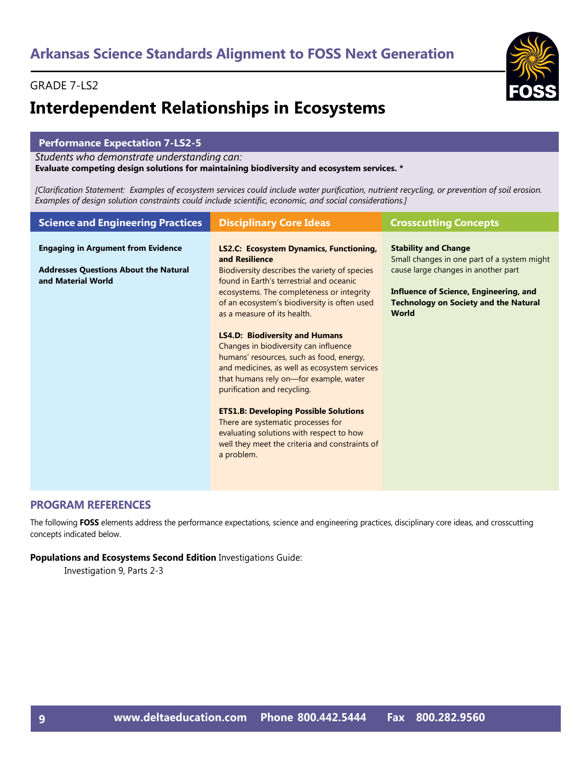## Arkansas Science Standards Alignment to FOSS Next Generation

GRADE 7-LS2

# Interdependent Relationships in Ecosystems

### Performance Expectation 7-LS2-5

*Students who demonstrate understanding can:*

**Evaluate competing design solutions for maintaining biodiversity and ecosystem services. ***

*[Clarification Statement: Examples of ecosystem services could include water purification, nutrient recycling, or prevention of soil erosion. Examples of design solution constraints could include scientific, economic, and social considerations.]*

| Science and Engineering Practices | Disciplinary Core Ideas | Crosscutting Concepts |
|---|---|---|
| **Engaging in Argument from Evidence**<br><br>**Addresses Questions About the Natural and Material World** | **LS2.C: Ecosystem Dynamics, Functioning, and Resilience**<br>Biodiversity describes the variety of species found in Earth's terrestrial and oceanic ecosystems. The completeness or integrity of an ecosystem's biodiversity is often used as a measure of its health.<br><br>**LS4.D: Biodiversity and Humans**<br>Changes in biodiversity can influence humans' resources, such as food, energy, and medicines, as well as ecosystem services that humans rely on—for example, water purification and recycling.<br><br>**ETS1.B: Developing Possible Solutions**<br>There are systematic processes for evaluating solutions with respect to how well they meet the criteria and constraints of a problem. | **Stability and Change**<br>Small changes in one part of a system might cause large changes in another part<br><br>**Influence of Science, Engineering, and Technology on Society and the Natural World** |

## PROGRAM REFERENCES

The following **FOSS** elements address the performance expectations, science and engineering practices, disciplinary core ideas, and crosscutting concepts indicated below.

**Populations and Ecosystems Second Edition** Investigations Guide:

Investigation 9, Parts 2-3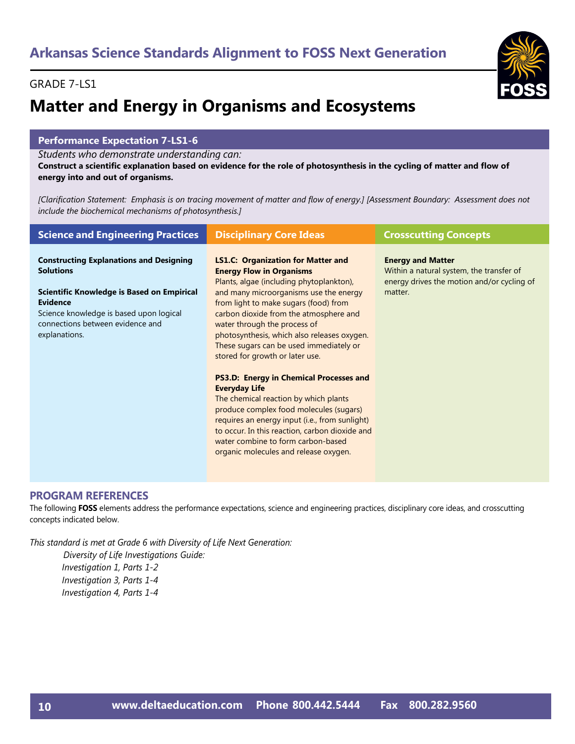## Arkansas Science Standards Alignment to FOSS Next Generation

GRADE 7-LS1

# Matter and Energy in Organisms and Ecosystems

### Performance Expectation 7-LS1-6

*Students who demonstrate understanding can:*

**Construct a scientific explanation based on evidence for the role of photosynthesis in the cycling of matter and flow of energy into and out of organisms.**

*[Clarification Statement: Emphasis is on tracing movement of matter and flow of energy.] [Assessment Boundary: Assessment does not include the biochemical mechanisms of photosynthesis.]*

| Science and Engineering Practices | Disciplinary Core Ideas | Crosscutting Concepts |
|---|---|---|
| **Constructing Explanations and Designing Solutions**<br><br>**Scientific Knowledge is Based on Empirical Evidence**<br>Science knowledge is based upon logical connections between evidence and explanations. | **LS1.C: Organization for Matter and Energy Flow in Organisms**<br>Plants, algae (including phytoplankton), and many microorganisms use the energy from light to make sugars (food) from carbon dioxide from the atmosphere and water through the process of photosynthesis, which also releases oxygen. These sugars can be used immediately or stored for growth or later use.<br><br>**PS3.D: Energy in Chemical Processes and Everyday Life**<br>The chemical reaction by which plants produce complex food molecules (sugars) requires an energy input (i.e., from sunlight) to occur. In this reaction, carbon dioxide and water combine to form carbon-based organic molecules and release oxygen. | **Energy and Matter**<br>Within a natural system, the transfer of energy drives the motion and/or cycling of matter. |

### PROGRAM REFERENCES

The following **FOSS** elements address the performance expectations, science and engineering practices, disciplinary core ideas, and crosscutting concepts indicated below.

*This standard is met at Grade 6 with Diversity of Life Next Generation:*

- *Diversity of Life Investigations Guide:*
  - *Investigation 1, Parts 1-2*
  - *Investigation 3, Parts 1-4*
  - *Investigation 4, Parts 1-4*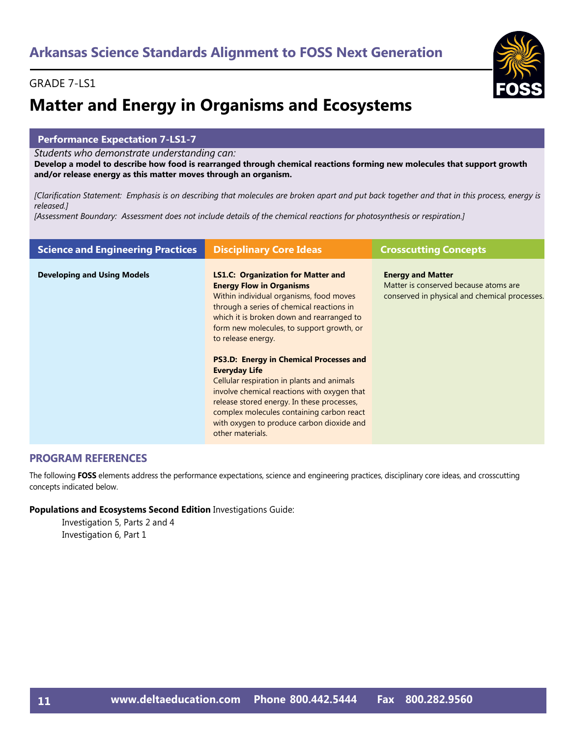## Arkansas Science Standards Alignment to FOSS Next Generation

GRADE 7-LS1

# Matter and Energy in Organisms and Ecosystems

### Performance Expectation 7-LS1-7

*Students who demonstrate understanding can:*

**Develop a model to describe how food is rearranged through chemical reactions forming new molecules that support growth and/or release energy as this matter moves through an organism.**

*[Clarification Statement: Emphasis is on describing that molecules are broken apart and put back together and that in this process, energy is released.]*

*[Assessment Boundary: Assessment does not include details of the chemical reactions for photosynthesis or respiration.]*

| Science and Engineering Practices | Disciplinary Core Ideas | Crosscutting Concepts |
|---|---|---|
| **Developing and Using Models** | **LS1.C: Organization for Matter and Energy Flow in Organisms** Within individual organisms, food moves through a series of chemical reactions in which it is broken down and rearranged to form new molecules, to support growth, or to release energy. <br><br> **PS3.D: Energy in Chemical Processes and Everyday Life** Cellular respiration in plants and animals involve chemical reactions with oxygen that release stored energy. In these processes, complex molecules containing carbon react with oxygen to produce carbon dioxide and other materials. | **Energy and Matter** Matter is conserved because atoms are conserved in physical and chemical processes. |

### PROGRAM REFERENCES

The following **FOSS** elements address the performance expectations, science and engineering practices, disciplinary core ideas, and crosscutting concepts indicated below.

**Populations and Ecosystems Second Edition** Investigations Guide:

Investigation 5, Parts 2 and 4
Investigation 6, Part 1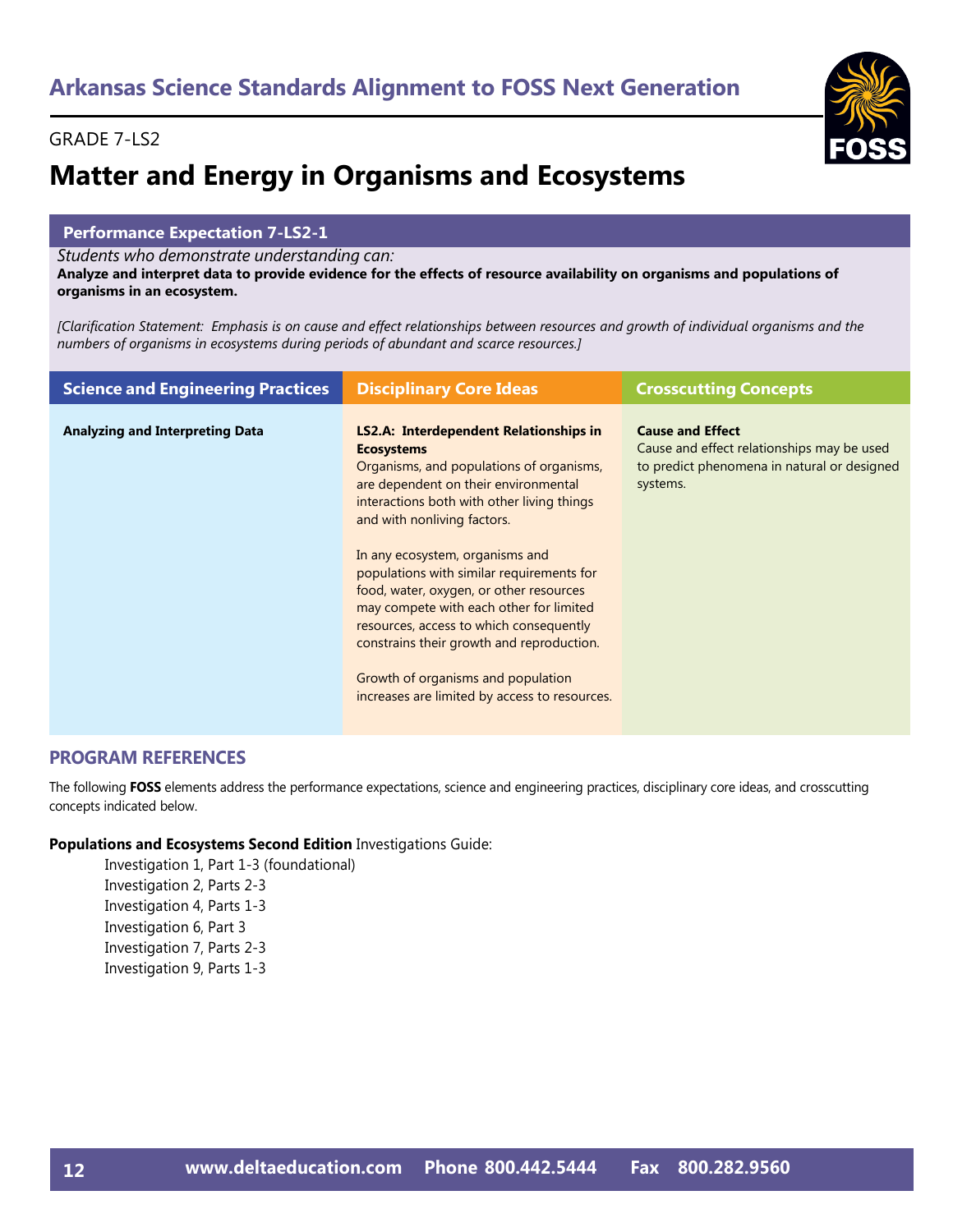# Arkansas Science Standards Alignment to FOSS Next Generation

GRADE 7-LS2

## Matter and Energy in Organisms and Ecosystems

### Performance Expectation 7-LS2-1

*Students who demonstrate understanding can:*
**Analyze and interpret data to provide evidence for the effects of resource availability on organisms and populations of organisms in an ecosystem.**

*[Clarification Statement: Emphasis is on cause and effect relationships between resources and growth of individual organisms and the numbers of organisms in ecosystems during periods of abundant and scarce resources.]*

| Science and Engineering Practices | Disciplinary Core Ideas | Crosscutting Concepts |
|---|---|---|
| **Analyzing and Interpreting Data** | **LS2.A: Interdependent Relationships in Ecosystems**<br>Organisms, and populations of organisms, are dependent on their environmental interactions both with other living things and with nonliving factors.<br><br>In any ecosystem, organisms and populations with similar requirements for food, water, oxygen, or other resources may compete with each other for limited resources, access to which consequently constrains their growth and reproduction.<br><br>Growth of organisms and population increases are limited by access to resources. | **Cause and Effect**<br>Cause and effect relationships may be used to predict phenomena in natural or designed systems. |

## PROGRAM REFERENCES

The following **FOSS** elements address the performance expectations, science and engineering practices, disciplinary core ideas, and crosscutting concepts indicated below.

**Populations and Ecosystems Second Edition** Investigations Guide:

- Investigation 1, Part 1-3 (foundational)
- Investigation 2, Parts 2-3
- Investigation 4, Parts 1-3
- Investigation 6, Part 3
- Investigation 7, Parts 2-3
- Investigation 9, Parts 1-3

www.deltaeducation.com Phone 800.442.5444 Fax 800.282.9560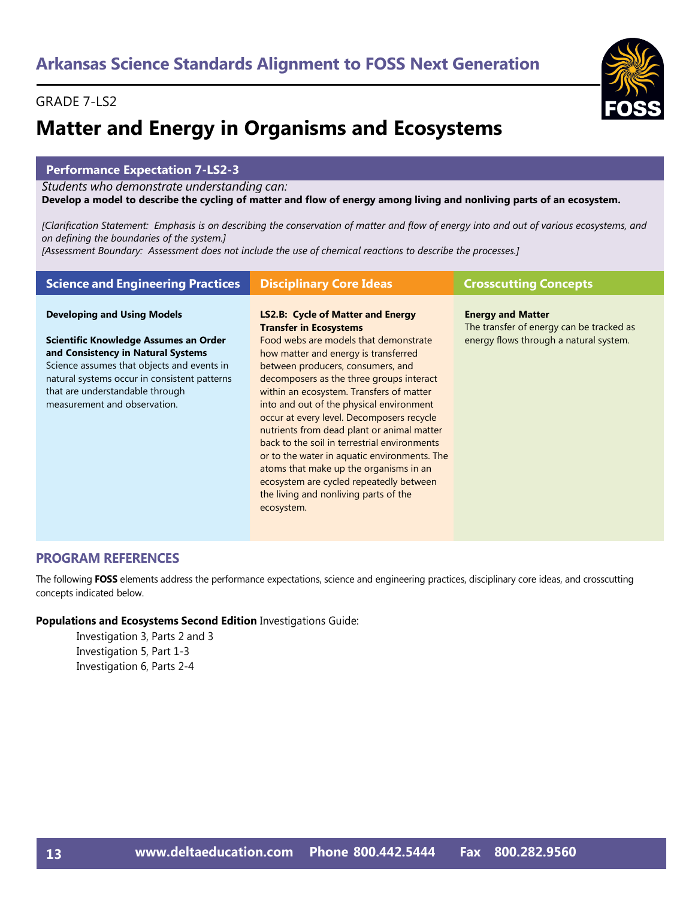## Arkansas Science Standards Alignment to FOSS Next Generation

GRADE 7-LS2

# Matter and Energy in Organisms and Ecosystems

### Performance Expectation 7-LS2-3

*Students who demonstrate understanding can:*

**Develop a model to describe the cycling of matter and flow of energy among living and nonliving parts of an ecosystem.**

*[Clarification Statement: Emphasis is on describing the conservation of matter and flow of energy into and out of various ecosystems, and on defining the boundaries of the system.]*
*[Assessment Boundary: Assessment does not include the use of chemical reactions to describe the processes.]*

| Science and Engineering Practices | Disciplinary Core Ideas | Crosscutting Concepts |
|---|---|---|
| **Developing and Using Models**<br><br>**Scientific Knowledge Assumes an Order and Consistency in Natural Systems**<br>Science assumes that objects and events in natural systems occur in consistent patterns that are understandable through measurement and observation. | **LS2.B: Cycle of Matter and Energy Transfer in Ecosystems**<br>Food webs are models that demonstrate how matter and energy is transferred between producers, consumers, and decomposers as the three groups interact within an ecosystem. Transfers of matter into and out of the physical environment occur at every level. Decomposers recycle nutrients from dead plant or animal matter back to the soil in terrestrial environments or to the water in aquatic environments. The atoms that make up the organisms in an ecosystem are cycled repeatedly between the living and nonliving parts of the ecosystem. | **Energy and Matter**<br>The transfer of energy can be tracked as energy flows through a natural system. |

## PROGRAM REFERENCES

The following **FOSS** elements address the performance expectations, science and engineering practices, disciplinary core ideas, and crosscutting concepts indicated below.

**Populations and Ecosystems Second Edition** Investigations Guide:

- Investigation 3, Parts 2 and 3
- Investigation 5, Part 1-3
- Investigation 6, Parts 2-4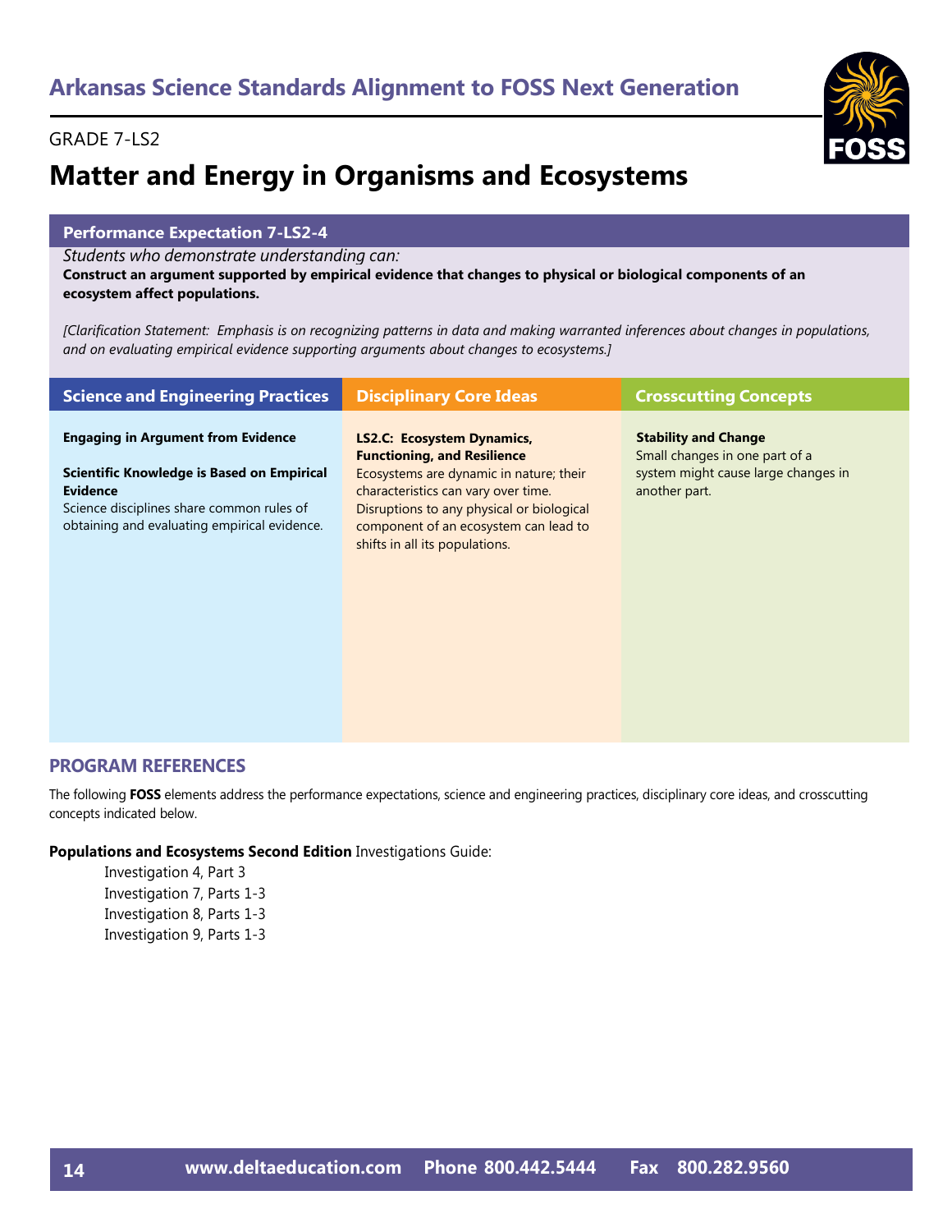# Arkansas Science Standards Alignment to FOSS Next Generation

GRADE 7-LS2

## Matter and Energy in Organisms and Ecosystems

### Performance Expectation 7-LS2-4

*Students who demonstrate understanding can:*

**Construct an argument supported by empirical evidence that changes to physical or biological components of an ecosystem affect populations.**

*[Clarification Statement: Emphasis is on recognizing patterns in data and making warranted inferences about changes in populations, and on evaluating empirical evidence supporting arguments about changes to ecosystems.]*

| Science and Engineering Practices | Disciplinary Core Ideas | Crosscutting Concepts |
|---|---|---|
| **Engaging in Argument from Evidence**<br><br>**Scientific Knowledge is Based on Empirical Evidence**<br>Science disciplines share common rules of obtaining and evaluating empirical evidence. | **LS2.C: Ecosystem Dynamics, Functioning, and Resilience**<br>Ecosystems are dynamic in nature; their characteristics can vary over time. Disruptions to any physical or biological component of an ecosystem can lead to shifts in all its populations. | **Stability and Change**<br>Small changes in one part of a system might cause large changes in another part. |

## PROGRAM REFERENCES

The following **FOSS** elements address the performance expectations, science and engineering practices, disciplinary core ideas, and crosscutting concepts indicated below.

**Populations and Ecosystems Second Edition** Investigations Guide:

- Investigation 4, Part 3
- Investigation 7, Parts 1-3
- Investigation 8, Parts 1-3
- Investigation 9, Parts 1-3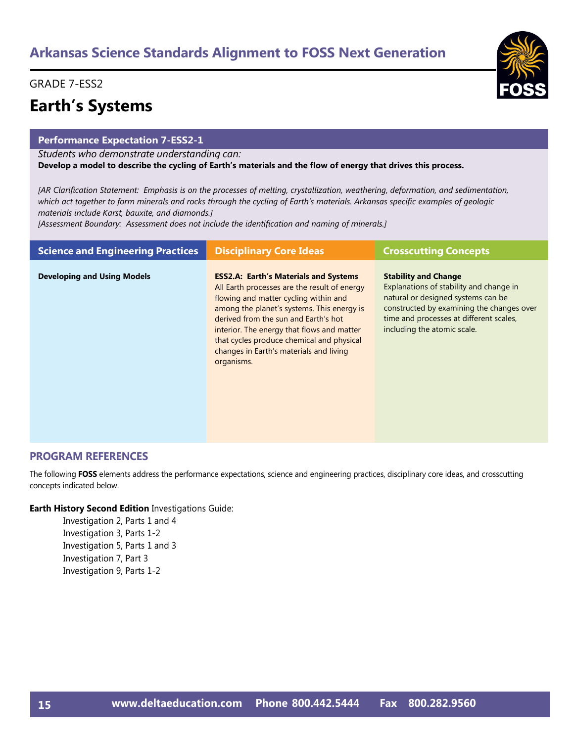# Arkansas Science Standards Alignment to FOSS Next Generation

GRADE 7-ESS2

## Earth's Systems

### Performance Expectation 7-ESS2-1

*Students who demonstrate understanding can:*

**Develop a model to describe the cycling of Earth's materials and the flow of energy that drives this process.**

*[AR Clarification Statement: Emphasis is on the processes of melting, crystallization, weathering, deformation, and sedimentation, which act together to form minerals and rocks through the cycling of Earth's materials. Arkansas specific examples of geologic materials include Karst, bauxite, and diamonds.]*

*[Assessment Boundary: Assessment does not include the identification and naming of minerals.]*

| Science and Engineering Practices | Disciplinary Core Ideas | Crosscutting Concepts |
|---|---|---|
| **Developing and Using Models** | **ESS2.A: Earth's Materials and Systems** All Earth processes are the result of energy flowing and matter cycling within and among the planet's systems. This energy is derived from the sun and Earth's hot interior. The energy that flows and matter that cycles produce chemical and physical changes in Earth's materials and living organisms. | **Stability and Change** Explanations of stability and change in natural or designed systems can be constructed by examining the changes over time and processes at different scales, including the atomic scale. |

### PROGRAM REFERENCES

The following **FOSS** elements address the performance expectations, science and engineering practices, disciplinary core ideas, and crosscutting concepts indicated below.

**Earth History Second Edition** Investigations Guide:

- Investigation 2, Parts 1 and 4
- Investigation 3, Parts 1-2
- Investigation 5, Parts 1 and 3
- Investigation 7, Part 3
- Investigation 9, Parts 1-2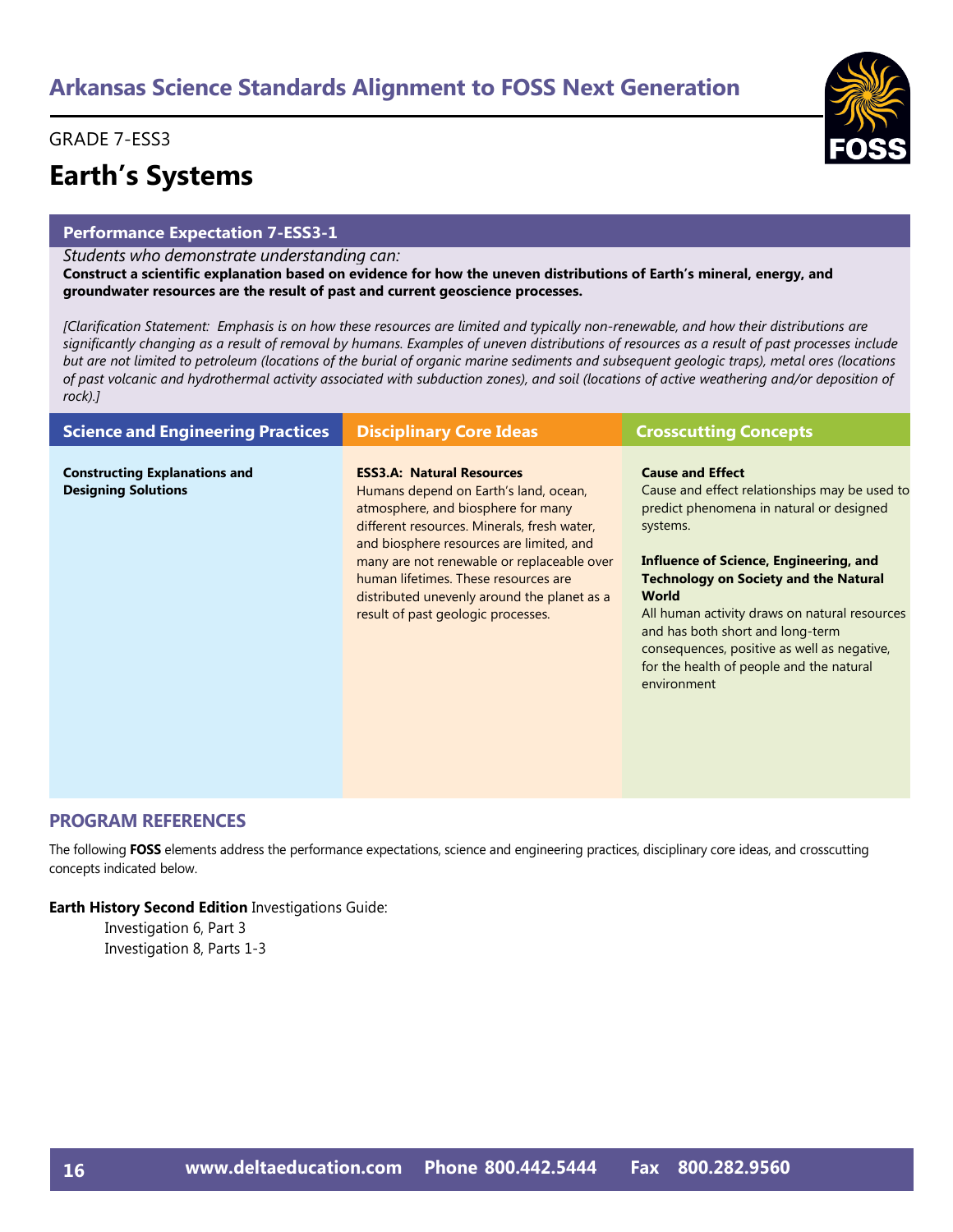## Arkansas Science Standards Alignment to FOSS Next Generation

GRADE 7-ESS3

# Earth's Systems

### Performance Expectation 7-ESS3-1

*Students who demonstrate understanding can:*

**Construct a scientific explanation based on evidence for how the uneven distributions of Earth's mineral, energy, and groundwater resources are the result of past and current geoscience processes.**

*[Clarification Statement: Emphasis is on how these resources are limited and typically non-renewable, and how their distributions are significantly changing as a result of removal by humans. Examples of uneven distributions of resources as a result of past processes include but are not limited to petroleum (locations of the burial of organic marine sediments and subsequent geologic traps), metal ores (locations of past volcanic and hydrothermal activity associated with subduction zones), and soil (locations of active weathering and/or deposition of rock).]*

| Science and Engineering Practices | Disciplinary Core Ideas | Crosscutting Concepts |
|---|---|---|
| **Constructing Explanations and Designing Solutions** | **ESS3.A: Natural Resources**<br>Humans depend on Earth's land, ocean, atmosphere, and biosphere for many different resources. Minerals, fresh water, and biosphere resources are limited, and many are not renewable or replaceable over human lifetimes. These resources are distributed unevenly around the planet as a result of past geologic processes. | **Cause and Effect**<br>Cause and effect relationships may be used to predict phenomena in natural or designed systems.<br><br>**Influence of Science, Engineering, and Technology on Society and the Natural World**<br>All human activity draws on natural resources and has both short and long-term consequences, positive as well as negative, for the health of people and the natural environment |

### PROGRAM REFERENCES

The following **FOSS** elements address the performance expectations, science and engineering practices, disciplinary core ideas, and crosscutting concepts indicated below.

**Earth History Second Edition** Investigations Guide:

- Investigation 6, Part 3
- Investigation 8, Parts 1-3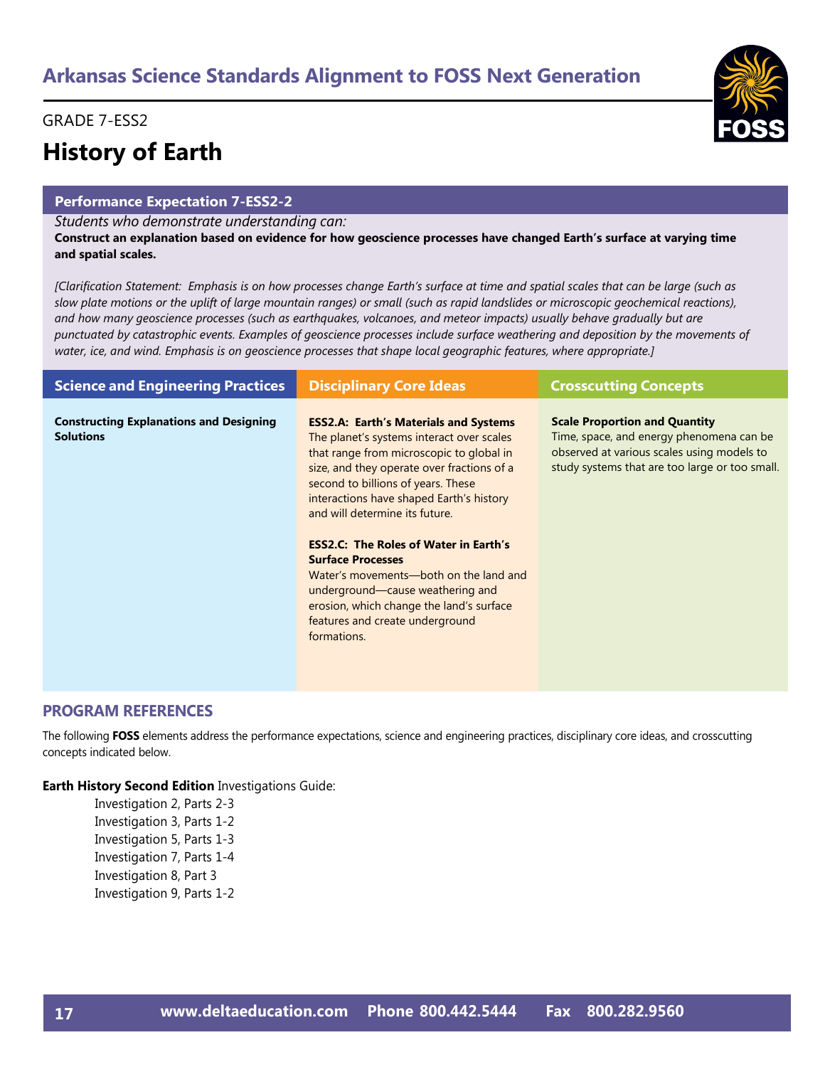## Arkansas Science Standards Alignment to FOSS Next Generation

GRADE 7-ESS2

# History of Earth

### Performance Expectation 7-ESS2-2

*Students who demonstrate understanding can:*

**Construct an explanation based on evidence for how geoscience processes have changed Earth's surface at varying time and spatial scales.**

*[Clarification Statement: Emphasis is on how processes change Earth's surface at time and spatial scales that can be large (such as slow plate motions or the uplift of large mountain ranges) or small (such as rapid landslides or microscopic geochemical reactions), and how many geoscience processes (such as earthquakes, volcanoes, and meteor impacts) usually behave gradually but are punctuated by catastrophic events. Examples of geoscience processes include surface weathering and deposition by the movements of water, ice, and wind. Emphasis is on geoscience processes that shape local geographic features, where appropriate.]*

| Science and Engineering Practices | Disciplinary Core Ideas | Crosscutting Concepts |
| --- | --- | --- |
| **Constructing Explanations and Designing Solutions** | **ESS2.A: Earth's Materials and Systems**<br>The planet's systems interact over scales that range from microscopic to global in size, and they operate over fractions of a second to billions of years. These interactions have shaped Earth's history and will determine its future.<br><br>**ESS2.C: The Roles of Water in Earth's Surface Processes**<br>Water's movements—both on the land and underground—cause weathering and erosion, which change the land's surface features and create underground formations. | **Scale Proportion and Quantity**<br>Time, space, and energy phenomena can be observed at various scales using models to study systems that are too large or too small. |

### PROGRAM REFERENCES

The following **FOSS** elements address the performance expectations, science and engineering practices, disciplinary core ideas, and crosscutting concepts indicated below.

**Earth History Second Edition** Investigations Guide:

- Investigation 2, Parts 2-3
- Investigation 3, Parts 1-2
- Investigation 5, Parts 1-3
- Investigation 7, Parts 1-4
- Investigation 8, Part 3
- Investigation 9, Parts 1-2

www.deltaeducation.com Phone 800.442.5444 Fax 800.282.9560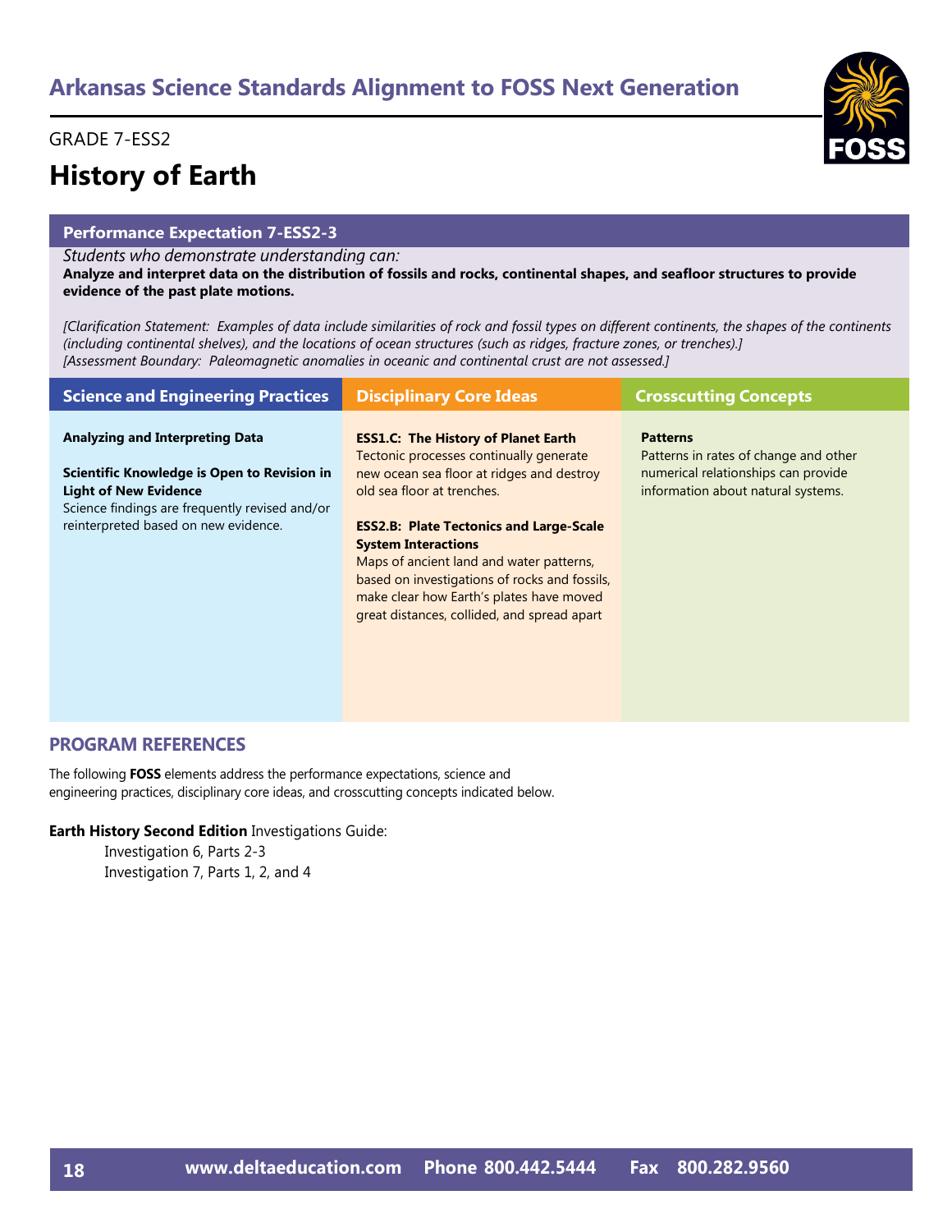# Arkansas Science Standards Alignment to FOSS Next Generation

GRADE 7-ESS2

## History of Earth

### Performance Expectation 7-ESS2-3

*Students who demonstrate understanding can:*

**Analyze and interpret data on the distribution of fossils and rocks, continental shapes, and seafloor structures to provide evidence of the past plate motions.**

*[Clarification Statement: Examples of data include similarities of rock and fossil types on different continents, the shapes of the continents (including continental shelves), and the locations of ocean structures (such as ridges, fracture zones, or trenches).]*
*[Assessment Boundary: Paleomagnetic anomalies in oceanic and continental crust are not assessed.]*

| Science and Engineering Practices | Disciplinary Core Ideas | Crosscutting Concepts |
|---|---|---|
| **Analyzing and Interpreting Data**<br><br>**Scientific Knowledge is Open to Revision in Light of New Evidence**<br>Science findings are frequently revised and/or reinterpreted based on new evidence. | **ESS1.C: The History of Planet Earth**<br>Tectonic processes continually generate new ocean sea floor at ridges and destroy old sea floor at trenches.<br><br>**ESS2.B: Plate Tectonics and Large-Scale System Interactions**<br>Maps of ancient land and water patterns, based on investigations of rocks and fossils, make clear how Earth's plates have moved great distances, collided, and spread apart | **Patterns**<br>Patterns in rates of change and other numerical relationships can provide information about natural systems. |

## PROGRAM REFERENCES

The following **FOSS** elements address the performance expectations, science and engineering practices, disciplinary core ideas, and crosscutting concepts indicated below.

**Earth History Second Edition** Investigations Guide:

- Investigation 6, Parts 2-3
- Investigation 7, Parts 1, 2, and 4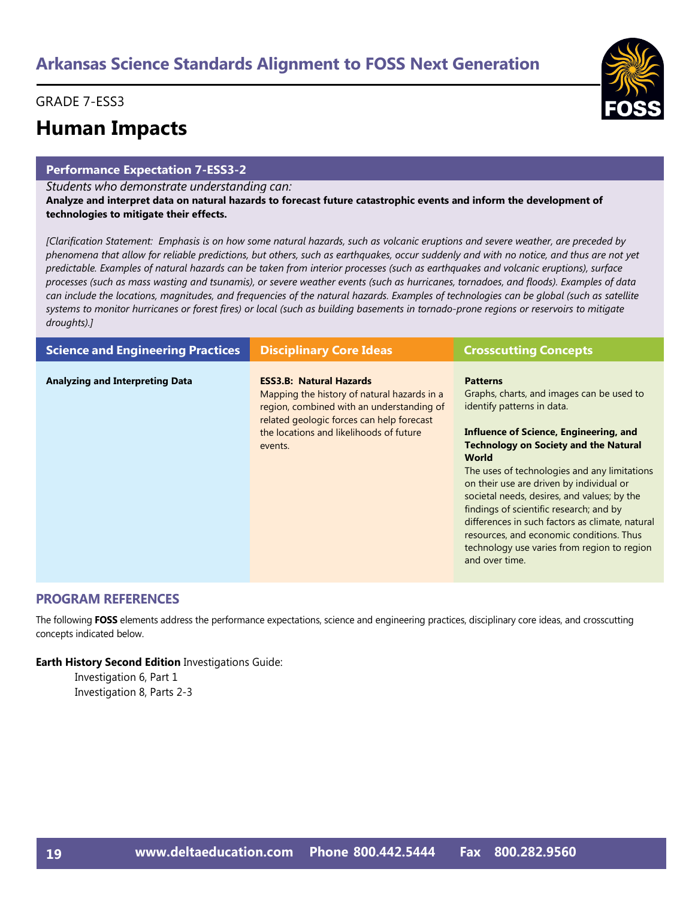## Arkansas Science Standards Alignment to FOSS Next Generation

GRADE 7-ESS3

# Human Impacts

### Performance Expectation 7-ESS3-2

*Students who demonstrate understanding can:*

**Analyze and interpret data on natural hazards to forecast future catastrophic events and inform the development of technologies to mitigate their effects.**

*[Clarification Statement: Emphasis is on how some natural hazards, such as volcanic eruptions and severe weather, are preceded by phenomena that allow for reliable predictions, but others, such as earthquakes, occur suddenly and with no notice, and thus are not yet predictable. Examples of natural hazards can be taken from interior processes (such as earthquakes and volcanic eruptions), surface processes (such as mass wasting and tsunamis), or severe weather events (such as hurricanes, tornadoes, and floods). Examples of data can include the locations, magnitudes, and frequencies of the natural hazards. Examples of technologies can be global (such as satellite systems to monitor hurricanes or forest fires) or local (such as building basements in tornado-prone regions or reservoirs to mitigate droughts).]*

| Science and Engineering Practices | Disciplinary Core Ideas | Crosscutting Concepts |
|---|---|---|
| **Analyzing and Interpreting Data** | **ESS3.B: Natural Hazards**<br>Mapping the history of natural hazards in a region, combined with an understanding of related geologic forces can help forecast the locations and likelihoods of future events. | **Patterns**<br>Graphs, charts, and images can be used to identify patterns in data.<br><br>**Influence of Science, Engineering, and Technology on Society and the Natural World**<br>The uses of technologies and any limitations on their use are driven by individual or societal needs, desires, and values; by the findings of scientific research; and by differences in such factors as climate, natural resources, and economic conditions. Thus technology use varies from region to region and over time. |

### PROGRAM REFERENCES

The following **FOSS** elements address the performance expectations, science and engineering practices, disciplinary core ideas, and crosscutting concepts indicated below.

**Earth History Second Edition** Investigations Guide:

- Investigation 6, Part 1
- Investigation 8, Parts 2-3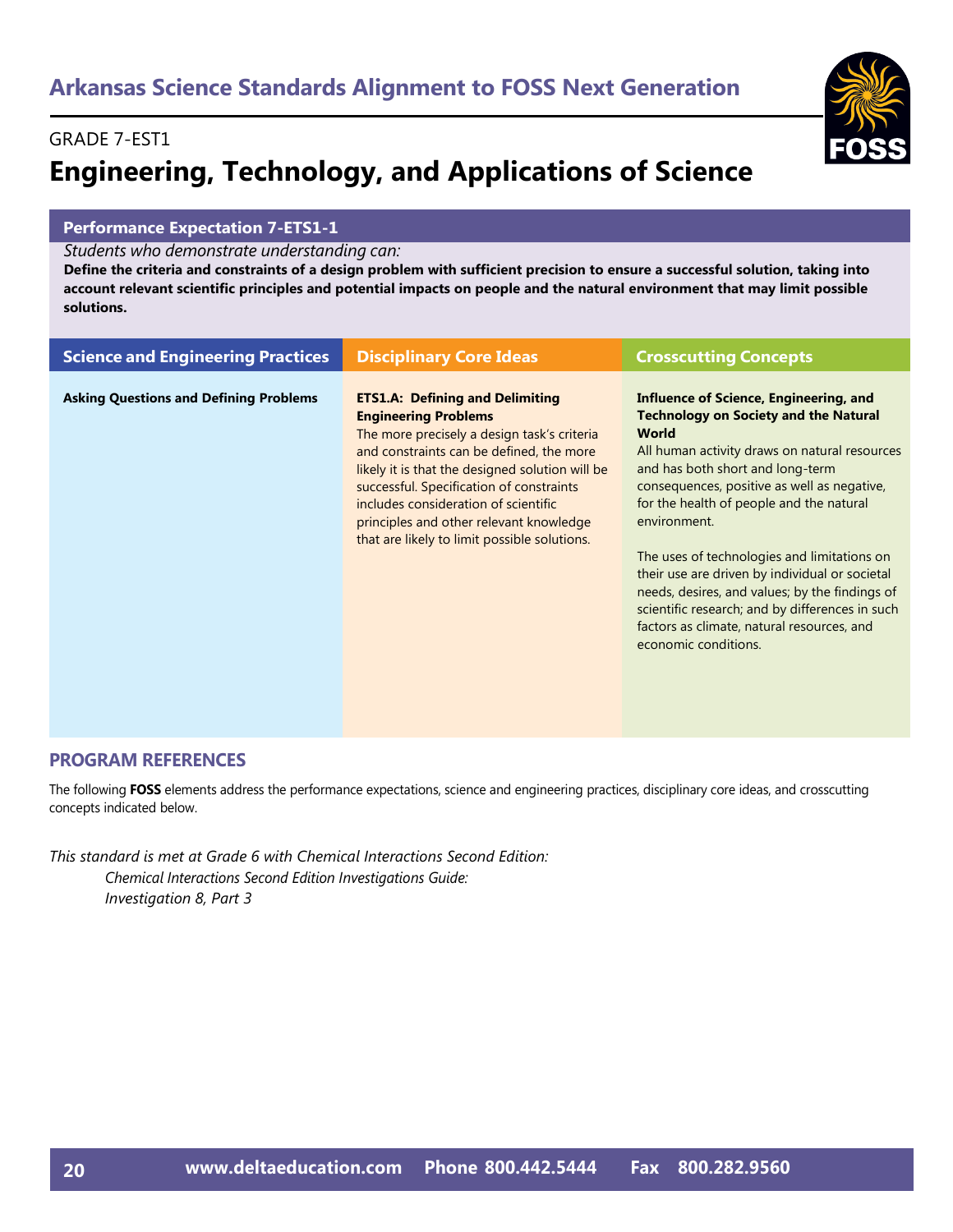# Arkansas Science Standards Alignment to FOSS Next Generation

GRADE 7-EST1

## Engineering, Technology, and Applications of Science

### Performance Expectation 7-ETS1-1

*Students who demonstrate understanding can:*

**Define the criteria and constraints of a design problem with sufficient precision to ensure a successful solution, taking into account relevant scientific principles and potential impacts on people and the natural environment that may limit possible solutions.**

| Science and Engineering Practices | Disciplinary Core Ideas | Crosscutting Concepts |
|---|---|---|
| **Asking Questions and Defining Problems** | **ETS1.A: Defining and Delimiting Engineering Problems**<br>The more precisely a design task's criteria and constraints can be defined, the more likely it is that the designed solution will be successful. Specification of constraints includes consideration of scientific principles and other relevant knowledge that are likely to limit possible solutions. | **Influence of Science, Engineering, and Technology on Society and the Natural World**<br>All human activity draws on natural resources and has both short and long-term consequences, positive as well as negative, for the health of people and the natural environment.<br><br>The uses of technologies and limitations on their use are driven by individual or societal needs, desires, and values; by the findings of scientific research; and by differences in such factors as climate, natural resources, and economic conditions. |

### PROGRAM REFERENCES

The following **FOSS** elements address the performance expectations, science and engineering practices, disciplinary core ideas, and crosscutting concepts indicated below.

*This standard is met at Grade 6 with Chemical Interactions Second Edition:*

*Chemical Interactions Second Edition Investigations Guide:*
*Investigation 8, Part 3*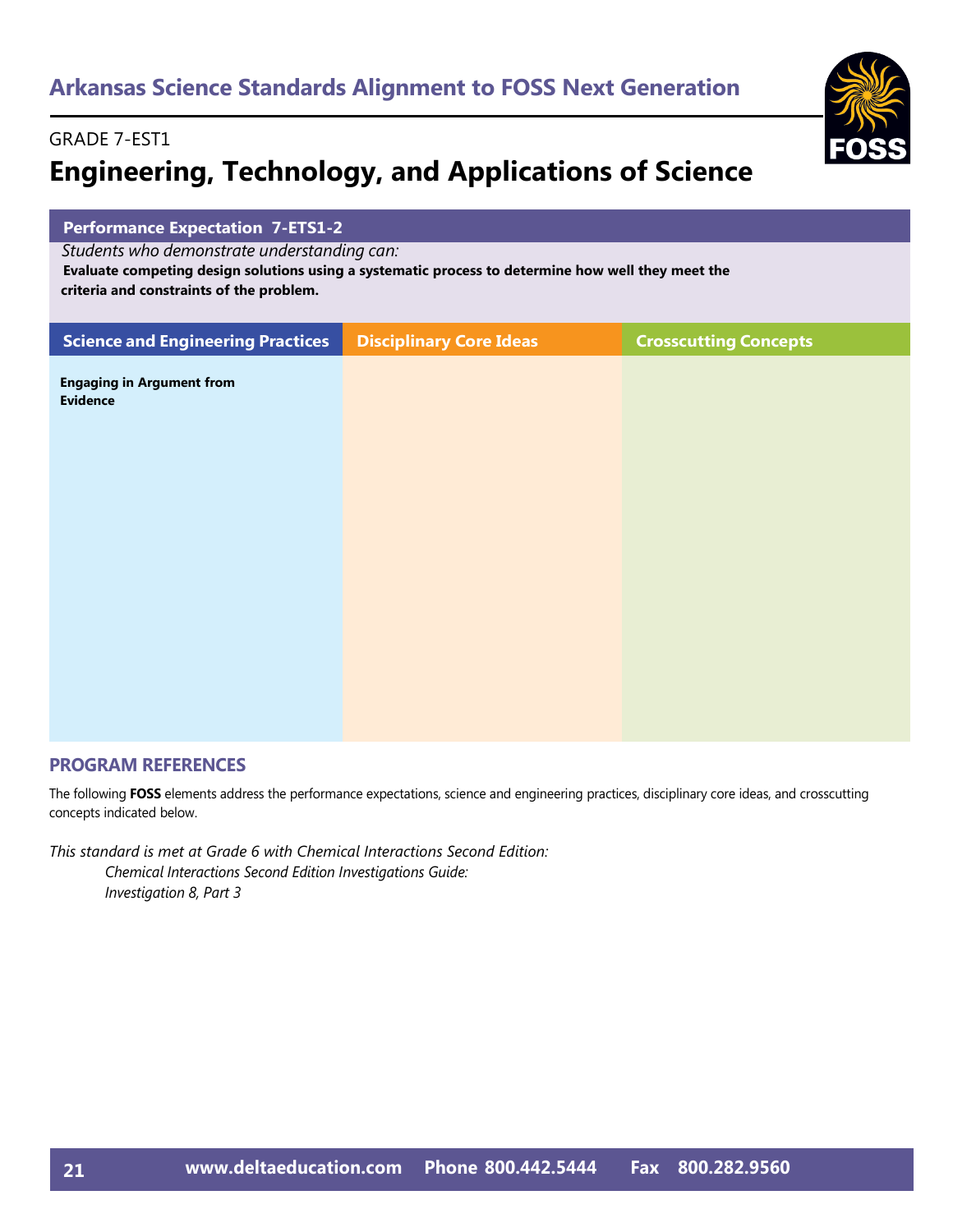## Arkansas Science Standards Alignment to FOSS Next Generation

GRADE 7-EST1

# Engineering, Technology, and Applications of Science

| Performance Expectation 7-ETS1-2 | | |
|---|---|---|
| *Students who demonstrate understanding can:* **Evaluate competing design solutions using a systematic process to determine how well they meet the criteria and constraints of the problem.** | | |
| **Science and Engineering Practices** | **Disciplinary Core Ideas** | **Crosscutting Concepts** |
| **Engaging in Argument from Evidence** | | |

### PROGRAM REFERENCES

The following **FOSS** elements address the performance expectations, science and engineering practices, disciplinary core ideas, and crosscutting concepts indicated below.

*This standard is met at Grade 6 with Chemical Interactions Second Edition:*

*Chemical Interactions Second Edition Investigations Guide:*
*Investigation 8, Part 3*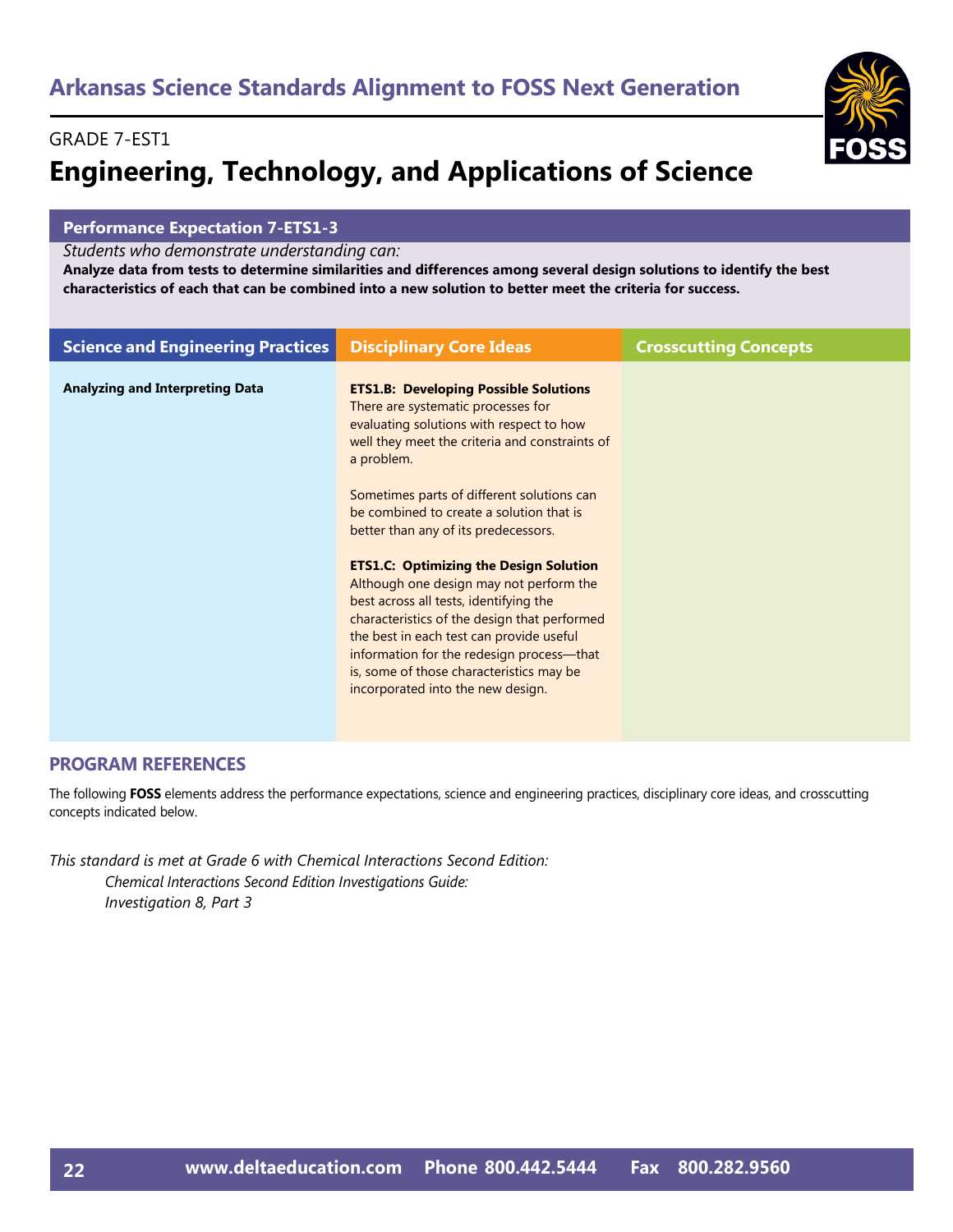# Arkansas Science Standards Alignment to FOSS Next Generation

GRADE 7-EST1

## Engineering, Technology, and Applications of Science

### Performance Expectation 7-ETS1-3

*Students who demonstrate understanding can:*

**Analyze data from tests to determine similarities and differences among several design solutions to identify the best characteristics of each that can be combined into a new solution to better meet the criteria for success.**

| Science and Engineering Practices | Disciplinary Core Ideas | Crosscutting Concepts |
|---|---|---|
| **Analyzing and Interpreting Data** | **ETS1.B: Developing Possible Solutions** There are systematic processes for evaluating solutions with respect to how well they meet the criteria and constraints of a problem.<br><br>Sometimes parts of different solutions can be combined to create a solution that is better than any of its predecessors.<br><br>**ETS1.C: Optimizing the Design Solution** Although one design may not perform the best across all tests, identifying the characteristics of the design that performed the best in each test can provide useful information for the redesign process—that is, some of those characteristics may be incorporated into the new design. | |

## PROGRAM REFERENCES

The following **FOSS** elements address the performance expectations, science and engineering practices, disciplinary core ideas, and crosscutting concepts indicated below.

*This standard is met at Grade 6 with Chemical Interactions Second Edition:*

*Chemical Interactions Second Edition Investigations Guide:*
*Investigation 8, Part 3*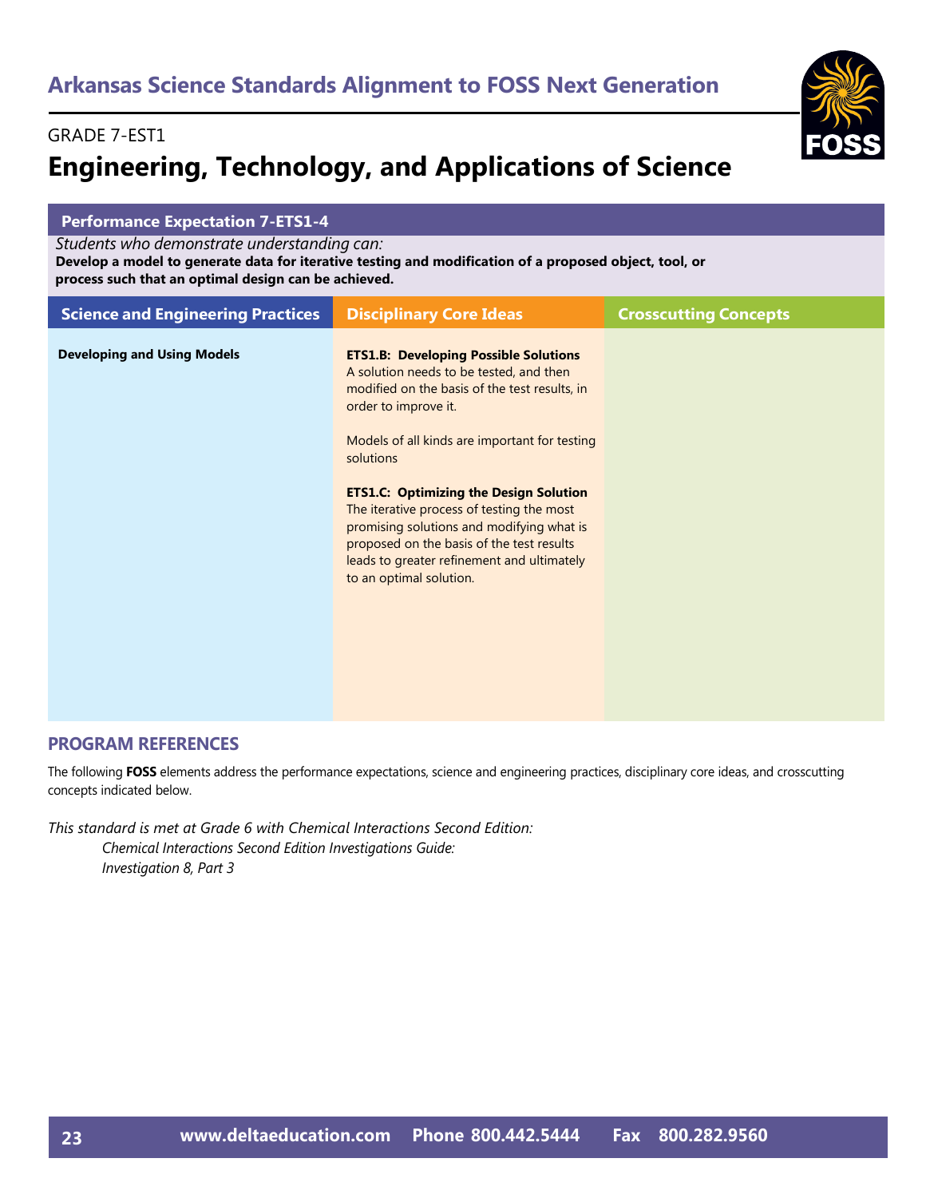# Arkansas Science Standards Alignment to FOSS Next Generation

GRADE 7-EST1

## Engineering, Technology, and Applications of Science

### Performance Expectation 7-ETS1-4

*Students who demonstrate understanding can:*

**Develop a model to generate data for iterative testing and modification of a proposed object, tool, or process such that an optimal design can be achieved.**

| Science and Engineering Practices | Disciplinary Core Ideas | Crosscutting Concepts |
| --- | --- | --- |
| **Developing and Using Models** | **ETS1.B: Developing Possible Solutions** A solution needs to be tested, and then modified on the basis of the test results, in order to improve it.<br><br>Models of all kinds are important for testing solutions<br><br>**ETS1.C: Optimizing the Design Solution** The iterative process of testing the most promising solutions and modifying what is proposed on the basis of the test results leads to greater refinement and ultimately to an optimal solution. | |

## PROGRAM REFERENCES

The following **FOSS** elements address the performance expectations, science and engineering practices, disciplinary core ideas, and crosscutting concepts indicated below.

*This standard is met at Grade 6 with Chemical Interactions Second Edition:*

*Chemical Interactions Second Edition Investigations Guide:*

*Investigation 8, Part 3*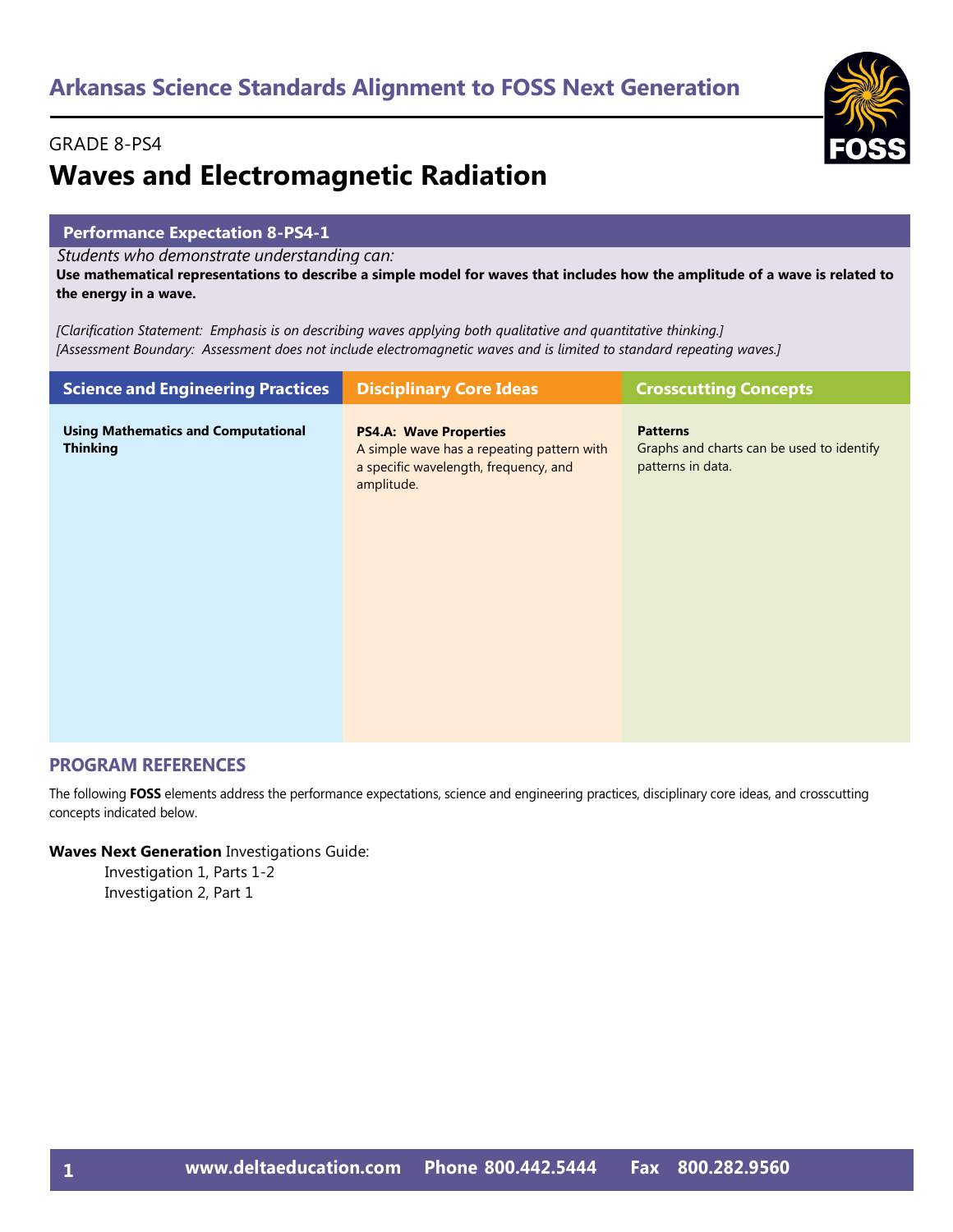## Arkansas Science Standards Alignment to FOSS Next Generation

GRADE 8-PS4

# Waves and Electromagnetic Radiation

### Performance Expectation 8-PS4-1

*Students who demonstrate understanding can:*

**Use mathematical representations to describe a simple model for waves that includes how the amplitude of a wave is related to the energy in a wave.**

*[Clarification Statement: Emphasis is on describing waves applying both qualitative and quantitative thinking.]*
*[Assessment Boundary: Assessment does not include electromagnetic waves and is limited to standard repeating waves.]*

| Science and Engineering Practices | Disciplinary Core Ideas | Crosscutting Concepts |
|---|---|---|
| **Using Mathematics and Computational Thinking** | **PS4.A: Wave Properties** A simple wave has a repeating pattern with a specific wavelength, frequency, and amplitude. | **Patterns** Graphs and charts can be used to identify patterns in data. |

## PROGRAM REFERENCES

The following **FOSS** elements address the performance expectations, science and engineering practices, disciplinary core ideas, and crosscutting concepts indicated below.

**Waves Next Generation** Investigations Guide:

- Investigation 1, Parts 1-2
- Investigation 2, Part 1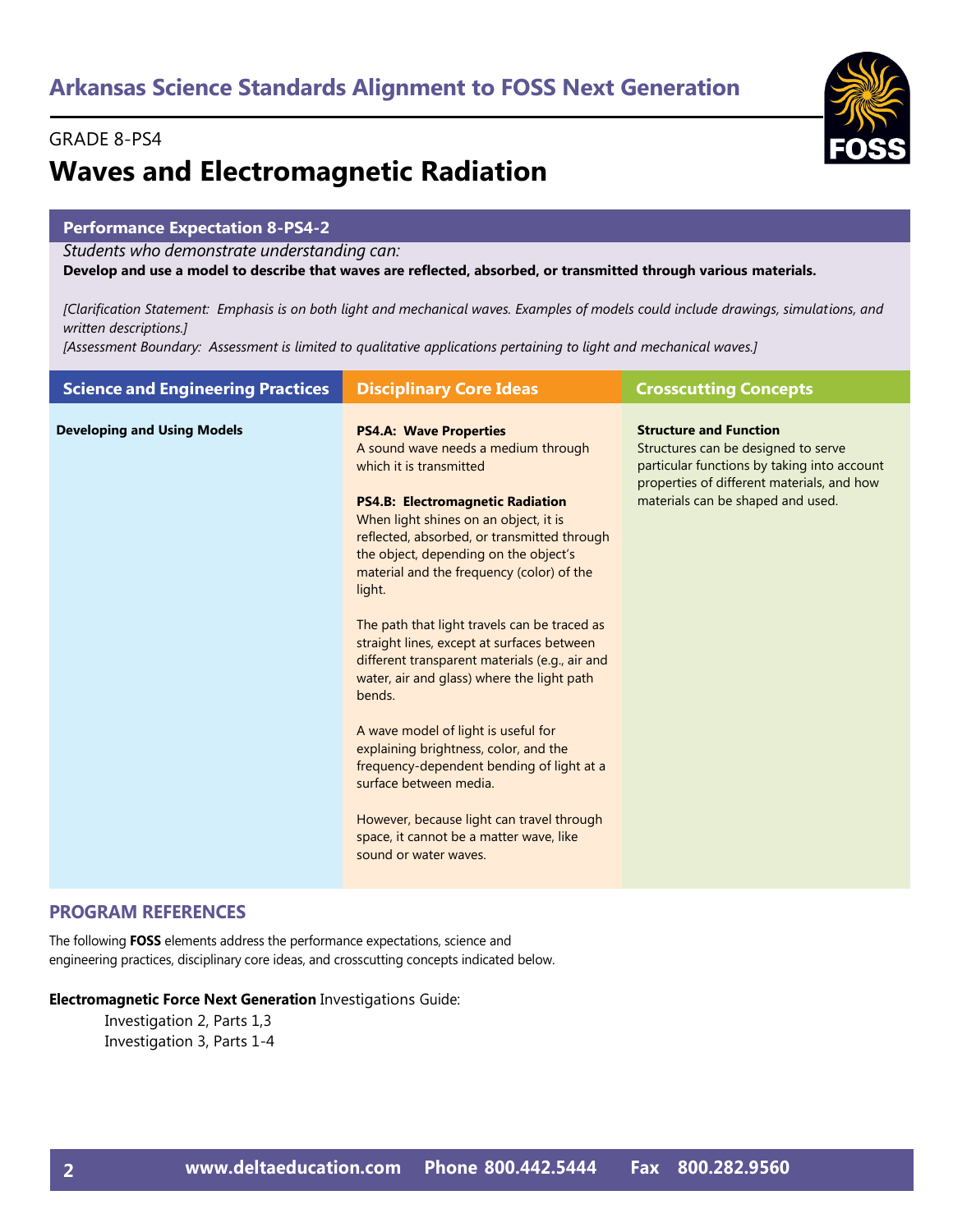# Arkansas Science Standards Alignment to FOSS Next Generation

GRADE 8-PS4

## Waves and Electromagnetic Radiation

### Performance Expectation 8-PS4-2

*Students who demonstrate understanding can:*

**Develop and use a model to describe that waves are reflected, absorbed, or transmitted through various materials.**

*[Clarification Statement: Emphasis is on both light and mechanical waves. Examples of models could include drawings, simulations, and written descriptions.]*

*[Assessment Boundary: Assessment is limited to qualitative applications pertaining to light and mechanical waves.]*

| Science and Engineering Practices | Disciplinary Core Ideas | Crosscutting Concepts |
|---|---|---|
| **Developing and Using Models** | **PS4.A: Wave Properties**<br>A sound wave needs a medium through which it is transmitted<br><br>**PS4.B: Electromagnetic Radiation**<br>When light shines on an object, it is reflected, absorbed, or transmitted through the object, depending on the object's material and the frequency (color) of the light.<br><br>The path that light travels can be traced as straight lines, except at surfaces between different transparent materials (e.g., air and water, air and glass) where the light path bends.<br><br>A wave model of light is useful for explaining brightness, color, and the frequency-dependent bending of light at a surface between media.<br><br>However, because light can travel through space, it cannot be a matter wave, like sound or water waves. | **Structure and Function**<br>Structures can be designed to serve particular functions by taking into account properties of different materials, and how materials can be shaped and used. |

## PROGRAM REFERENCES

The following **FOSS** elements address the performance expectations, science and engineering practices, disciplinary core ideas, and crosscutting concepts indicated below.

**Electromagnetic Force Next Generation** Investigations Guide:

- Investigation 2, Parts 1,3
- Investigation 3, Parts 1-4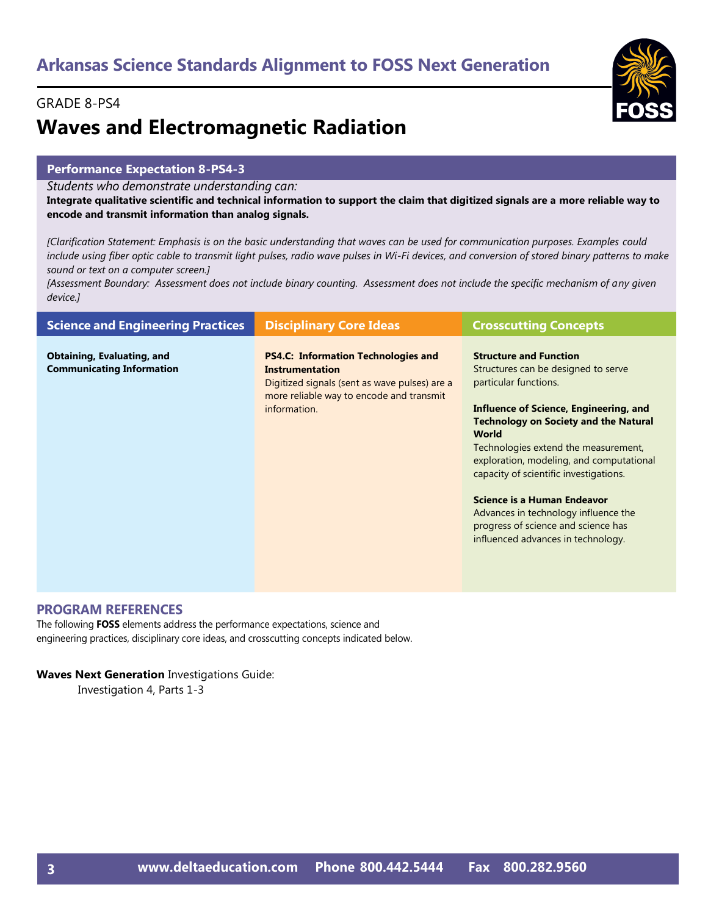## Arkansas Science Standards Alignment to FOSS Next Generation

GRADE 8-PS4

# Waves and Electromagnetic Radiation

### Performance Expectation 8-PS4-3

*Students who demonstrate understanding can:*

**Integrate qualitative scientific and technical information to support the claim that digitized signals are a more reliable way to encode and transmit information than analog signals.**

*[Clarification Statement: Emphasis is on the basic understanding that waves can be used for communication purposes. Examples could include using fiber optic cable to transmit light pulses, radio wave pulses in Wi-Fi devices, and conversion of stored binary patterns to make sound or text on a computer screen.]*

*[Assessment Boundary: Assessment does not include binary counting. Assessment does not include the specific mechanism of any given device.]*

| Science and Engineering Practices | Disciplinary Core Ideas | Crosscutting Concepts |
|---|---|---|
| **Obtaining, Evaluating, and Communicating Information** | **PS4.C: Information Technologies and Instrumentation**<br>Digitized signals (sent as wave pulses) are a more reliable way to encode and transmit information. | **Structure and Function**<br>Structures can be designed to serve particular functions.<br><br>**Influence of Science, Engineering, and Technology on Society and the Natural World**<br>Technologies extend the measurement, exploration, modeling, and computational capacity of scientific investigations.<br><br>**Science is a Human Endeavor**<br>Advances in technology influence the progress of science and science has influenced advances in technology. |

### PROGRAM REFERENCES

The following **FOSS** elements address the performance expectations, science and engineering practices, disciplinary core ideas, and crosscutting concepts indicated below.

**Waves Next Generation** Investigations Guide:

Investigation 4, Parts 1-3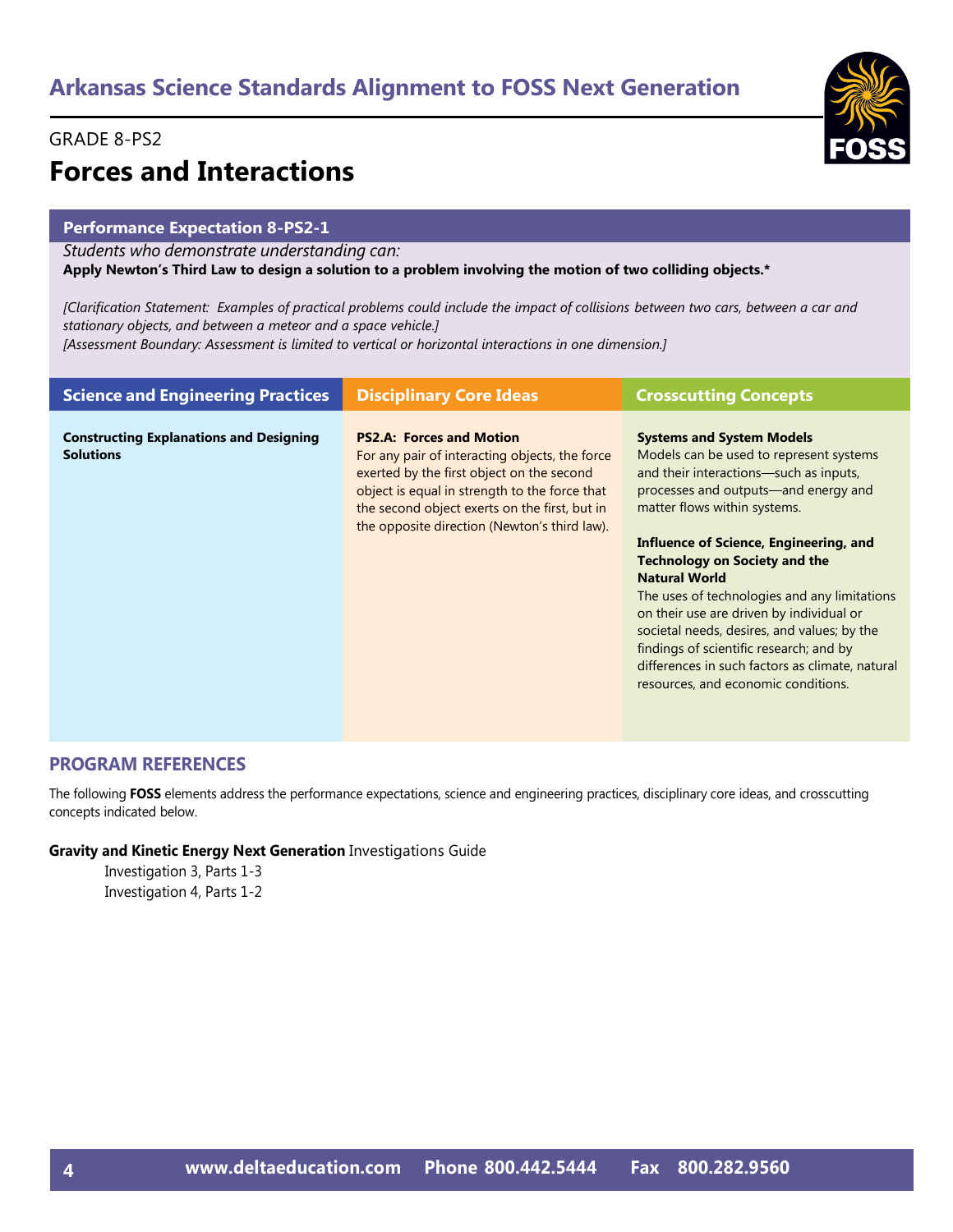# Arkansas Science Standards Alignment to FOSS Next Generation

GRADE 8-PS2

## Forces and Interactions

### Performance Expectation 8-PS2-1

*Students who demonstrate understanding can:*

**Apply Newton's Third Law to design a solution to a problem involving the motion of two colliding objects.***

*[Clarification Statement: Examples of practical problems could include the impact of collisions between two cars, between a car and stationary objects, and between a meteor and a space vehicle.]*
*[Assessment Boundary: Assessment is limited to vertical or horizontal interactions in one dimension.]*

| Science and Engineering Practices | Disciplinary Core Ideas | Crosscutting Concepts |
|---|---|---|
| **Constructing Explanations and Designing Solutions** | **PS2.A: Forces and Motion**<br>For any pair of interacting objects, the force exerted by the first object on the second object is equal in strength to the force that the second object exerts on the first, but in the opposite direction (Newton's third law). | **Systems and System Models**<br>Models can be used to represent systems and their interactions—such as inputs, processes and outputs—and energy and matter flows within systems.<br><br>**Influence of Science, Engineering, and Technology on Society and the Natural World**<br>The uses of technologies and any limitations on their use are driven by individual or societal needs, desires, and values; by the findings of scientific research; and by differences in such factors as climate, natural resources, and economic conditions. |

### PROGRAM REFERENCES

The following **FOSS** elements address the performance expectations, science and engineering practices, disciplinary core ideas, and crosscutting concepts indicated below.

**Gravity and Kinetic Energy Next Generation** Investigations Guide

- Investigation 3, Parts 1-3
- Investigation 4, Parts 1-2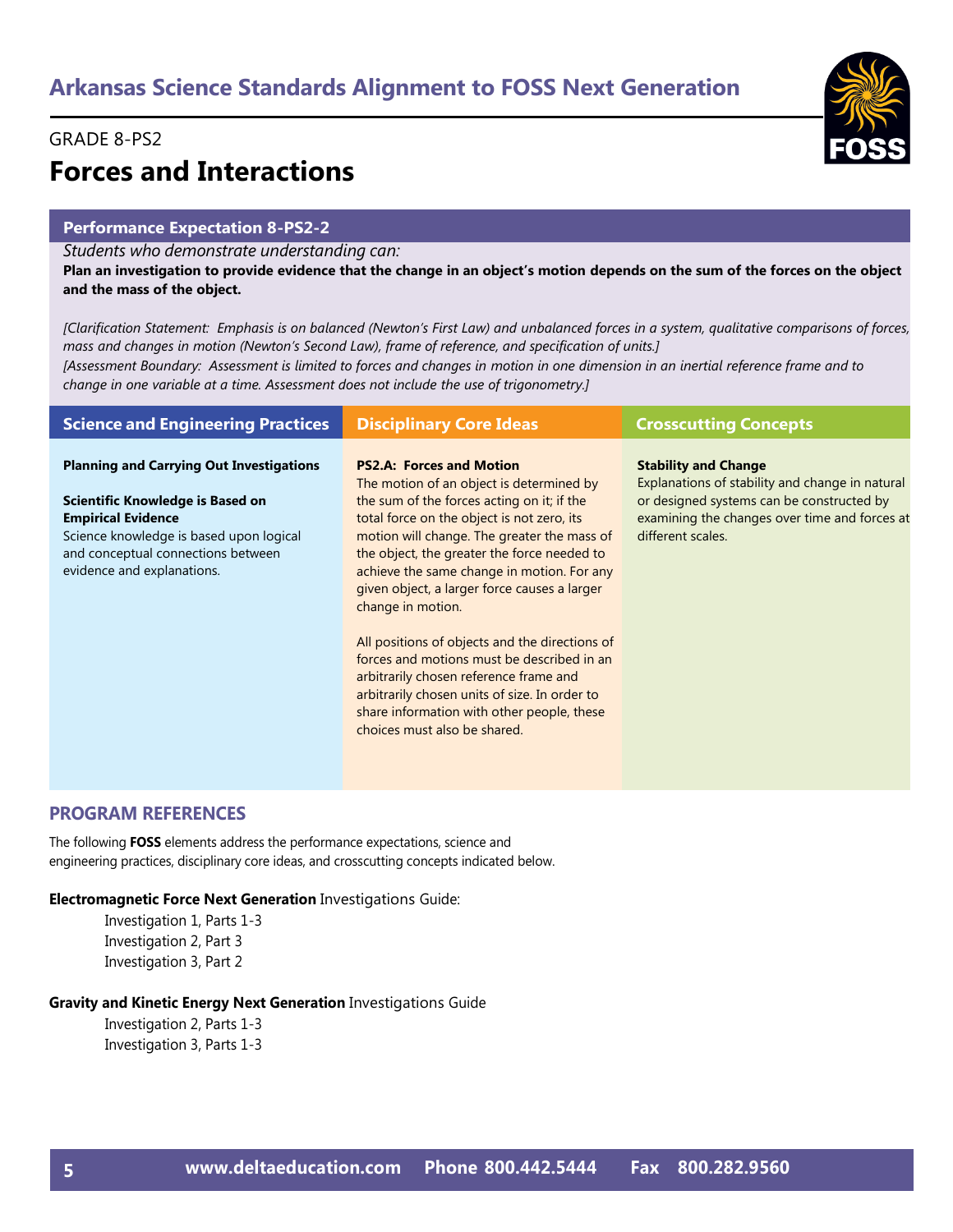# Arkansas Science Standards Alignment to FOSS Next Generation

GRADE 8-PS2

## Forces and Interactions

### Performance Expectation 8-PS2-2

*Students who demonstrate understanding can:*

**Plan an investigation to provide evidence that the change in an object's motion depends on the sum of the forces on the object and the mass of the object.**

*[Clarification Statement: Emphasis is on balanced (Newton's First Law) and unbalanced forces in a system, qualitative comparisons of forces, mass and changes in motion (Newton's Second Law), frame of reference, and specification of units.]*

*[Assessment Boundary: Assessment is limited to forces and changes in motion in one dimension in an inertial reference frame and to change in one variable at a time. Assessment does not include the use of trigonometry.]*

| Science and Engineering Practices | Disciplinary Core Ideas | Crosscutting Concepts |
|---|---|---|
| **Planning and Carrying Out Investigations**<br><br>**Scientific Knowledge is Based on Empirical Evidence**<br>Science knowledge is based upon logical and conceptual connections between evidence and explanations. | **PS2.A: Forces and Motion**<br>The motion of an object is determined by the sum of the forces acting on it; if the total force on the object is not zero, its motion will change. The greater the mass of the object, the greater the force needed to achieve the same change in motion. For any given object, a larger force causes a larger change in motion.<br><br>All positions of objects and the directions of forces and motions must be described in an arbitrarily chosen reference frame and arbitrarily chosen units of size. In order to share information with other people, these choices must also be shared. | **Stability and Change**<br>Explanations of stability and change in natural or designed systems can be constructed by examining the changes over time and forces at different scales. |

### PROGRAM REFERENCES

The following **FOSS** elements address the performance expectations, science and engineering practices, disciplinary core ideas, and crosscutting concepts indicated below.

**Electromagnetic Force Next Generation** Investigations Guide:

- Investigation 1, Parts 1-3
- Investigation 2, Part 3
- Investigation 3, Part 2

**Gravity and Kinetic Energy Next Generation** Investigations Guide

- Investigation 2, Parts 1-3
- Investigation 3, Parts 1-3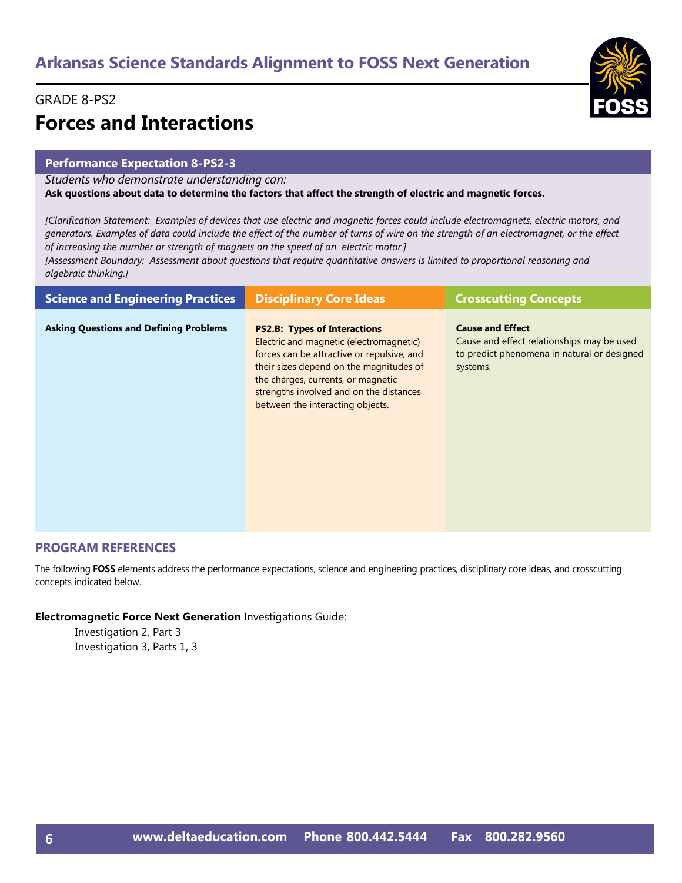# Arkansas Science Standards Alignment to FOSS Next Generation

GRADE 8-PS2

## Forces and Interactions

### Performance Expectation 8-PS2-3

*Students who demonstrate understanding can:*

**Ask questions about data to determine the factors that affect the strength of electric and magnetic forces.**

*[Clarification Statement: Examples of devices that use electric and magnetic forces could include electromagnets, electric motors, and generators. Examples of data could include the effect of the number of turns of wire on the strength of an electromagnet, or the effect of increasing the number or strength of magnets on the speed of an electric motor.]*

*[Assessment Boundary: Assessment about questions that require quantitative answers is limited to proportional reasoning and algebraic thinking.]*

| Science and Engineering Practices | Disciplinary Core Ideas | Crosscutting Concepts |
|---|---|---|
| **Asking Questions and Defining Problems** | **PS2.B: Types of Interactions** Electric and magnetic (electromagnetic) forces can be attractive or repulsive, and their sizes depend on the magnitudes of the charges, currents, or magnetic strengths involved and on the distances between the interacting objects. | **Cause and Effect** Cause and effect relationships may be used to predict phenomena in natural or designed systems. |

## PROGRAM REFERENCES

The following **FOSS** elements address the performance expectations, science and engineering practices, disciplinary core ideas, and crosscutting concepts indicated below.

**Electromagnetic Force Next Generation** Investigations Guide:

- Investigation 2, Part 3
- Investigation 3, Parts 1, 3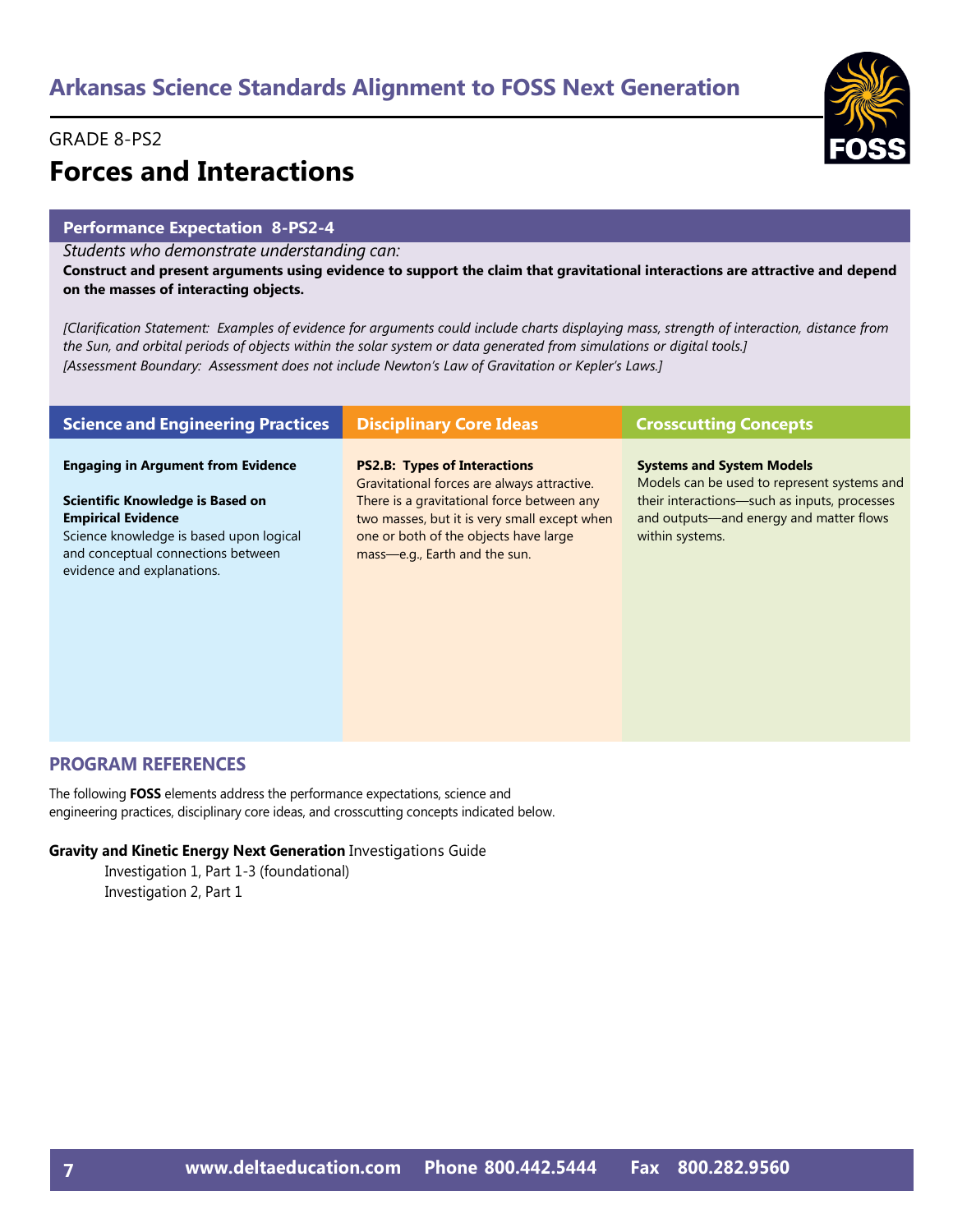# Arkansas Science Standards Alignment to FOSS Next Generation

GRADE 8-PS2

## Forces and Interactions

### Performance Expectation 8-PS2-4

*Students who demonstrate understanding can:*

**Construct and present arguments using evidence to support the claim that gravitational interactions are attractive and depend on the masses of interacting objects.**

*[Clarification Statement: Examples of evidence for arguments could include charts displaying mass, strength of interaction, distance from the Sun, and orbital periods of objects within the solar system or data generated from simulations or digital tools.]*
*[Assessment Boundary: Assessment does not include Newton's Law of Gravitation or Kepler's Laws.]*

| Science and Engineering Practices | Disciplinary Core Ideas | Crosscutting Concepts |
|---|---|---|
| **Engaging in Argument from Evidence**<br><br>**Scientific Knowledge is Based on Empirical Evidence**<br>Science knowledge is based upon logical and conceptual connections between evidence and explanations. | **PS2.B: Types of Interactions**<br>Gravitational forces are always attractive. There is a gravitational force between any two masses, but it is very small except when one or both of the objects have large mass—e.g., Earth and the sun. | **Systems and System Models**<br>Models can be used to represent systems and their interactions—such as inputs, processes and outputs—and energy and matter flows within systems. |

## PROGRAM REFERENCES

The following **FOSS** elements address the performance expectations, science and engineering practices, disciplinary core ideas, and crosscutting concepts indicated below.

**Gravity and Kinetic Energy Next Generation** Investigations Guide

- Investigation 1, Part 1-3 (foundational)
- Investigation 2, Part 1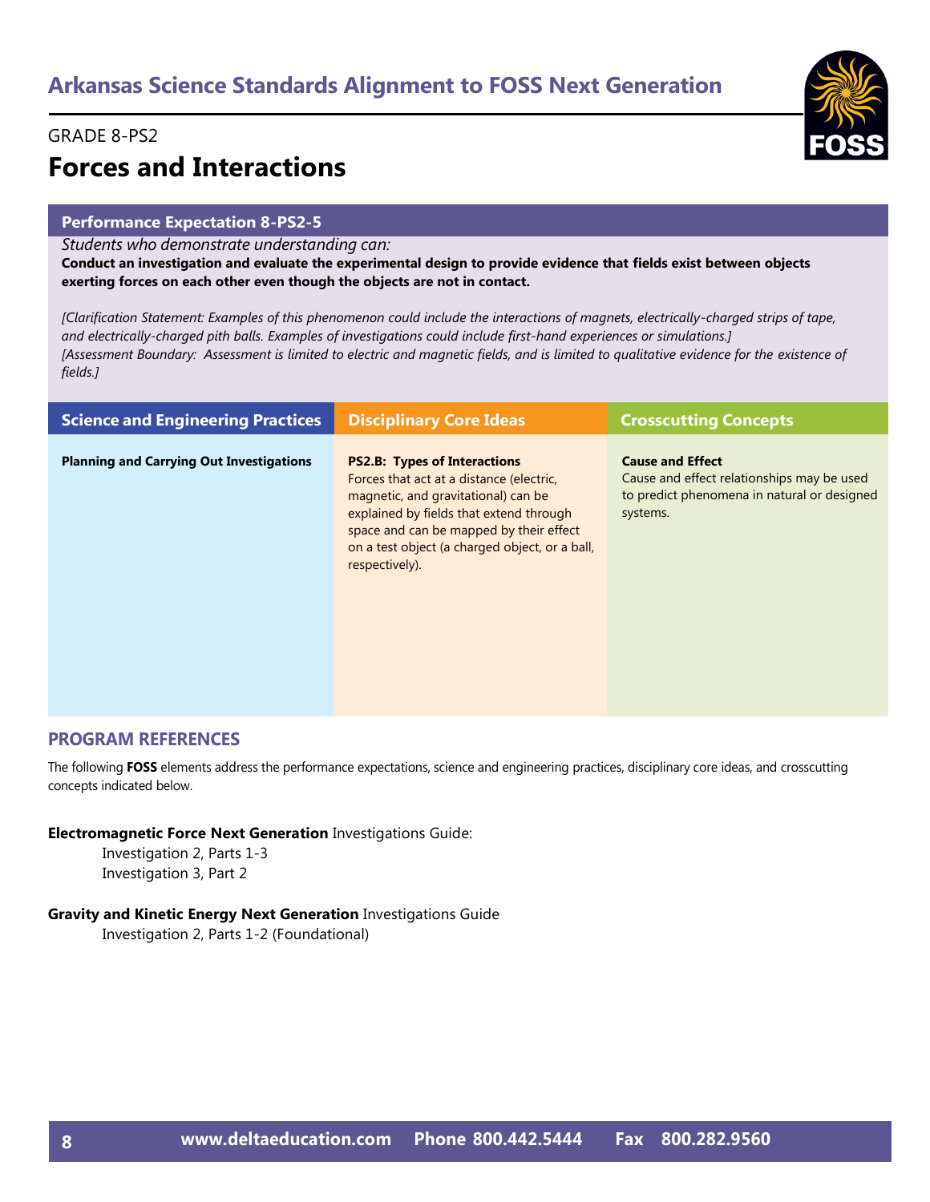# Arkansas Science Standards Alignment to FOSS Next Generation

GRADE 8-PS2

## Forces and Interactions

### Performance Expectation 8-PS2-5

*Students who demonstrate understanding can:*

**Conduct an investigation and evaluate the experimental design to provide evidence that fields exist between objects exerting forces on each other even though the objects are not in contact.**

*[Clarification Statement: Examples of this phenomenon could include the interactions of magnets, electrically-charged strips of tape, and electrically-charged pith balls. Examples of investigations could include first-hand experiences or simulations.]*
*[Assessment Boundary: Assessment is limited to electric and magnetic fields, and is limited to qualitative evidence for the existence of fields.]*

| Science and Engineering Practices | Disciplinary Core Ideas | Crosscutting Concepts |
|---|---|---|
| **Planning and Carrying Out Investigations** | **PS2.B: Types of Interactions** Forces that act at a distance (electric, magnetic, and gravitational) can be explained by fields that extend through space and can be mapped by their effect on a test object (a charged object, or a ball, respectively). | **Cause and Effect** Cause and effect relationships may be used to predict phenomena in natural or designed systems. |

## PROGRAM REFERENCES

The following **FOSS** elements address the performance expectations, science and engineering practices, disciplinary core ideas, and crosscutting concepts indicated below.

**Electromagnetic Force Next Generation** Investigations Guide:
- Investigation 2, Parts 1-3
- Investigation 3, Part 2

**Gravity and Kinetic Energy Next Generation** Investigations Guide
- Investigation 2, Parts 1-2 (Foundational)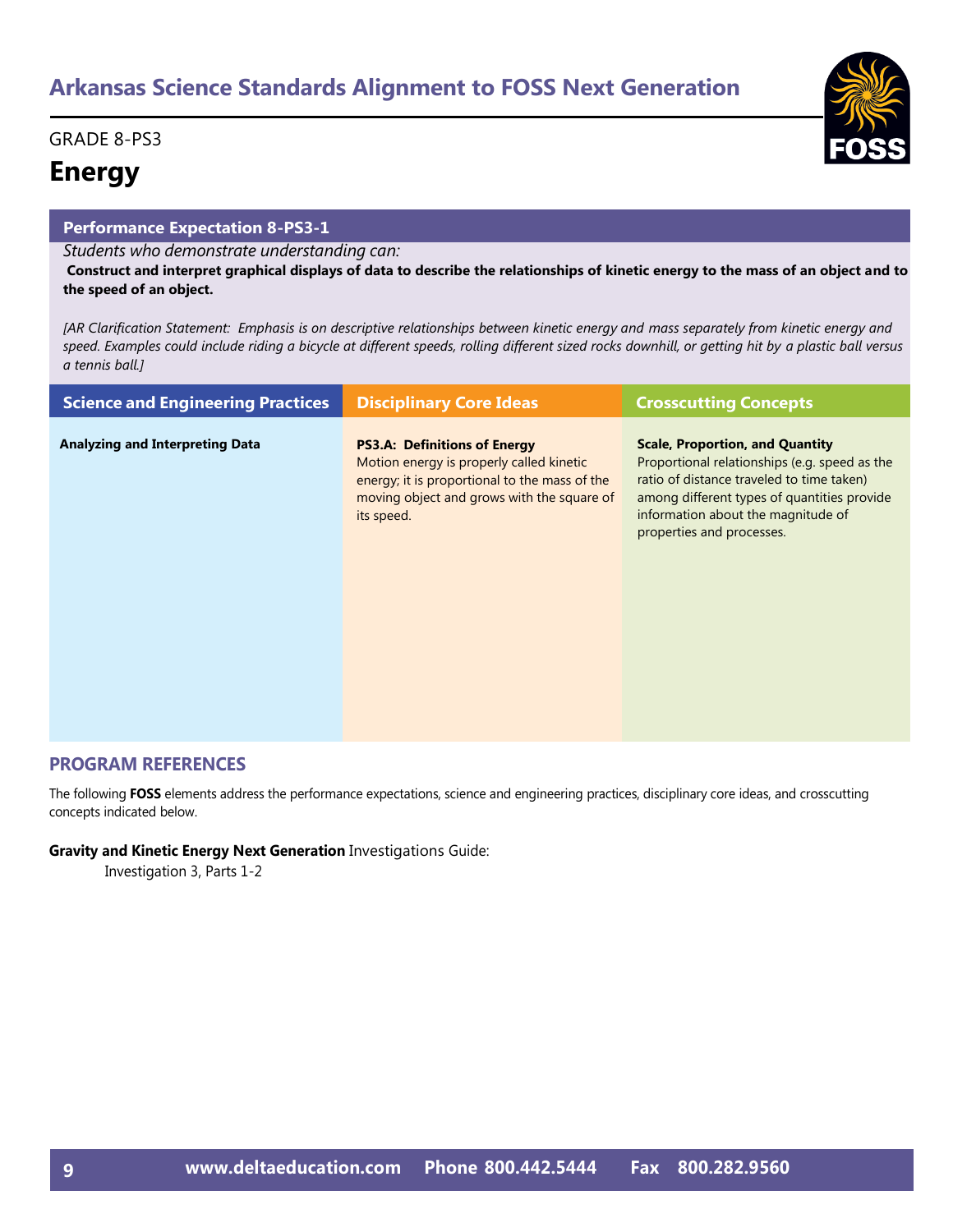# Arkansas Science Standards Alignment to FOSS Next Generation

GRADE 8-PS3

## Energy

### Performance Expectation 8-PS3-1

*Students who demonstrate understanding can:*

**Construct and interpret graphical displays of data to describe the relationships of kinetic energy to the mass of an object and to the speed of an object.**

*[AR Clarification Statement: Emphasis is on descriptive relationships between kinetic energy and mass separately from kinetic energy and speed. Examples could include riding a bicycle at different speeds, rolling different sized rocks downhill, or getting hit by a plastic ball versus a tennis ball.]*

| Science and Engineering Practices | Disciplinary Core Ideas | Crosscutting Concepts |
|---|---|---|
| **Analyzing and Interpreting Data** | **PS3.A: Definitions of Energy** Motion energy is properly called kinetic energy; it is proportional to the mass of the moving object and grows with the square of its speed. | **Scale, Proportion, and Quantity** Proportional relationships (e.g. speed as the ratio of distance traveled to time taken) among different types of quantities provide information about the magnitude of properties and processes. |

## PROGRAM REFERENCES

The following **FOSS** elements address the performance expectations, science and engineering practices, disciplinary core ideas, and crosscutting concepts indicated below.

**Gravity and Kinetic Energy Next Generation** Investigations Guide:

Investigation 3, Parts 1-2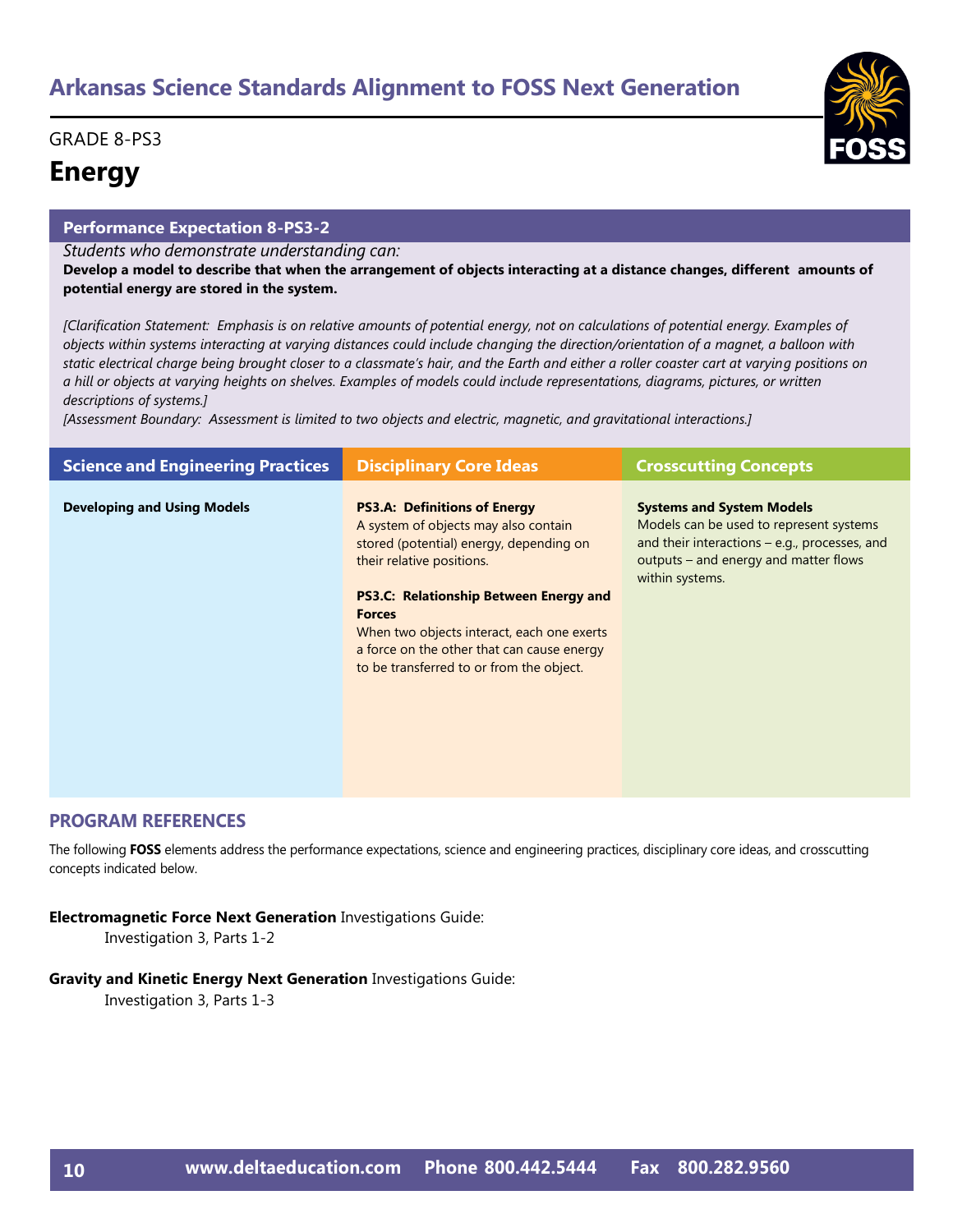# Arkansas Science Standards Alignment to FOSS Next Generation

GRADE 8-PS3

## Energy

### Performance Expectation 8-PS3-2

*Students who demonstrate understanding can:*

**Develop a model to describe that when the arrangement of objects interacting at a distance changes, different amounts of potential energy are stored in the system.**

*[Clarification Statement: Emphasis is on relative amounts of potential energy, not on calculations of potential energy. Examples of objects within systems interacting at varying distances could include changing the direction/orientation of a magnet, a balloon with static electrical charge being brought closer to a classmate's hair, and the Earth and either a roller coaster cart at varying positions on a hill or objects at varying heights on shelves. Examples of models could include representations, diagrams, pictures, or written descriptions of systems.]*

*[Assessment Boundary: Assessment is limited to two objects and electric, magnetic, and gravitational interactions.]*

| Science and Engineering Practices | Disciplinary Core Ideas | Crosscutting Concepts |
|---|---|---|
| **Developing and Using Models** | **PS3.A: Definitions of Energy**<br>A system of objects may also contain stored (potential) energy, depending on their relative positions.<br><br>**PS3.C: Relationship Between Energy and Forces**<br>When two objects interact, each one exerts a force on the other that can cause energy to be transferred to or from the object. | **Systems and System Models**<br>Models can be used to represent systems and their interactions – e.g., processes, and outputs – and energy and matter flows within systems. |

## PROGRAM REFERENCES

The following **FOSS** elements address the performance expectations, science and engineering practices, disciplinary core ideas, and crosscutting concepts indicated below.

**Electromagnetic Force Next Generation** Investigations Guide:
- Investigation 3, Parts 1-2

**Gravity and Kinetic Energy Next Generation** Investigations Guide:
- Investigation 3, Parts 1-3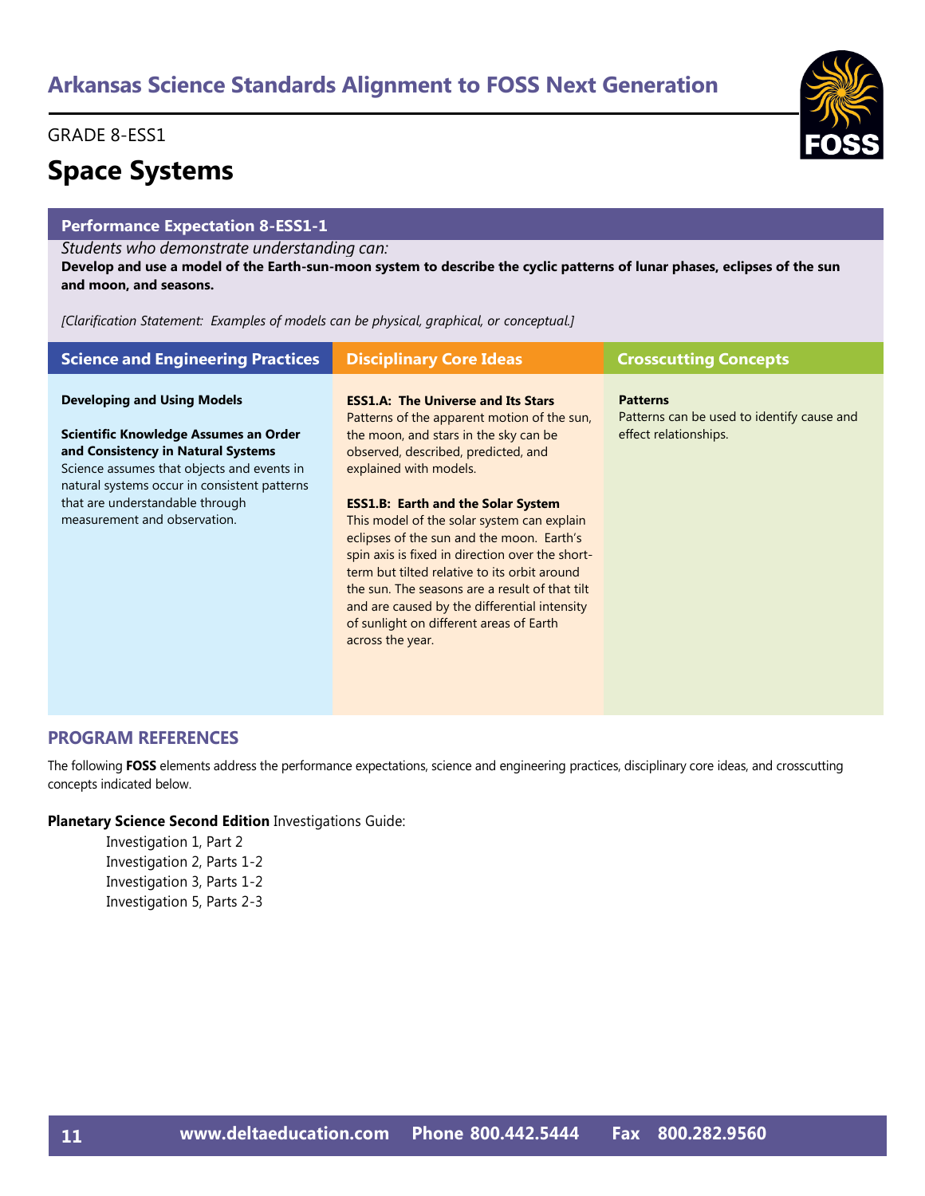# Arkansas Science Standards Alignment to FOSS Next Generation

GRADE 8-ESS1

## Space Systems

### Performance Expectation 8-ESS1-1

*Students who demonstrate understanding can:*

**Develop and use a model of the Earth-sun-moon system to describe the cyclic patterns of lunar phases, eclipses of the sun and moon, and seasons.**

*[Clarification Statement: Examples of models can be physical, graphical, or conceptual.]*

| Science and Engineering Practices | Disciplinary Core Ideas | Crosscutting Concepts |
|---|---|---|
| **Developing and Using Models**<br><br>**Scientific Knowledge Assumes an Order and Consistency in Natural Systems**<br>Science assumes that objects and events in natural systems occur in consistent patterns that are understandable through measurement and observation. | **ESS1.A: The Universe and Its Stars**<br>Patterns of the apparent motion of the sun, the moon, and stars in the sky can be observed, described, predicted, and explained with models.<br><br>**ESS1.B: Earth and the Solar System**<br>This model of the solar system can explain eclipses of the sun and the moon. Earth's spin axis is fixed in direction over the short-term but tilted relative to its orbit around the sun. The seasons are a result of that tilt and are caused by the differential intensity of sunlight on different areas of Earth across the year. | **Patterns**<br>Patterns can be used to identify cause and effect relationships. |

## PROGRAM REFERENCES

The following **FOSS** elements address the performance expectations, science and engineering practices, disciplinary core ideas, and crosscutting concepts indicated below.

**Planetary Science Second Edition** Investigations Guide:

- Investigation 1, Part 2
- Investigation 2, Parts 1-2
- Investigation 3, Parts 1-2
- Investigation 5, Parts 2-3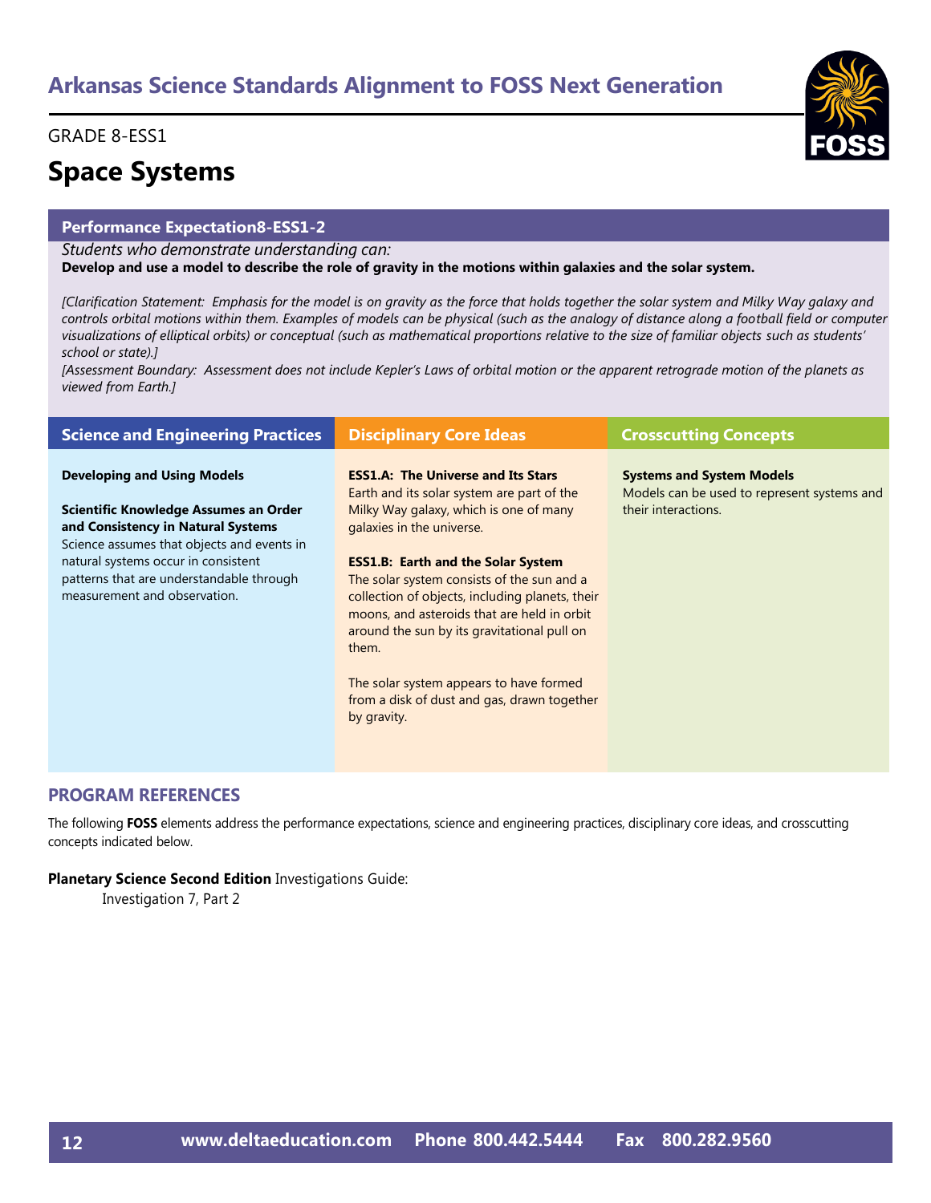# Arkansas Science Standards Alignment to FOSS Next Generation

GRADE 8-ESS1

## Space Systems

### Performance Expectation8-ESS1-2

*Students who demonstrate understanding can:*

**Develop and use a model to describe the role of gravity in the motions within galaxies and the solar system.**

*[Clarification Statement: Emphasis for the model is on gravity as the force that holds together the solar system and Milky Way galaxy and controls orbital motions within them. Examples of models can be physical (such as the analogy of distance along a football field or computer visualizations of elliptical orbits) or conceptual (such as mathematical proportions relative to the size of familiar objects such as students' school or state).]*

*[Assessment Boundary: Assessment does not include Kepler's Laws of orbital motion or the apparent retrograde motion of the planets as viewed from Earth.]*

| Science and Engineering Practices | Disciplinary Core Ideas | Crosscutting Concepts |
|---|---|---|
| **Developing and Using Models**<br><br>**Scientific Knowledge Assumes an Order and Consistency in Natural Systems**<br>Science assumes that objects and events in natural systems occur in consistent patterns that are understandable through measurement and observation. | **ESS1.A: The Universe and Its Stars**<br>Earth and its solar system are part of the Milky Way galaxy, which is one of many galaxies in the universe.<br><br>**ESS1.B: Earth and the Solar System**<br>The solar system consists of the sun and a collection of objects, including planets, their moons, and asteroids that are held in orbit around the sun by its gravitational pull on them.<br><br>The solar system appears to have formed from a disk of dust and gas, drawn together by gravity. | **Systems and System Models**<br>Models can be used to represent systems and their interactions. |

### PROGRAM REFERENCES

The following **FOSS** elements address the performance expectations, science and engineering practices, disciplinary core ideas, and crosscutting concepts indicated below.

**Planetary Science Second Edition** Investigations Guide:

Investigation 7, Part 2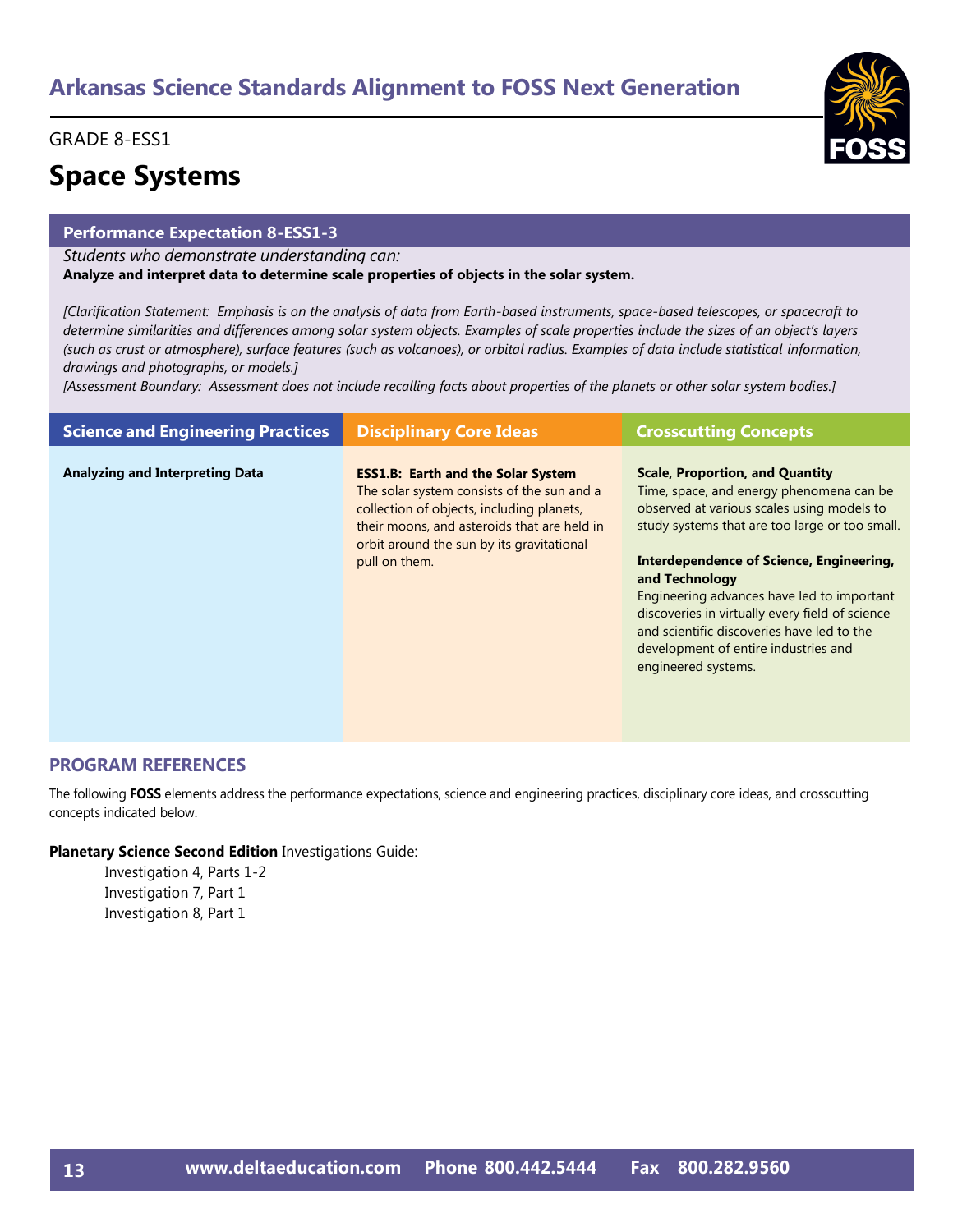# Arkansas Science Standards Alignment to FOSS Next Generation

GRADE 8-ESS1

## Space Systems

### Performance Expectation 8-ESS1-3

*Students who demonstrate understanding can:*

**Analyze and interpret data to determine scale properties of objects in the solar system.**

*[Clarification Statement: Emphasis is on the analysis of data from Earth-based instruments, space-based telescopes, or spacecraft to determine similarities and differences among solar system objects. Examples of scale properties include the sizes of an object's layers (such as crust or atmosphere), surface features (such as volcanoes), or orbital radius. Examples of data include statistical information, drawings and photographs, or models.]*

*[Assessment Boundary: Assessment does not include recalling facts about properties of the planets or other solar system bodies.]*

| Science and Engineering Practices | Disciplinary Core Ideas | Crosscutting Concepts |
| --- | --- | --- |
| **Analyzing and Interpreting Data** | **ESS1.B: Earth and the Solar System**<br>The solar system consists of the sun and a collection of objects, including planets, their moons, and asteroids that are held in orbit around the sun by its gravitational pull on them. | **Scale, Proportion, and Quantity**<br>Time, space, and energy phenomena can be observed at various scales using models to study systems that are too large or too small.<br><br>**Interdependence of Science, Engineering, and Technology**<br>Engineering advances have led to important discoveries in virtually every field of science and scientific discoveries have led to the development of entire industries and engineered systems. |

### PROGRAM REFERENCES

The following **FOSS** elements address the performance expectations, science and engineering practices, disciplinary core ideas, and crosscutting concepts indicated below.

**Planetary Science Second Edition** Investigations Guide:

- Investigation 4, Parts 1-2
- Investigation 7, Part 1
- Investigation 8, Part 1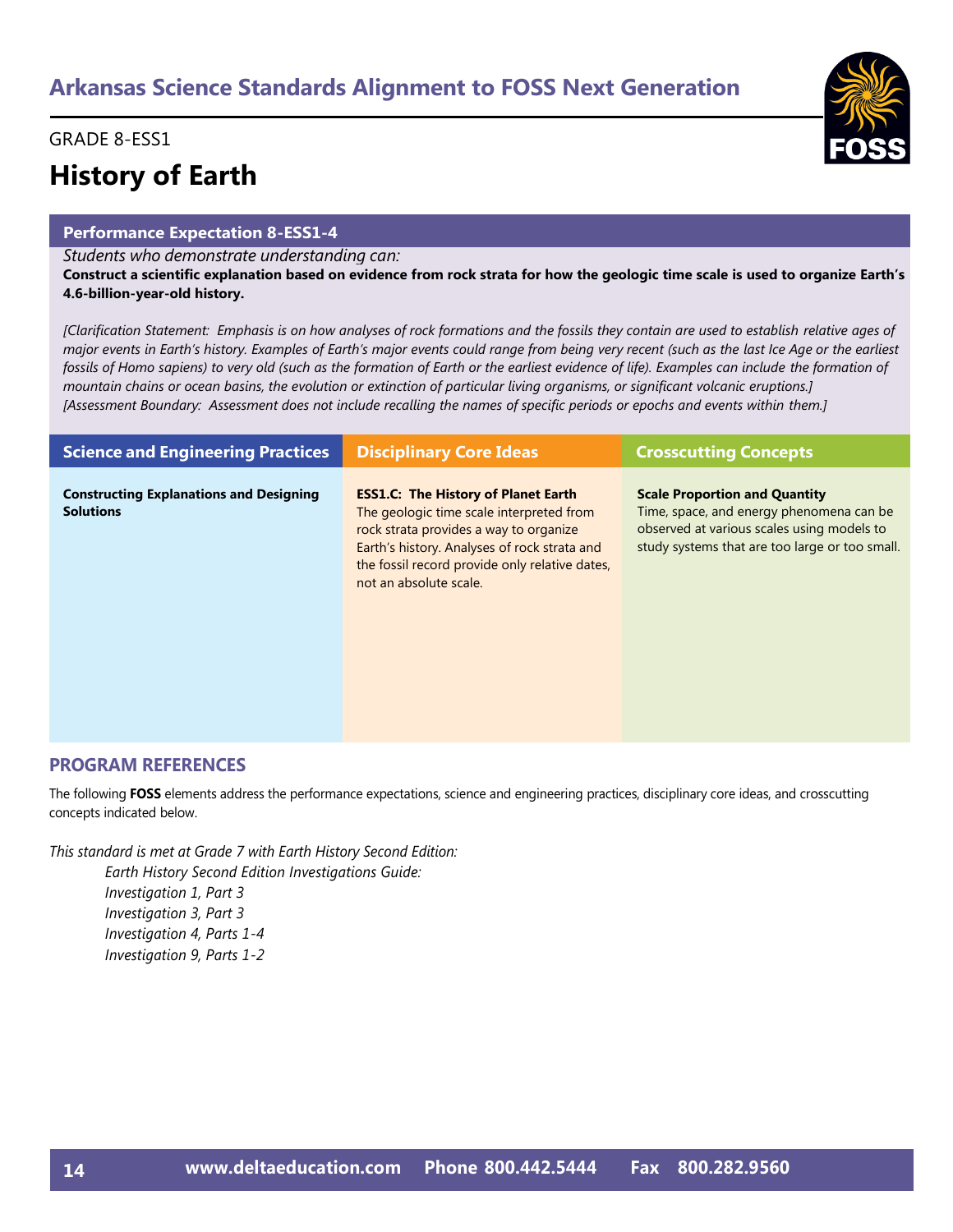# Arkansas Science Standards Alignment to FOSS Next Generation

GRADE 8-ESS1

## History of Earth

### Performance Expectation 8-ESS1-4

*Students who demonstrate understanding can:*

**Construct a scientific explanation based on evidence from rock strata for how the geologic time scale is used to organize Earth's 4.6-billion-year-old history.**

*[Clarification Statement: Emphasis is on how analyses of rock formations and the fossils they contain are used to establish relative ages of major events in Earth's history. Examples of Earth's major events could range from being very recent (such as the last Ice Age or the earliest fossils of Homo sapiens) to very old (such as the formation of Earth or the earliest evidence of life). Examples can include the formation of mountain chains or ocean basins, the evolution or extinction of particular living organisms, or significant volcanic eruptions.] [Assessment Boundary: Assessment does not include recalling the names of specific periods or epochs and events within them.]*

| Science and Engineering Practices | Disciplinary Core Ideas | Crosscutting Concepts |
|---|---|---|
| **Constructing Explanations and Designing Solutions** | **ESS1.C: The History of Planet Earth** The geologic time scale interpreted from rock strata provides a way to organize Earth's history. Analyses of rock strata and the fossil record provide only relative dates, not an absolute scale. | **Scale Proportion and Quantity** Time, space, and energy phenomena can be observed at various scales using models to study systems that are too large or too small. |

### PROGRAM REFERENCES

The following **FOSS** elements address the performance expectations, science and engineering practices, disciplinary core ideas, and crosscutting concepts indicated below.

*This standard is met at Grade 7 with Earth History Second Edition:*

*Earth History Second Edition Investigations Guide:*
- *Investigation 1, Part 3*
- *Investigation 3, Part 3*
- *Investigation 4, Parts 1-4*
- *Investigation 9, Parts 1-2*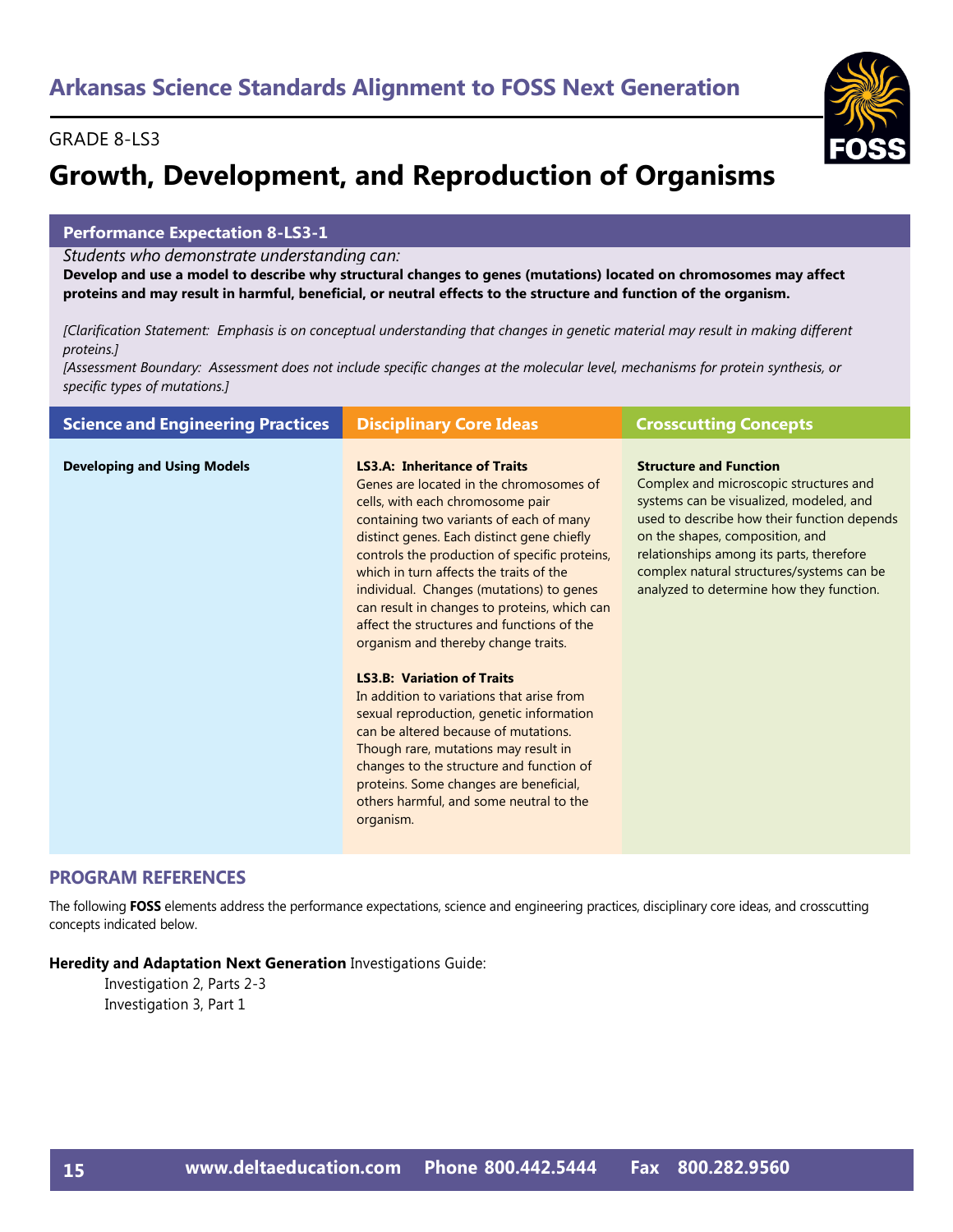# Arkansas Science Standards Alignment to FOSS Next Generation

GRADE 8-LS3

## Growth, Development, and Reproduction of Organisms

### Performance Expectation 8-LS3-1

*Students who demonstrate understanding can:*

**Develop and use a model to describe why structural changes to genes (mutations) located on chromosomes may affect proteins and may result in harmful, beneficial, or neutral effects to the structure and function of the organism.**

*[Clarification Statement: Emphasis is on conceptual understanding that changes in genetic material may result in making different proteins.]*

*[Assessment Boundary: Assessment does not include specific changes at the molecular level, mechanisms for protein synthesis, or specific types of mutations.]*

| Science and Engineering Practices | Disciplinary Core Ideas | Crosscutting Concepts |
|---|---|---|
| **Developing and Using Models** | **LS3.A: Inheritance of Traits**<br>Genes are located in the chromosomes of cells, with each chromosome pair containing two variants of each of many distinct genes. Each distinct gene chiefly controls the production of specific proteins, which in turn affects the traits of the individual. Changes (mutations) to genes can result in changes to proteins, which can affect the structures and functions of the organism and thereby change traits.<br><br>**LS3.B: Variation of Traits**<br>In addition to variations that arise from sexual reproduction, genetic information can be altered because of mutations. Though rare, mutations may result in changes to the structure and function of proteins. Some changes are beneficial, others harmful, and some neutral to the organism. | **Structure and Function**<br>Complex and microscopic structures and systems can be visualized, modeled, and used to describe how their function depends on the shapes, composition, and relationships among its parts, therefore complex natural structures/systems can be analyzed to determine how they function. |

### PROGRAM REFERENCES

The following **FOSS** elements address the performance expectations, science and engineering practices, disciplinary core ideas, and crosscutting concepts indicated below.

**Heredity and Adaptation Next Generation** Investigations Guide:

- Investigation 2, Parts 2-3
- Investigation 3, Part 1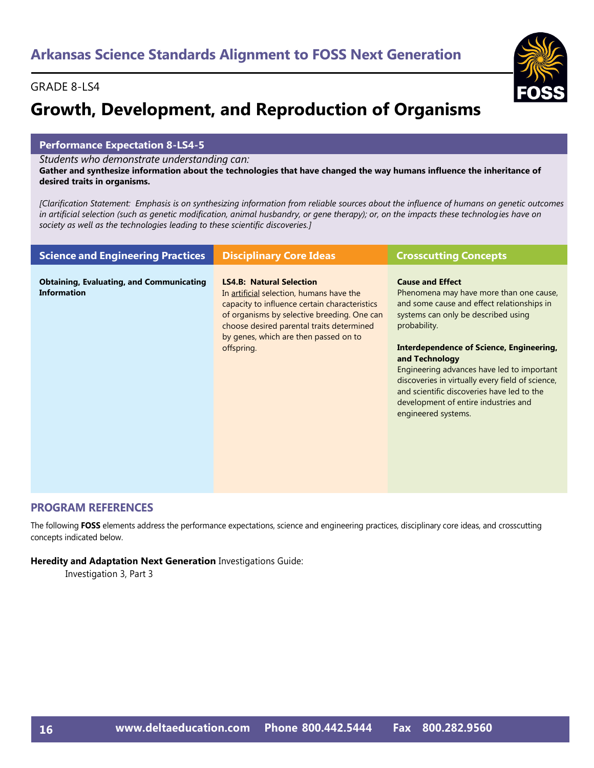## Arkansas Science Standards Alignment to FOSS Next Generation

GRADE 8-LS4

# Growth, Development, and Reproduction of Organisms

### Performance Expectation 8-LS4-5

*Students who demonstrate understanding can:*

**Gather and synthesize information about the technologies that have changed the way humans influence the inheritance of desired traits in organisms.**

*[Clarification Statement: Emphasis is on synthesizing information from reliable sources about the influence of humans on genetic outcomes in artificial selection (such as genetic modification, animal husbandry, or gene therapy); or, on the impacts these technologies have on society as well as the technologies leading to these scientific discoveries.]*

| Science and Engineering Practices | Disciplinary Core Ideas | Crosscutting Concepts |
|---|---|---|
| **Obtaining, Evaluating, and Communicating Information** | **LS4.B: Natural Selection**<br>In artificial selection, humans have the capacity to influence certain characteristics of organisms by selective breeding. One can choose desired parental traits determined by genes, which are then passed on to offspring. | **Cause and Effect**<br>Phenomena may have more than one cause, and some cause and effect relationships in systems can only be described using probability.<br><br>**Interdependence of Science, Engineering, and Technology**<br>Engineering advances have led to important discoveries in virtually every field of science, and scientific discoveries have led to the development of entire industries and engineered systems. |

## PROGRAM REFERENCES

The following **FOSS** elements address the performance expectations, science and engineering practices, disciplinary core ideas, and crosscutting concepts indicated below.

**Heredity and Adaptation Next Generation** Investigations Guide:

Investigation 3, Part 3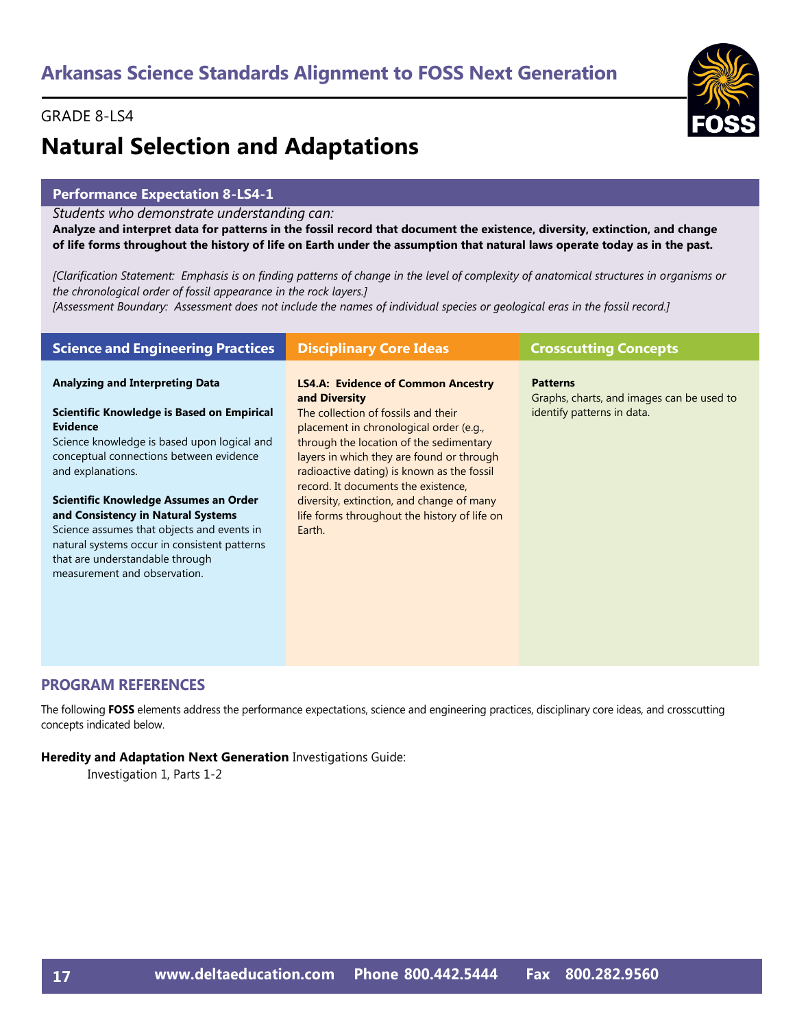# Arkansas Science Standards Alignment to FOSS Next Generation

GRADE 8-LS4

## Natural Selection and Adaptations

### Performance Expectation 8-LS4-1

*Students who demonstrate understanding can:*

**Analyze and interpret data for patterns in the fossil record that document the existence, diversity, extinction, and change of life forms throughout the history of life on Earth under the assumption that natural laws operate today as in the past.**

*[Clarification Statement: Emphasis is on finding patterns of change in the level of complexity of anatomical structures in organisms or the chronological order of fossil appearance in the rock layers.]*
*[Assessment Boundary: Assessment does not include the names of individual species or geological eras in the fossil record.]*

| Science and Engineering Practices | Disciplinary Core Ideas | Crosscutting Concepts |
|---|---|---|
| **Analyzing and Interpreting Data**<br><br>**Scientific Knowledge is Based on Empirical Evidence**<br>Science knowledge is based upon logical and conceptual connections between evidence and explanations.<br><br>**Scientific Knowledge Assumes an Order and Consistency in Natural Systems**<br>Science assumes that objects and events in natural systems occur in consistent patterns that are understandable through measurement and observation. | **LS4.A: Evidence of Common Ancestry and Diversity**<br>The collection of fossils and their placement in chronological order (e.g., through the location of the sedimentary layers in which they are found or through radioactive dating) is known as the fossil record. It documents the existence, diversity, extinction, and change of many life forms throughout the history of life on Earth. | **Patterns**<br>Graphs, charts, and images can be used to identify patterns in data. |

### PROGRAM REFERENCES

The following **FOSS** elements address the performance expectations, science and engineering practices, disciplinary core ideas, and crosscutting concepts indicated below.

**Heredity and Adaptation Next Generation** Investigations Guide:

Investigation 1, Parts 1-2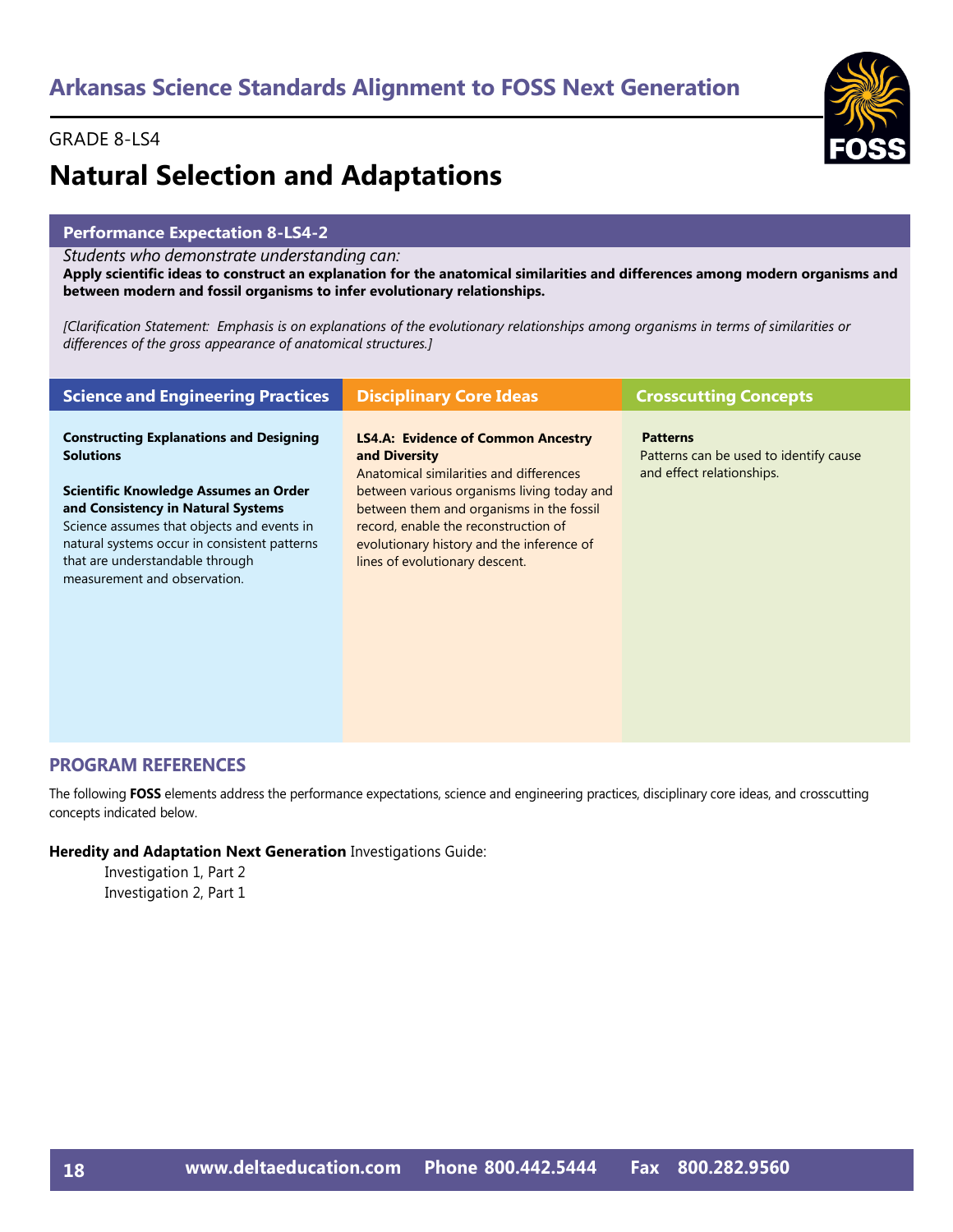# Arkansas Science Standards Alignment to FOSS Next Generation

GRADE 8-LS4

## Natural Selection and Adaptations

### Performance Expectation 8-LS4-2

*Students who demonstrate understanding can:*

**Apply scientific ideas to construct an explanation for the anatomical similarities and differences among modern organisms and between modern and fossil organisms to infer evolutionary relationships.**

*[Clarification Statement: Emphasis is on explanations of the evolutionary relationships among organisms in terms of similarities or differences of the gross appearance of anatomical structures.]*

| Science and Engineering Practices | Disciplinary Core Ideas | Crosscutting Concepts |
|---|---|---|
| **Constructing Explanations and Designing Solutions**<br><br>**Scientific Knowledge Assumes an Order and Consistency in Natural Systems**<br>Science assumes that objects and events in natural systems occur in consistent patterns that are understandable through measurement and observation. | **LS4.A: Evidence of Common Ancestry and Diversity**<br>Anatomical similarities and differences between various organisms living today and between them and organisms in the fossil record, enable the reconstruction of evolutionary history and the inference of lines of evolutionary descent. | **Patterns**<br>Patterns can be used to identify cause and effect relationships. |

### PROGRAM REFERENCES

The following **FOSS** elements address the performance expectations, science and engineering practices, disciplinary core ideas, and crosscutting concepts indicated below.

**Heredity and Adaptation Next Generation** Investigations Guide:

- Investigation 1, Part 2
- Investigation 2, Part 1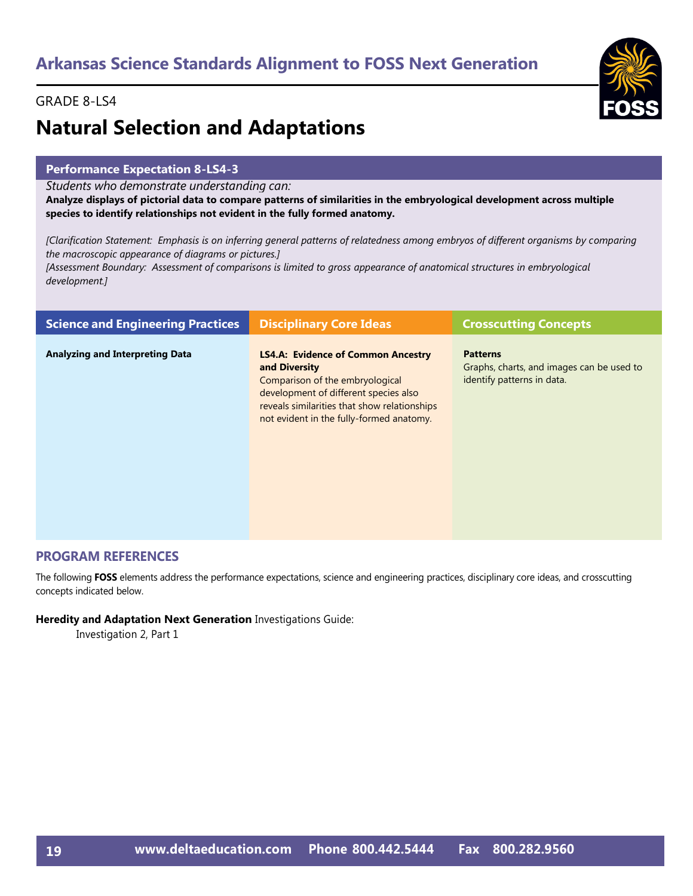# Arkansas Science Standards Alignment to FOSS Next Generation

GRADE 8-LS4

## Natural Selection and Adaptations

### Performance Expectation 8-LS4-3

*Students who demonstrate understanding can:*

**Analyze displays of pictorial data to compare patterns of similarities in the embryological development across multiple species to identify relationships not evident in the fully formed anatomy.**

*[Clarification Statement: Emphasis is on inferring general patterns of relatedness among embryos of different organisms by comparing the macroscopic appearance of diagrams or pictures.]*
*[Assessment Boundary: Assessment of comparisons is limited to gross appearance of anatomical structures in embryological development.]*

| Science and Engineering Practices | Disciplinary Core Ideas | Crosscutting Concepts |
|---|---|---|
| **Analyzing and Interpreting Data** | **LS4.A: Evidence of Common Ancestry and Diversity** Comparison of the embryological development of different species also reveals similarities that show relationships not evident in the fully-formed anatomy. | **Patterns** Graphs, charts, and images can be used to identify patterns in data. |

### PROGRAM REFERENCES

The following **FOSS** elements address the performance expectations, science and engineering practices, disciplinary core ideas, and crosscutting concepts indicated below.

**Heredity and Adaptation Next Generation** Investigations Guide:
Investigation 2, Part 1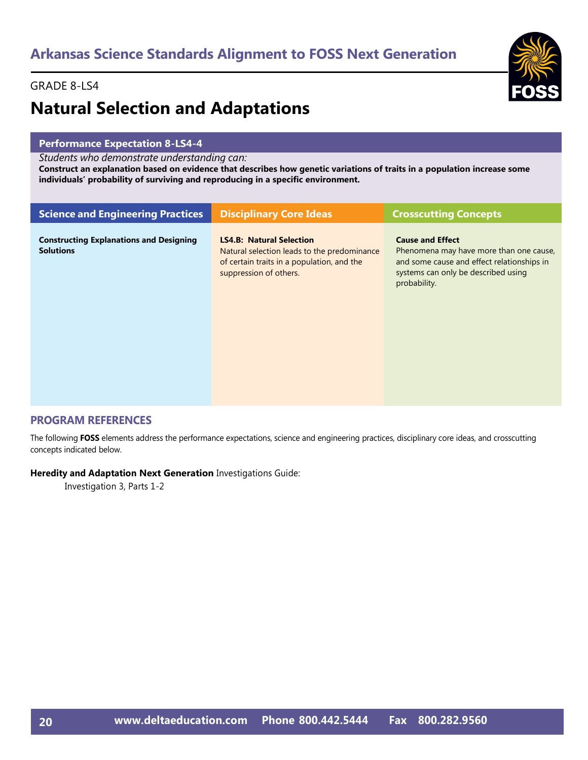# Arkansas Science Standards Alignment to FOSS Next Generation

GRADE 8-LS4

## Natural Selection and Adaptations

### Performance Expectation 8-LS4-4

*Students who demonstrate understanding can:*

**Construct an explanation based on evidence that describes how genetic variations of traits in a population increase some individuals' probability of surviving and reproducing in a specific environment.**

| Science and Engineering Practices | Disciplinary Core Ideas | Crosscutting Concepts |
|---|---|---|
| **Constructing Explanations and Designing Solutions** | **LS4.B: Natural Selection**<br>Natural selection leads to the predominance of certain traits in a population, and the suppression of others. | **Cause and Effect**<br>Phenomena may have more than one cause, and some cause and effect relationships in systems can only be described using probability. |

## PROGRAM REFERENCES

The following **FOSS** elements address the performance expectations, science and engineering practices, disciplinary core ideas, and crosscutting concepts indicated below.

**Heredity and Adaptation Next Generation** Investigations Guide:

Investigation 3, Parts 1-2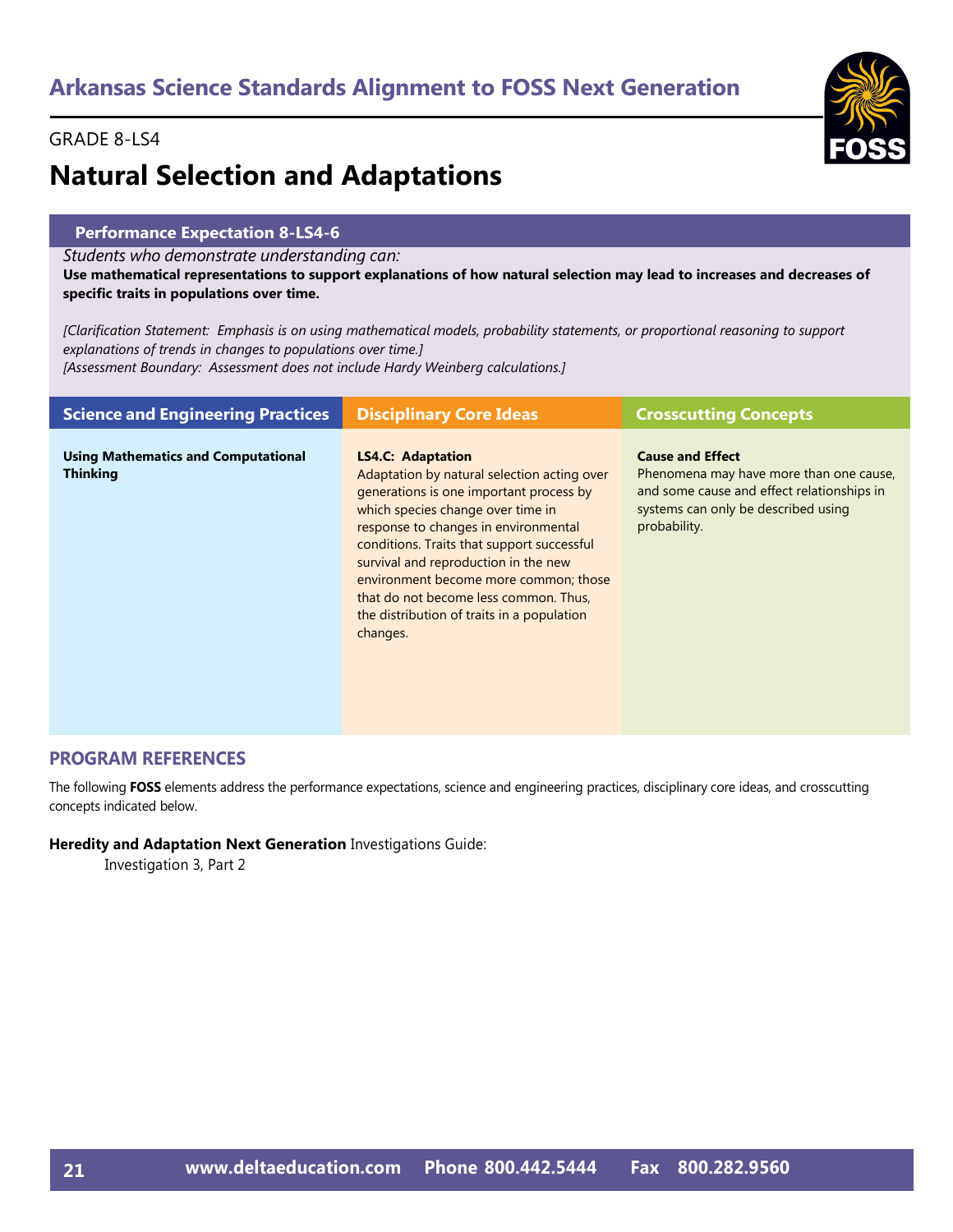# Arkansas Science Standards Alignment to FOSS Next Generation

GRADE 8-LS4

## Natural Selection and Adaptations

### Performance Expectation 8-LS4-6

*Students who demonstrate understanding can:*

**Use mathematical representations to support explanations of how natural selection may lead to increases and decreases of specific traits in populations over time.**

*[Clarification Statement: Emphasis is on using mathematical models, probability statements, or proportional reasoning to support explanations of trends in changes to populations over time.]*
*[Assessment Boundary: Assessment does not include Hardy Weinberg calculations.]*

| Science and Engineering Practices | Disciplinary Core Ideas | Crosscutting Concepts |
|---|---|---|
| **Using Mathematics and Computational Thinking** | **LS4.C: Adaptation** Adaptation by natural selection acting over generations is one important process by which species change over time in response to changes in environmental conditions. Traits that support successful survival and reproduction in the new environment become more common; those that do not become less common. Thus, the distribution of traits in a population changes. | **Cause and Effect** Phenomena may have more than one cause, and some cause and effect relationships in systems can only be described using probability. |

## PROGRAM REFERENCES

The following **FOSS** elements address the performance expectations, science and engineering practices, disciplinary core ideas, and crosscutting concepts indicated below.

**Heredity and Adaptation Next Generation** Investigations Guide:
Investigation 3, Part 2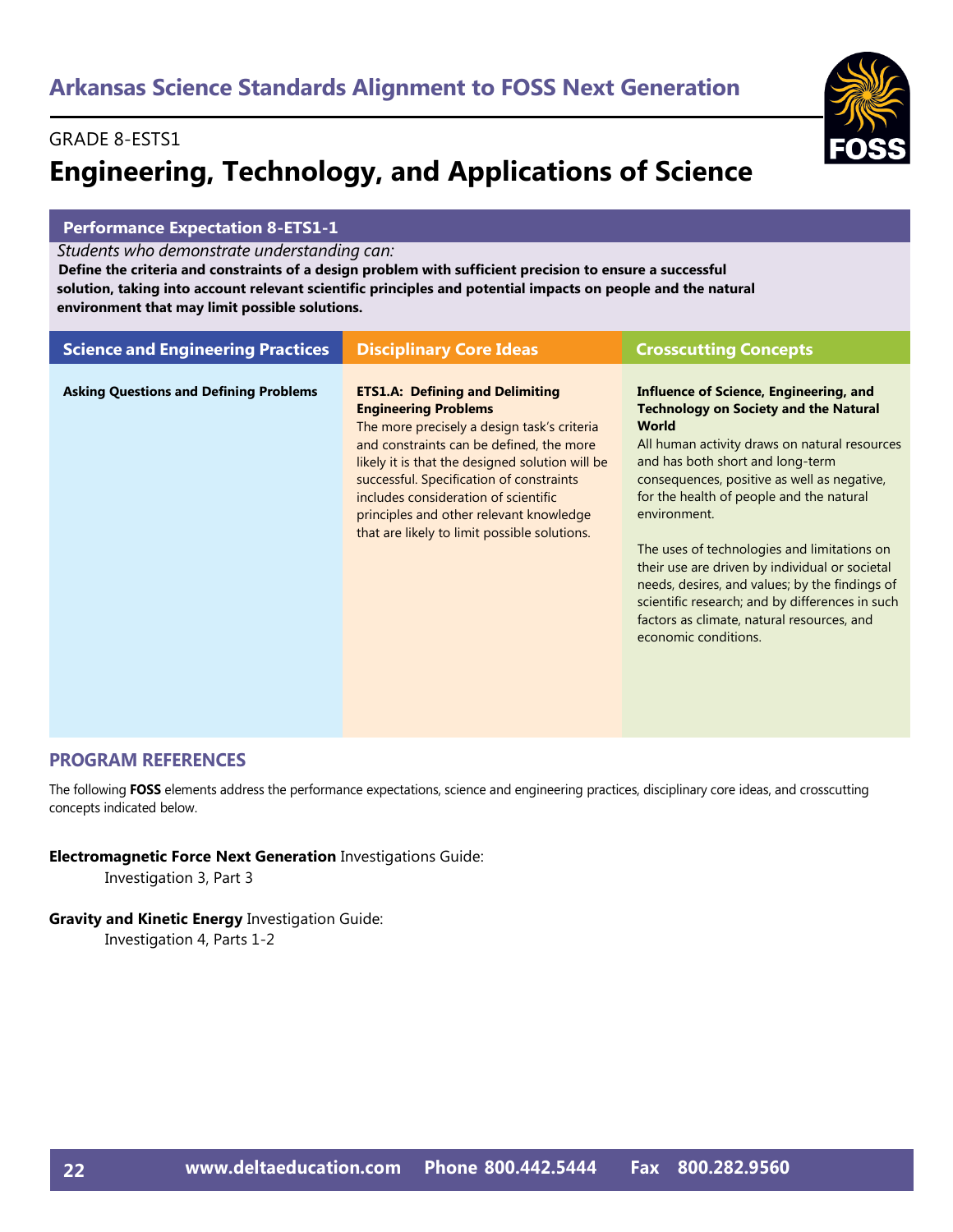## Arkansas Science Standards Alignment to FOSS Next Generation

GRADE 8-ESTS1

# Engineering, Technology, and Applications of Science

### Performance Expectation 8-ETS1-1

*Students who demonstrate understanding can:*

**Define the criteria and constraints of a design problem with sufficient precision to ensure a successful solution, taking into account relevant scientific principles and potential impacts on people and the natural environment that may limit possible solutions.**

| Science and Engineering Practices | Disciplinary Core Ideas | Crosscutting Concepts |
|---|---|---|
| **Asking Questions and Defining Problems** | **ETS1.A: Defining and Delimiting Engineering Problems**<br>The more precisely a design task's criteria and constraints can be defined, the more likely it is that the designed solution will be successful. Specification of constraints includes consideration of scientific principles and other relevant knowledge that are likely to limit possible solutions. | **Influence of Science, Engineering, and Technology on Society and the Natural World**<br>All human activity draws on natural resources and has both short and long-term consequences, positive as well as negative, for the health of people and the natural environment.<br><br>The uses of technologies and limitations on their use are driven by individual or societal needs, desires, and values; by the findings of scientific research; and by differences in such factors as climate, natural resources, and economic conditions. |

### PROGRAM REFERENCES

The following **FOSS** elements address the performance expectations, science and engineering practices, disciplinary core ideas, and crosscutting concepts indicated below.

**Electromagnetic Force Next Generation** Investigations Guide:

Investigation 3, Part 3

**Gravity and Kinetic Energy** Investigation Guide:

Investigation 4, Parts 1-2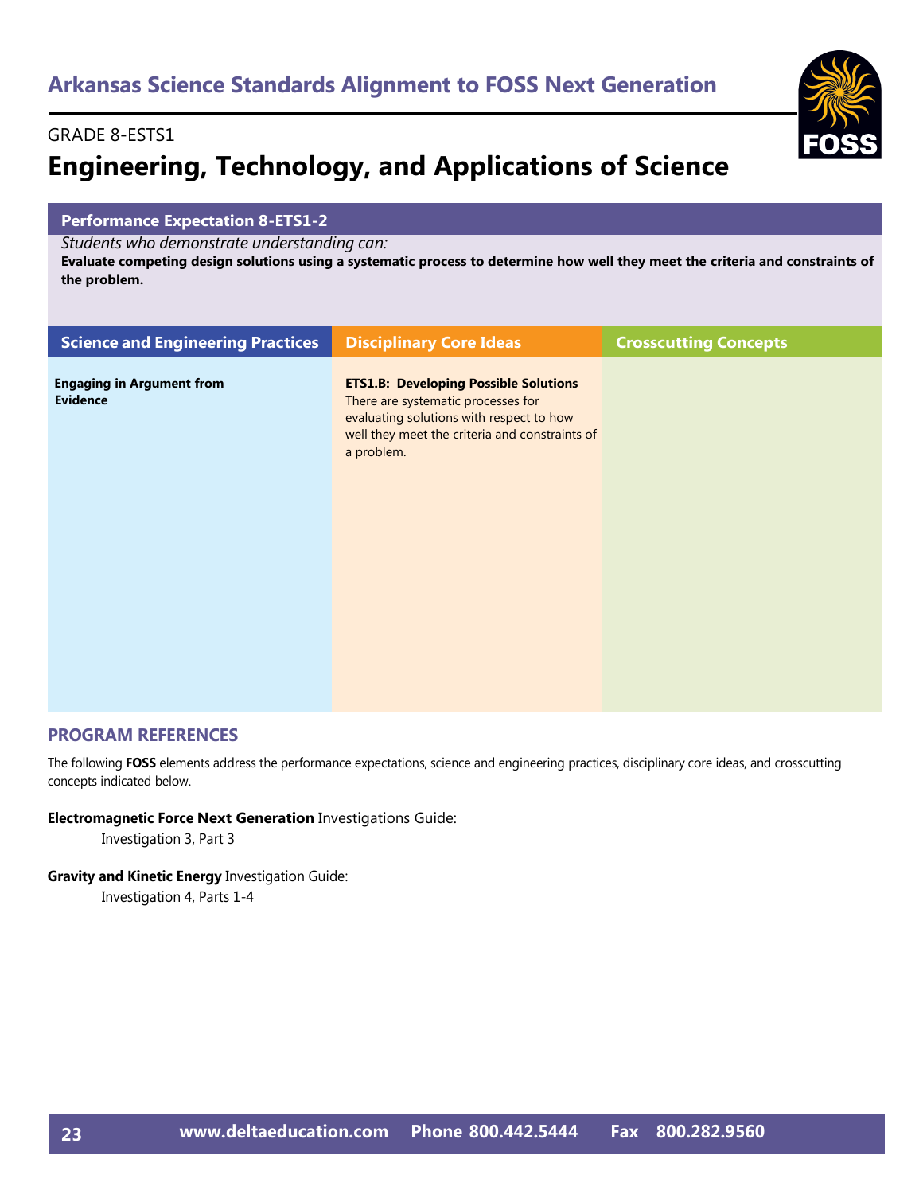# Arkansas Science Standards Alignment to FOSS Next Generation

GRADE 8-ESTS1

## Engineering, Technology, and Applications of Science

### Performance Expectation 8-ETS1-2

*Students who demonstrate understanding can:*

**Evaluate competing design solutions using a systematic process to determine how well they meet the criteria and constraints of the problem.**

| Science and Engineering Practices | Disciplinary Core Ideas | Crosscutting Concepts |
|---|---|---|
| **Engaging in Argument from Evidence** | **ETS1.B: Developing Possible Solutions** There are systematic processes for evaluating solutions with respect to how well they meet the criteria and constraints of a problem. | |

## PROGRAM REFERENCES

The following **FOSS** elements address the performance expectations, science and engineering practices, disciplinary core ideas, and crosscutting concepts indicated below.

**Electromagnetic Force Next Generation** Investigations Guide:

- Investigation 3, Part 3

**Gravity and Kinetic Energy** Investigation Guide:

- Investigation 4, Parts 1-4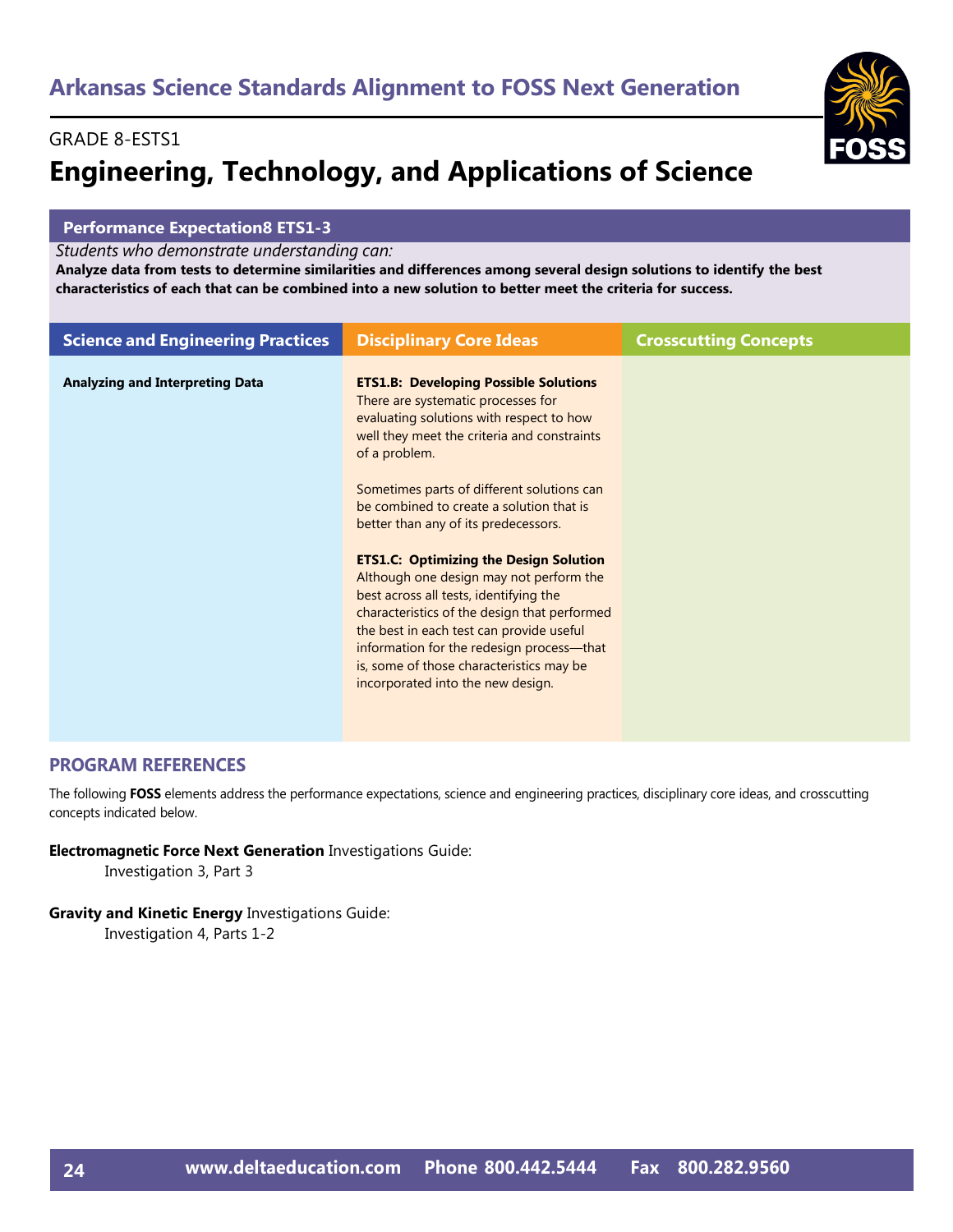## Arkansas Science Standards Alignment to FOSS Next Generation

GRADE 8-ESTS1

# Engineering, Technology, and Applications of Science

**Performance Expectation8 ETS1-3**

*Students who demonstrate understanding can:*

**Analyze data from tests to determine similarities and differences among several design solutions to identify the best characteristics of each that can be combined into a new solution to better meet the criteria for success.**

| Science and Engineering Practices | Disciplinary Core Ideas | Crosscutting Concepts |
|---|---|---|
| **Analyzing and Interpreting Data** | **ETS1.B: Developing Possible Solutions** There are systematic processes for evaluating solutions with respect to how well they meet the criteria and constraints of a problem.<br><br>Sometimes parts of different solutions can be combined to create a solution that is better than any of its predecessors.<br><br>**ETS1.C: Optimizing the Design Solution** Although one design may not perform the best across all tests, identifying the characteristics of the design that performed the best in each test can provide useful information for the redesign process—that is, some of those characteristics may be incorporated into the new design. | |

## PROGRAM REFERENCES

The following **FOSS** elements address the performance expectations, science and engineering practices, disciplinary core ideas, and crosscutting concepts indicated below.

**Electromagnetic Force Next Generation** Investigations Guide:
- Investigation 3, Part 3

**Gravity and Kinetic Energy** Investigations Guide:
- Investigation 4, Parts 1-2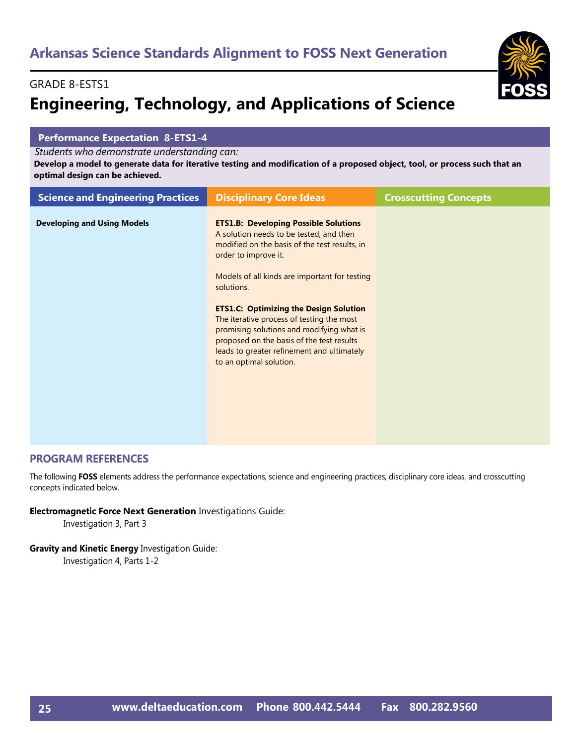# Arkansas Science Standards Alignment to FOSS Next Generation

GRADE 8-ESTS1

## Engineering, Technology, and Applications of Science

### Performance Expectation 8-ETS1-4

*Students who demonstrate understanding can:*

**Develop a model to generate data for iterative testing and modification of a proposed object, tool, or process such that an optimal design can be achieved.**

| Science and Engineering Practices | Disciplinary Core Ideas | Crosscutting Concepts |
|---|---|---|
| **Developing and Using Models** | **ETS1.B: Developing Possible Solutions**<br>A solution needs to be tested, and then modified on the basis of the test results, in order to improve it.<br><br>Models of all kinds are important for testing solutions.<br><br>**ETS1.C: Optimizing the Design Solution**<br>The iterative process of testing the most promising solutions and modifying what is proposed on the basis of the test results leads to greater refinement and ultimately to an optimal solution. | |

## PROGRAM REFERENCES

The following **FOSS** elements address the performance expectations, science and engineering practices, disciplinary core ideas, and crosscutting concepts indicated below.

**Electromagnetic Force Next Generation** Investigations Guide:
- Investigation 3, Part 3

**Gravity and Kinetic Energy** Investigation Guide:
- Investigation 4, Parts 1-2

www.deltaeducation.com Phone 800.442.5444 Fax 800.282.9560